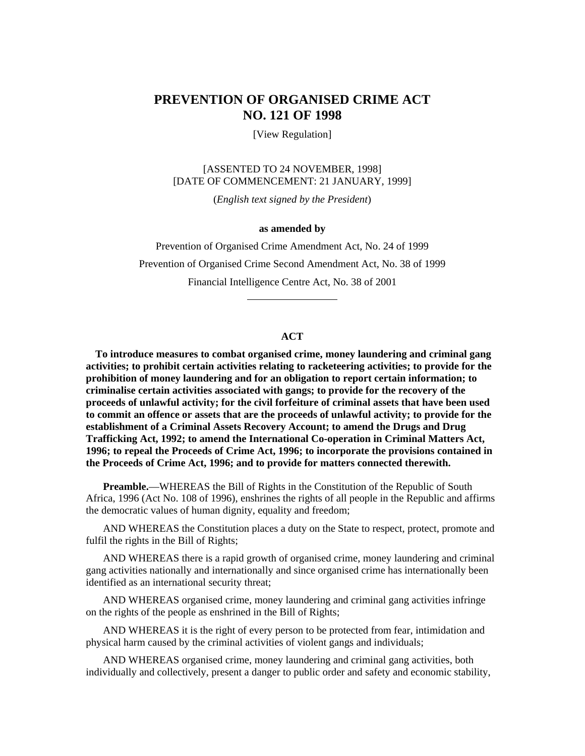# PREVENTION OF ORGANISED CRIME ACT NO. 121 OF 1998

[View Regulation]

[ASSENTED TO 24 NOVEMBER, 1998]
[DATE OF COMMENCEMENT: 21 JANUARY, 1999]

(*English text signed by the President*)

**as amended by**

Prevention of Organised Crime Amendment Act, No. 24 of 1999

Prevention of Organised Crime Second Amendment Act, No. 38 of 1999

Financial Intelligence Centre Act, No. 38 of 2001

---

## ACT

**To introduce measures to combat organised crime, money laundering and criminal gang activities; to prohibit certain activities relating to racketeering activities; to provide for the prohibition of money laundering and for an obligation to report certain information; to criminalise certain activities associated with gangs; to provide for the recovery of the proceeds of unlawful activity; for the civil forfeiture of criminal assets that have been used to commit an offence or assets that are the proceeds of unlawful activity; to provide for the establishment of a Criminal Assets Recovery Account; to amend the Drugs and Drug Trafficking Act, 1992; to amend the International Co-operation in Criminal Matters Act, 1996; to repeal the Proceeds of Crime Act, 1996; to incorporate the provisions contained in the Proceeds of Crime Act, 1996; and to provide for matters connected therewith.**

**Preamble.**—WHEREAS the Bill of Rights in the Constitution of the Republic of South Africa, 1996 (Act No. 108 of 1996), enshrines the rights of all people in the Republic and affirms the democratic values of human dignity, equality and freedom;

AND WHEREAS the Constitution places a duty on the State to respect, protect, promote and fulfil the rights in the Bill of Rights;

AND WHEREAS there is a rapid growth of organised crime, money laundering and criminal gang activities nationally and internationally and since organised crime has internationally been identified as an international security threat;

AND WHEREAS organised crime, money laundering and criminal gang activities infringe on the rights of the people as enshrined in the Bill of Rights;

AND WHEREAS it is the right of every person to be protected from fear, intimidation and physical harm caused by the criminal activities of violent gangs and individuals;

AND WHEREAS organised crime, money laundering and criminal gang activities, both individually and collectively, present a danger to public order and safety and economic stability,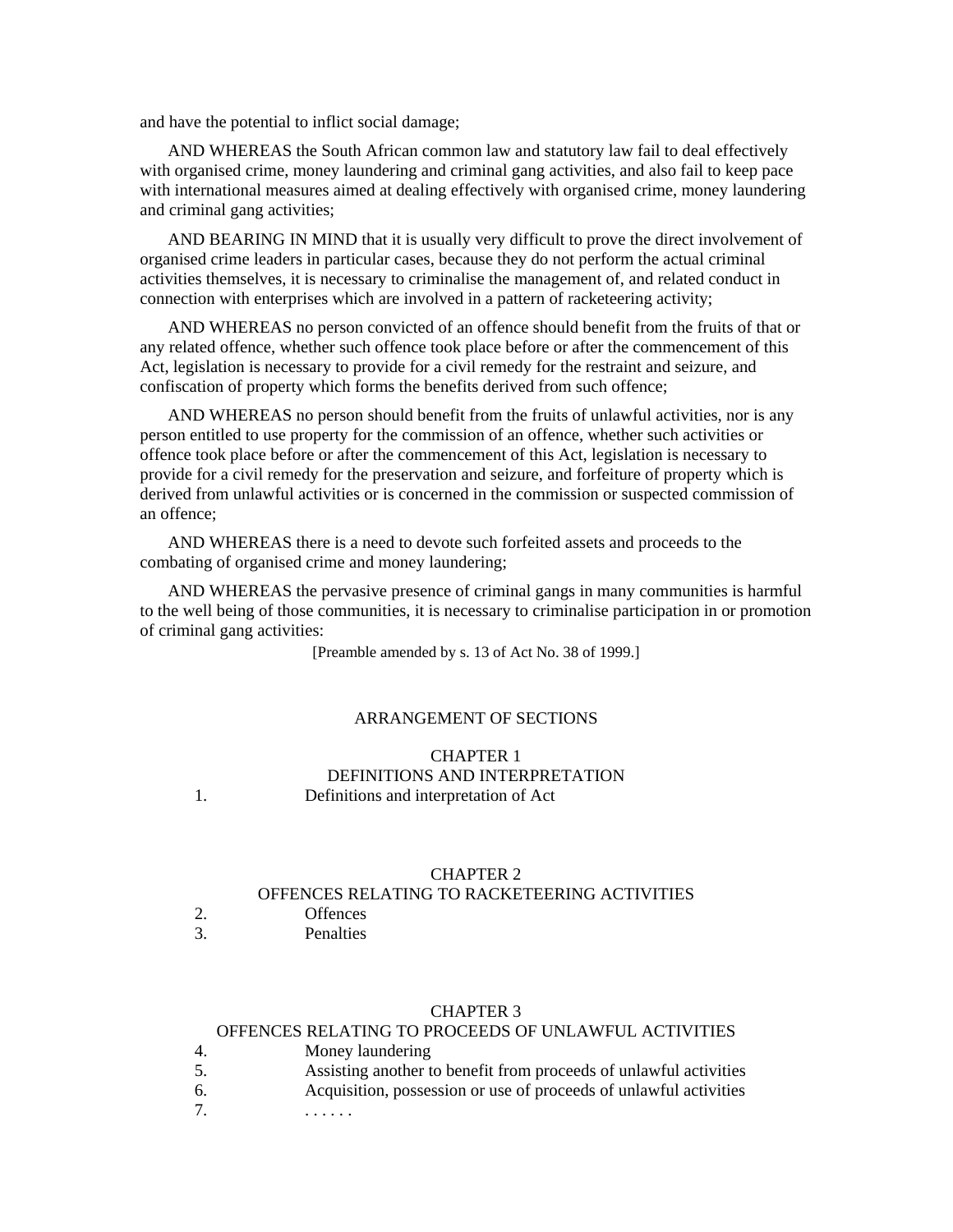and have the potential to inflict social damage;

AND WHEREAS the South African common law and statutory law fail to deal effectively with organised crime, money laundering and criminal gang activities, and also fail to keep pace with international measures aimed at dealing effectively with organised crime, money laundering and criminal gang activities;

AND BEARING IN MIND that it is usually very difficult to prove the direct involvement of organised crime leaders in particular cases, because they do not perform the actual criminal activities themselves, it is necessary to criminalise the management of, and related conduct in connection with enterprises which are involved in a pattern of racketeering activity;

AND WHEREAS no person convicted of an offence should benefit from the fruits of that or any related offence, whether such offence took place before or after the commencement of this Act, legislation is necessary to provide for a civil remedy for the restraint and seizure, and confiscation of property which forms the benefits derived from such offence;

AND WHEREAS no person should benefit from the fruits of unlawful activities, nor is any person entitled to use property for the commission of an offence, whether such activities or offence took place before or after the commencement of this Act, legislation is necessary to provide for a civil remedy for the preservation and seizure, and forfeiture of property which is derived from unlawful activities or is concerned in the commission or suspected commission of an offence;

AND WHEREAS there is a need to devote such forfeited assets and proceeds to the combating of organised crime and money laundering;

AND WHEREAS the pervasive presence of criminal gangs in many communities is harmful to the well being of those communities, it is necessary to criminalise participation in or promotion of criminal gang activities:

[Preamble amended by s. 13 of Act No. 38 of 1999.]

## ARRANGEMENT OF SECTIONS

### CHAPTER 1
### DEFINITIONS AND INTERPRETATION

1. Definitions and interpretation of Act

### CHAPTER 2
### OFFENCES RELATING TO RACKETEERING ACTIVITIES

2. Offences
3. Penalties

### CHAPTER 3
### OFFENCES RELATING TO PROCEEDS OF UNLAWFUL ACTIVITIES

4. Money laundering
5. Assisting another to benefit from proceeds of unlawful activities
6. Acquisition, possession or use of proceeds of unlawful activities
7. . . . . . .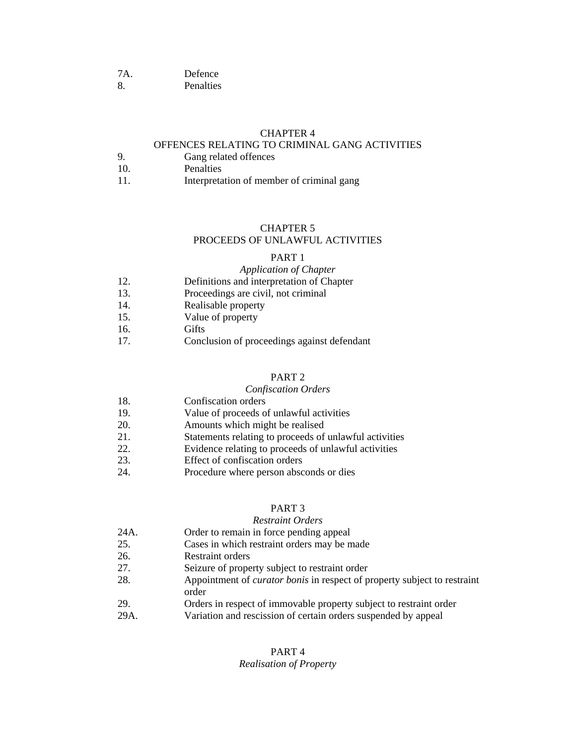7A. Defence
8. Penalties

CHAPTER 4
OFFENCES RELATING TO CRIMINAL GANG ACTIVITIES

9. Gang related offences
10. Penalties
11. Interpretation of member of criminal gang

CHAPTER 5
PROCEEDS OF UNLAWFUL ACTIVITIES

PART 1
*Application of Chapter*

12. Definitions and interpretation of Chapter
13. Proceedings are civil, not criminal
14. Realisable property
15. Value of property
16. Gifts
17. Conclusion of proceedings against defendant

PART 2
*Confiscation Orders*

18. Confiscation orders
19. Value of proceeds of unlawful activities
20. Amounts which might be realised
21. Statements relating to proceeds of unlawful activities
22. Evidence relating to proceeds of unlawful activities
23. Effect of confiscation orders
24. Procedure where person absconds or dies

PART 3
*Restraint Orders*

24A. Order to remain in force pending appeal
25. Cases in which restraint orders may be made
26. Restraint orders
27. Seizure of property subject to restraint order
28. Appointment of *curator bonis* in respect of property subject to restraint order
29. Orders in respect of immovable property subject to restraint order
29A. Variation and rescission of certain orders suspended by appeal

PART 4
*Realisation of Property*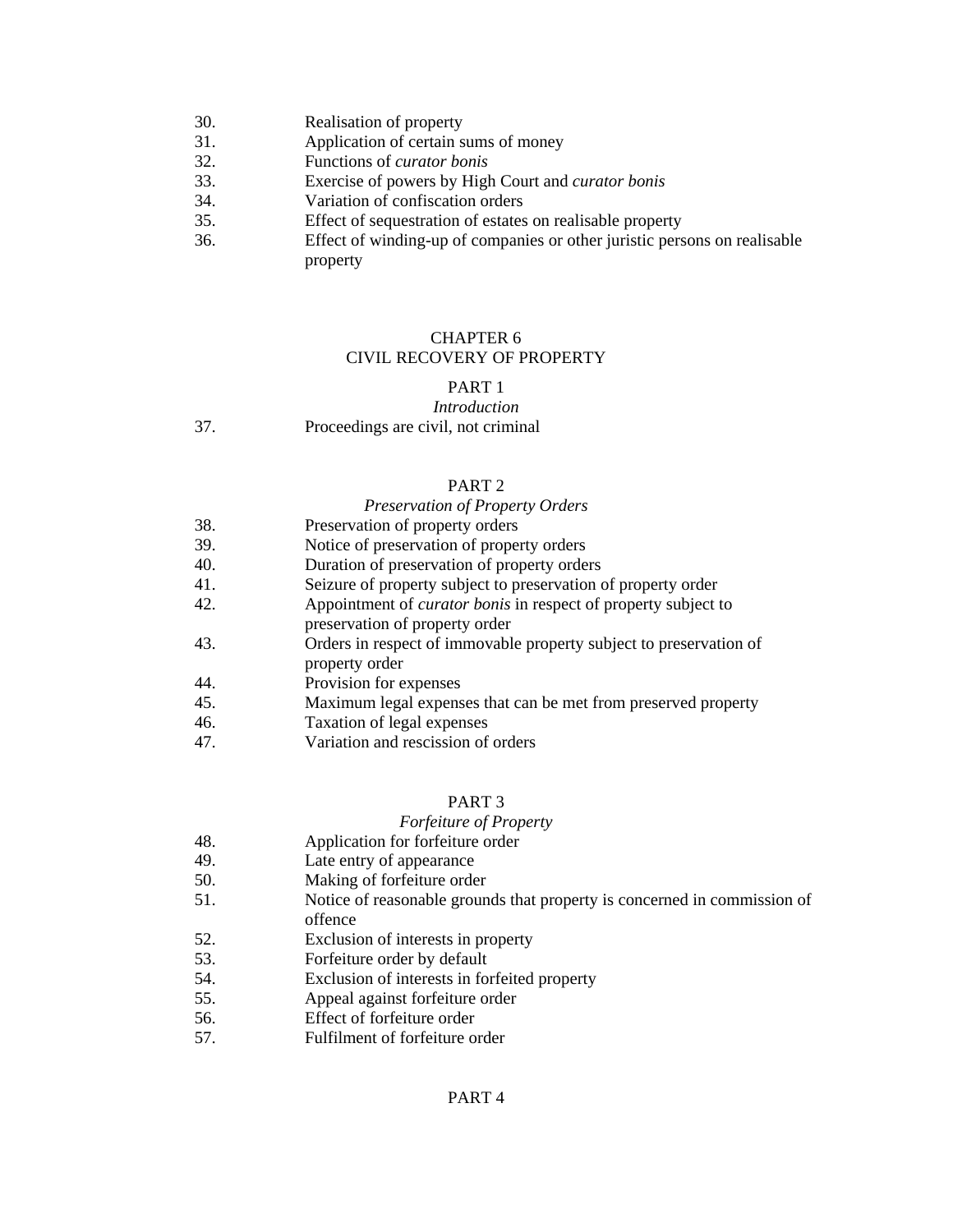30. Realisation of property
31. Application of certain sums of money
32. Functions of *curator bonis*
33. Exercise of powers by High Court and *curator bonis*
34. Variation of confiscation orders
35. Effect of sequestration of estates on realisable property
36. Effect of winding-up of companies or other juristic persons on realisable property

## CHAPTER 6
## CIVIL RECOVERY OF PROPERTY

### PART 1
*Introduction*

37. Proceedings are civil, not criminal

### PART 2
*Preservation of Property Orders*

38. Preservation of property orders
39. Notice of preservation of property orders
40. Duration of preservation of property orders
41. Seizure of property subject to preservation of property order
42. Appointment of *curator bonis* in respect of property subject to preservation of property order
43. Orders in respect of immovable property subject to preservation of property order
44. Provision for expenses
45. Maximum legal expenses that can be met from preserved property
46. Taxation of legal expenses
47. Variation and rescission of orders

### PART 3
*Forfeiture of Property*

48. Application for forfeiture order
49. Late entry of appearance
50. Making of forfeiture order
51. Notice of reasonable grounds that property is concerned in commission of offence
52. Exclusion of interests in property
53. Forfeiture order by default
54. Exclusion of interests in forfeited property
55. Appeal against forfeiture order
56. Effect of forfeiture order
57. Fulfilment of forfeiture order

### PART 4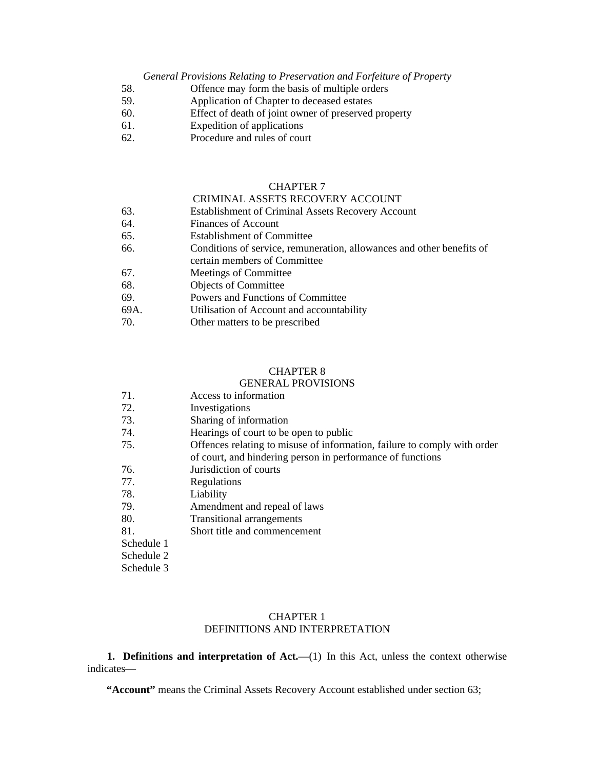*General Provisions Relating to Preservation and Forfeiture of Property*

58. Offence may form the basis of multiple orders
59. Application of Chapter to deceased estates
60. Effect of death of joint owner of preserved property
61. Expedition of applications
62. Procedure and rules of court

CHAPTER 7

CRIMINAL ASSETS RECOVERY ACCOUNT

63. Establishment of Criminal Assets Recovery Account
64. Finances of Account
65. Establishment of Committee
66. Conditions of service, remuneration, allowances and other benefits of certain members of Committee
67. Meetings of Committee
68. Objects of Committee
69. Powers and Functions of Committee
69A. Utilisation of Account and accountability
70. Other matters to be prescribed

CHAPTER 8

GENERAL PROVISIONS

71. Access to information
72. Investigations
73. Sharing of information
74. Hearings of court to be open to public
75. Offences relating to misuse of information, failure to comply with order of court, and hindering person in performance of functions
76. Jurisdiction of courts
77. Regulations
78. Liability
79. Amendment and repeal of laws
80. Transitional arrangements
81. Short title and commencement

Schedule 1
Schedule 2
Schedule 3

## CHAPTER 1
## DEFINITIONS AND INTERPRETATION

**1. Definitions and interpretation of Act.**—(1) In this Act, unless the context otherwise indicates—

**“Account”** means the Criminal Assets Recovery Account established under section 63;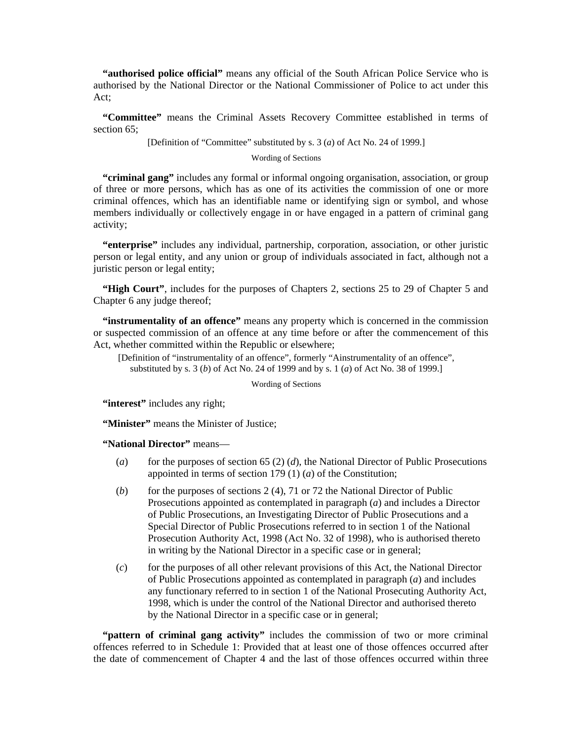**"authorised police official"** means any official of the South African Police Service who is authorised by the National Director or the National Commissioner of Police to act under this Act;

**"Committee"** means the Criminal Assets Recovery Committee established in terms of section 65;

[Definition of "Committee" substituted by s. 3 (*a*) of Act No. 24 of 1999.]

Wording of Sections

**"criminal gang"** includes any formal or informal ongoing organisation, association, or group of three or more persons, which has as one of its activities the commission of one or more criminal offences, which has an identifiable name or identifying sign or symbol, and whose members individually or collectively engage in or have engaged in a pattern of criminal gang activity;

**"enterprise"** includes any individual, partnership, corporation, association, or other juristic person or legal entity, and any union or group of individuals associated in fact, although not a juristic person or legal entity;

**"High Court"**, includes for the purposes of Chapters 2, sections 25 to 29 of Chapter 5 and Chapter 6 any judge thereof;

**"instrumentality of an offence"** means any property which is concerned in the commission or suspected commission of an offence at any time before or after the commencement of this Act, whether committed within the Republic or elsewhere;

[Definition of "instrumentality of an offence", formerly "Ainstrumentality of an offence", substituted by s. 3 (*b*) of Act No. 24 of 1999 and by s. 1 (*a*) of Act No. 38 of 1999.]

Wording of Sections

**"interest"** includes any right;

**"Minister"** means the Minister of Justice;

**"National Director"** means—

(*a*) for the purposes of section 65 (2) (*d*), the National Director of Public Prosecutions appointed in terms of section 179 (1) (*a*) of the Constitution;

(*b*) for the purposes of sections 2 (4), 71 or 72 the National Director of Public Prosecutions appointed as contemplated in paragraph (*a*) and includes a Director of Public Prosecutions, an Investigating Director of Public Prosecutions and a Special Director of Public Prosecutions referred to in section 1 of the National Prosecution Authority Act, 1998 (Act No. 32 of 1998), who is authorised thereto in writing by the National Director in a specific case or in general;

(*c*) for the purposes of all other relevant provisions of this Act, the National Director of Public Prosecutions appointed as contemplated in paragraph (*a*) and includes any functionary referred to in section 1 of the National Prosecuting Authority Act, 1998, which is under the control of the National Director and authorised thereto by the National Director in a specific case or in general;

**"pattern of criminal gang activity"** includes the commission of two or more criminal offences referred to in Schedule 1: Provided that at least one of those offences occurred after the date of commencement of Chapter 4 and the last of those offences occurred within three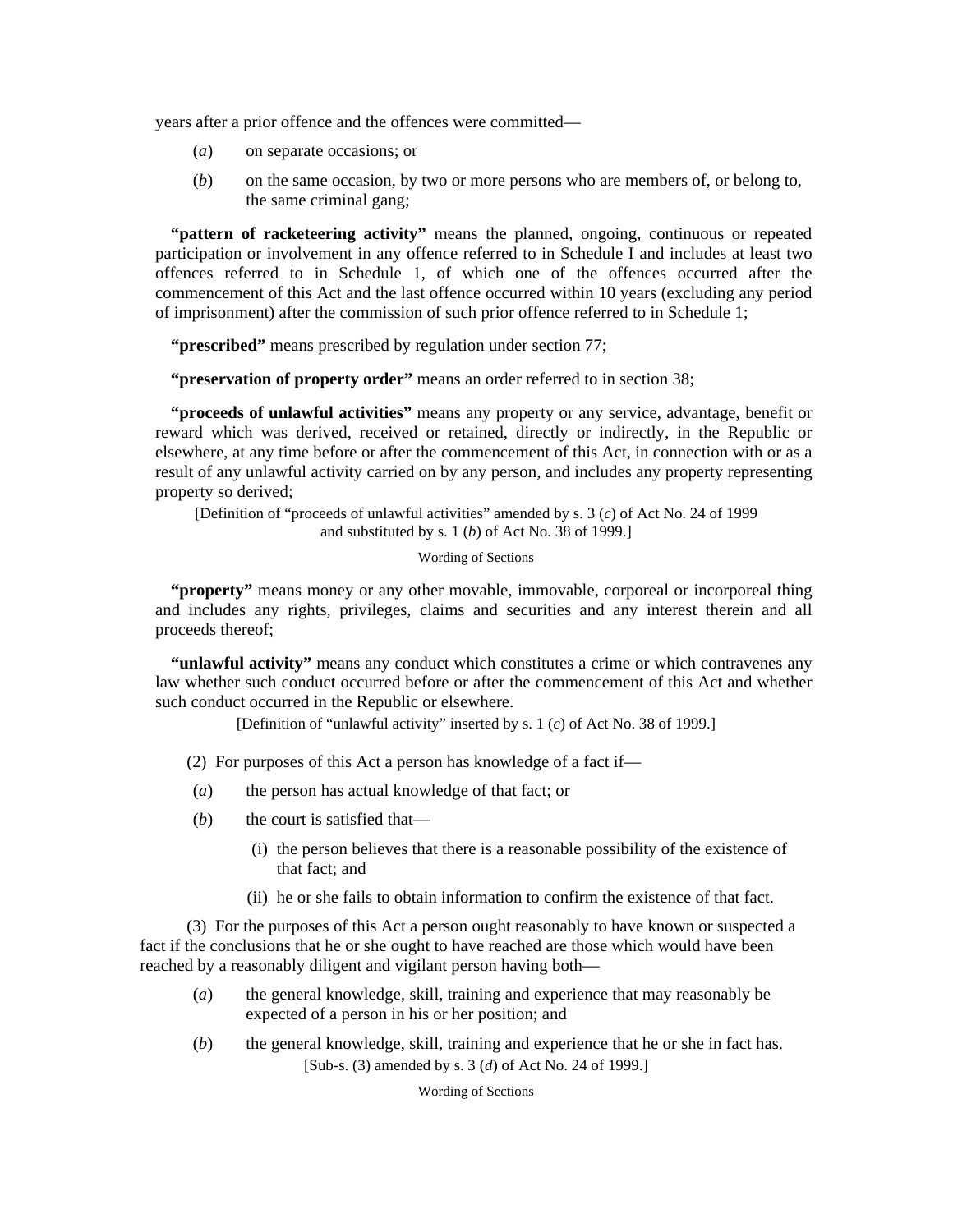years after a prior offence and the offences were committed—

(*a*) on separate occasions; or

(*b*) on the same occasion, by two or more persons who are members of, or belong to, the same criminal gang;

**"pattern of racketeering activity"** means the planned, ongoing, continuous or repeated participation or involvement in any offence referred to in Schedule I and includes at least two offences referred to in Schedule 1, of which one of the offences occurred after the commencement of this Act and the last offence occurred within 10 years (excluding any period of imprisonment) after the commission of such prior offence referred to in Schedule 1;

**"prescribed"** means prescribed by regulation under section 77;

**"preservation of property order"** means an order referred to in section 38;

**"proceeds of unlawful activities"** means any property or any service, advantage, benefit or reward which was derived, received or retained, directly or indirectly, in the Republic or elsewhere, at any time before or after the commencement of this Act, in connection with or as a result of any unlawful activity carried on by any person, and includes any property representing property so derived;

[Definition of "proceeds of unlawful activities" amended by s. 3 (*c*) of Act No. 24 of 1999 and substituted by s. 1 (*b*) of Act No. 38 of 1999.]

Wording of Sections

**"property"** means money or any other movable, immovable, corporeal or incorporeal thing and includes any rights, privileges, claims and securities and any interest therein and all proceeds thereof;

**"unlawful activity"** means any conduct which constitutes a crime or which contravenes any law whether such conduct occurred before or after the commencement of this Act and whether such conduct occurred in the Republic or elsewhere.

[Definition of "unlawful activity" inserted by s. 1 (*c*) of Act No. 38 of 1999.]

(2) For purposes of this Act a person has knowledge of a fact if—

(*a*) the person has actual knowledge of that fact; or

(*b*) the court is satisfied that—

(i) the person believes that there is a reasonable possibility of the existence of that fact; and

(ii) he or she fails to obtain information to confirm the existence of that fact.

(3) For the purposes of this Act a person ought reasonably to have known or suspected a fact if the conclusions that he or she ought to have reached are those which would have been reached by a reasonably diligent and vigilant person having both—

(*a*) the general knowledge, skill, training and experience that may reasonably be expected of a person in his or her position; and

(*b*) the general knowledge, skill, training and experience that he or she in fact has.

[Sub-s. (3) amended by s. 3 (*d*) of Act No. 24 of 1999.]

Wording of Sections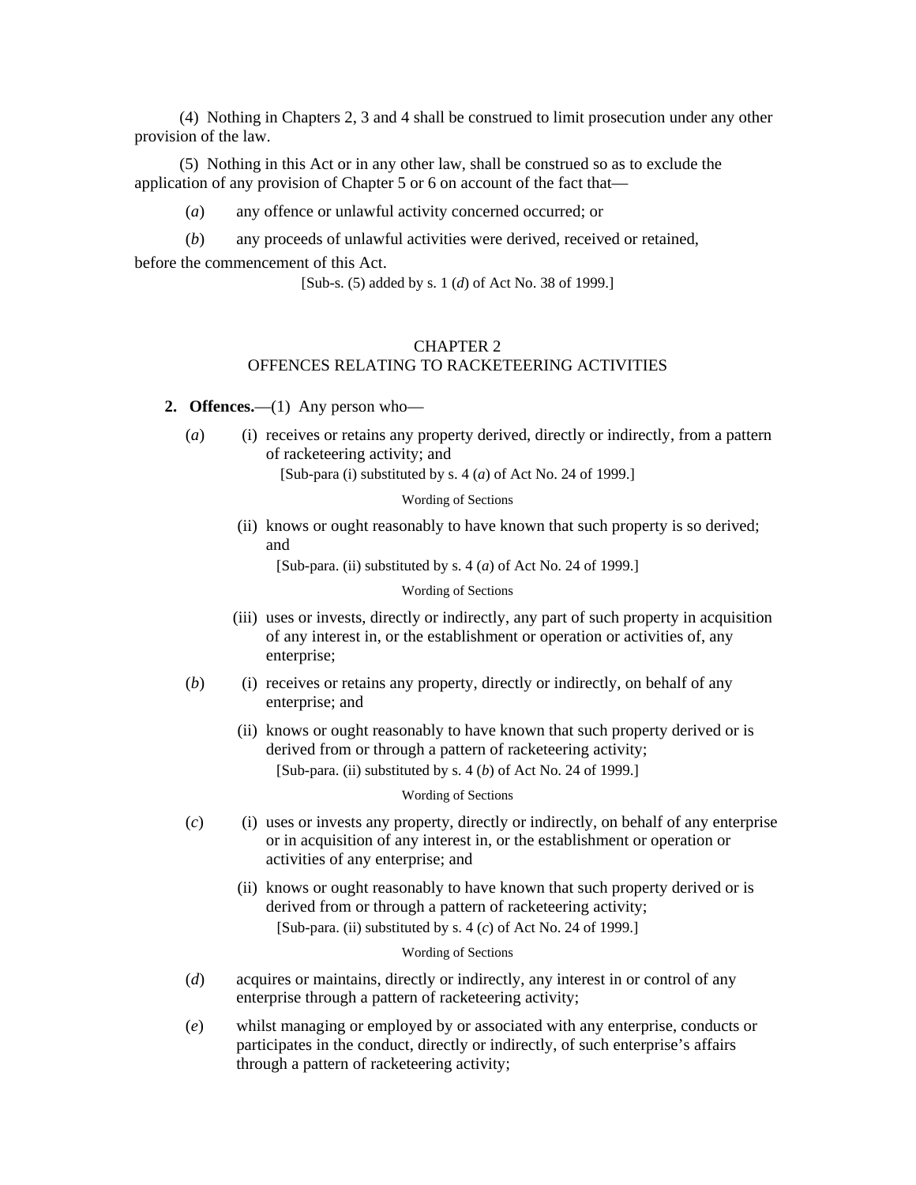(4) Nothing in Chapters 2, 3 and 4 shall be construed to limit prosecution under any other provision of the law.

(5) Nothing in this Act or in any other law, shall be construed so as to exclude the application of any provision of Chapter 5 or 6 on account of the fact that—

(*a*) any offence or unlawful activity concerned occurred; or

(*b*) any proceeds of unlawful activities were derived, received or retained,

before the commencement of this Act.

[Sub-s. (5) added by s. 1 (*d*) of Act No. 38 of 1999.]

## CHAPTER 2
## OFFENCES RELATING TO RACKETEERING ACTIVITIES

**2. Offences.**—(1) Any person who—

(*a*) (i) receives or retains any property derived, directly or indirectly, from a pattern of racketeering activity; and

[Sub-para (i) substituted by s. 4 (*a*) of Act No. 24 of 1999.]

Wording of Sections

(ii) knows or ought reasonably to have known that such property is so derived; and

[Sub-para. (ii) substituted by s. 4 (*a*) of Act No. 24 of 1999.]

Wording of Sections

(iii) uses or invests, directly or indirectly, any part of such property in acquisition of any interest in, or the establishment or operation or activities of, any enterprise;

(*b*) (i) receives or retains any property, directly or indirectly, on behalf of any enterprise; and

(ii) knows or ought reasonably to have known that such property derived or is derived from or through a pattern of racketeering activity;

[Sub-para. (ii) substituted by s. 4 (*b*) of Act No. 24 of 1999.]

Wording of Sections

(*c*) (i) uses or invests any property, directly or indirectly, on behalf of any enterprise or in acquisition of any interest in, or the establishment or operation or activities of any enterprise; and

(ii) knows or ought reasonably to have known that such property derived or is derived from or through a pattern of racketeering activity;

[Sub-para. (ii) substituted by s. 4 (*c*) of Act No. 24 of 1999.]

Wording of Sections

(*d*) acquires or maintains, directly or indirectly, any interest in or control of any enterprise through a pattern of racketeering activity;

(*e*) whilst managing or employed by or associated with any enterprise, conducts or participates in the conduct, directly or indirectly, of such enterprise's affairs through a pattern of racketeering activity;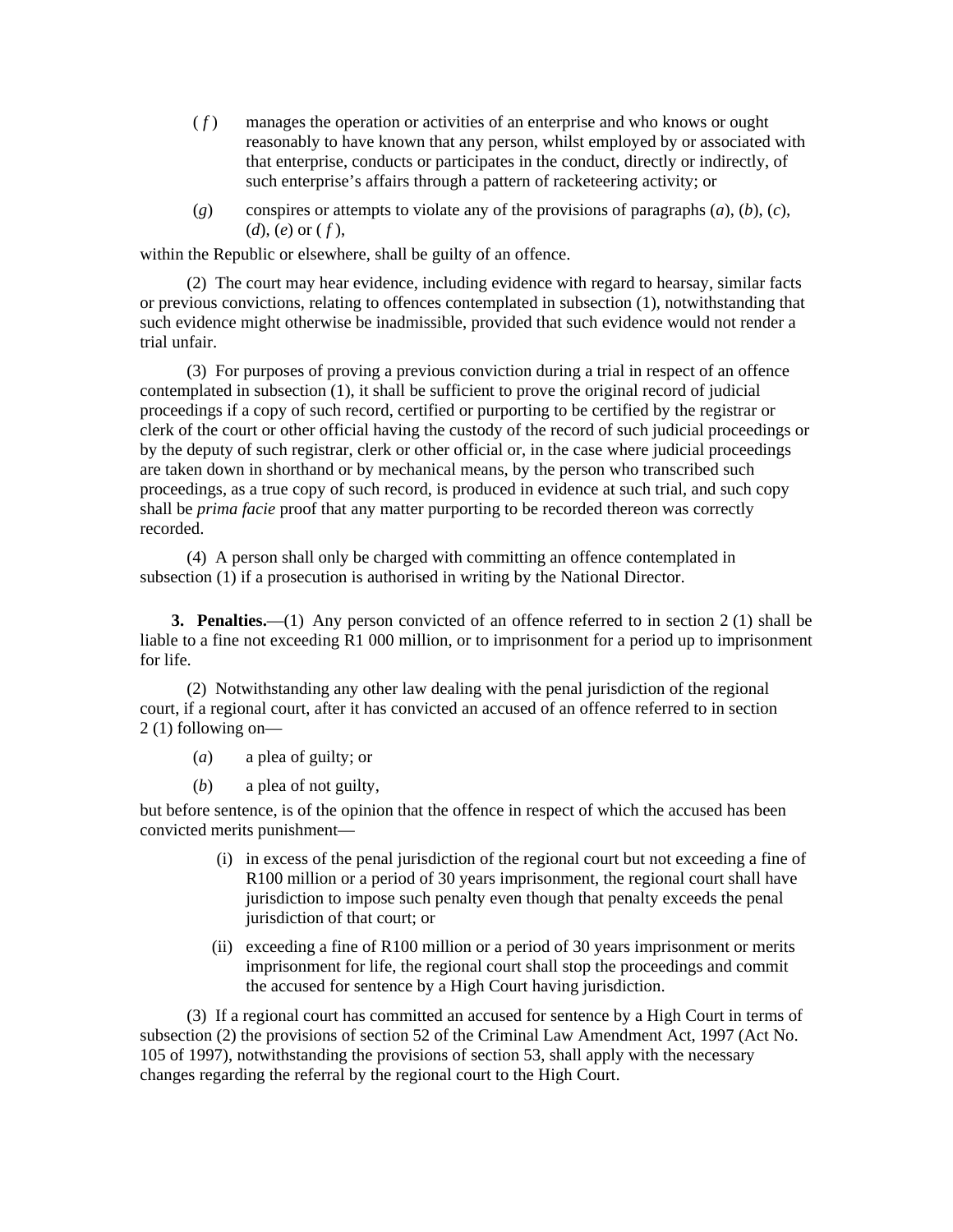(*f*) manages the operation or activities of an enterprise and who knows or ought reasonably to have known that any person, whilst employed by or associated with that enterprise, conducts or participates in the conduct, directly or indirectly, of such enterprise's affairs through a pattern of racketeering activity; or

(*g*) conspires or attempts to violate any of the provisions of paragraphs (*a*), (*b*), (*c*), (*d*), (*e*) or (*f*),

within the Republic or elsewhere, shall be guilty of an offence.

(2) The court may hear evidence, including evidence with regard to hearsay, similar facts or previous convictions, relating to offences contemplated in subsection (1), notwithstanding that such evidence might otherwise be inadmissible, provided that such evidence would not render a trial unfair.

(3) For purposes of proving a previous conviction during a trial in respect of an offence contemplated in subsection (1), it shall be sufficient to prove the original record of judicial proceedings if a copy of such record, certified or purporting to be certified by the registrar or clerk of the court or other official having the custody of the record of such judicial proceedings or by the deputy of such registrar, clerk or other official or, in the case where judicial proceedings are taken down in shorthand or by mechanical means, by the person who transcribed such proceedings, as a true copy of such record, is produced in evidence at such trial, and such copy shall be *prima facie* proof that any matter purporting to be recorded thereon was correctly recorded.

(4) A person shall only be charged with committing an offence contemplated in subsection (1) if a prosecution is authorised in writing by the National Director.

**3. Penalties.**—(1) Any person convicted of an offence referred to in section 2 (1) shall be liable to a fine not exceeding R1 000 million, or to imprisonment for a period up to imprisonment for life.

(2) Notwithstanding any other law dealing with the penal jurisdiction of the regional court, if a regional court, after it has convicted an accused of an offence referred to in section 2 (1) following on—

(*a*) a plea of guilty; or

(*b*) a plea of not guilty,

but before sentence, is of the opinion that the offence in respect of which the accused has been convicted merits punishment—

(i) in excess of the penal jurisdiction of the regional court but not exceeding a fine of R100 million or a period of 30 years imprisonment, the regional court shall have jurisdiction to impose such penalty even though that penalty exceeds the penal jurisdiction of that court; or

(ii) exceeding a fine of R100 million or a period of 30 years imprisonment or merits imprisonment for life, the regional court shall stop the proceedings and commit the accused for sentence by a High Court having jurisdiction.

(3) If a regional court has committed an accused for sentence by a High Court in terms of subsection (2) the provisions of section 52 of the Criminal Law Amendment Act, 1997 (Act No. 105 of 1997), notwithstanding the provisions of section 53, shall apply with the necessary changes regarding the referral by the regional court to the High Court.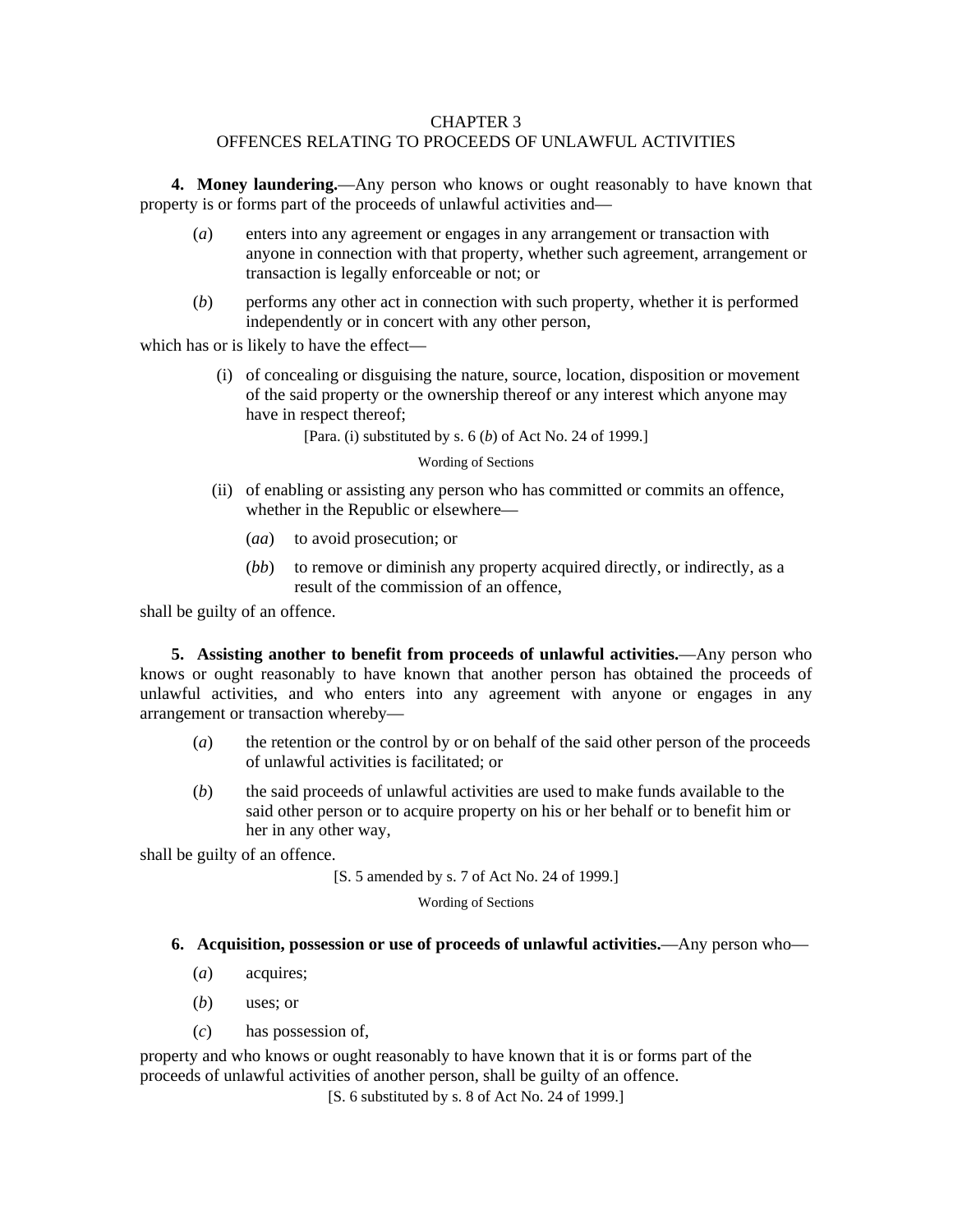## CHAPTER 3
## OFFENCES RELATING TO PROCEEDS OF UNLAWFUL ACTIVITIES

**4. Money laundering.**—Any person who knows or ought reasonably to have known that property is or forms part of the proceeds of unlawful activities and—

(*a*) enters into any agreement or engages in any arrangement or transaction with anyone in connection with that property, whether such agreement, arrangement or transaction is legally enforceable or not; or

(*b*) performs any other act in connection with such property, whether it is performed independently or in concert with any other person,

which has or is likely to have the effect—

(i) of concealing or disguising the nature, source, location, disposition or movement of the said property or the ownership thereof or any interest which anyone may have in respect thereof;

[Para. (i) substituted by s. 6 (*b*) of Act No. 24 of 1999.]

Wording of Sections

(ii) of enabling or assisting any person who has committed or commits an offence, whether in the Republic or elsewhere—

(*aa*) to avoid prosecution; or

(*bb*) to remove or diminish any property acquired directly, or indirectly, as a result of the commission of an offence,

shall be guilty of an offence.

**5. Assisting another to benefit from proceeds of unlawful activities.**—Any person who knows or ought reasonably to have known that another person has obtained the proceeds of unlawful activities, and who enters into any agreement with anyone or engages in any arrangement or transaction whereby—

(*a*) the retention or the control by or on behalf of the said other person of the proceeds of unlawful activities is facilitated; or

(*b*) the said proceeds of unlawful activities are used to make funds available to the said other person or to acquire property on his or her behalf or to benefit him or her in any other way,

shall be guilty of an offence.

[S. 5 amended by s. 7 of Act No. 24 of 1999.]

Wording of Sections

**6. Acquisition, possession or use of proceeds of unlawful activities.**—Any person who—

(*a*) acquires;

(*b*) uses; or

(*c*) has possession of,

property and who knows or ought reasonably to have known that it is or forms part of the proceeds of unlawful activities of another person, shall be guilty of an offence.

[S. 6 substituted by s. 8 of Act No. 24 of 1999.]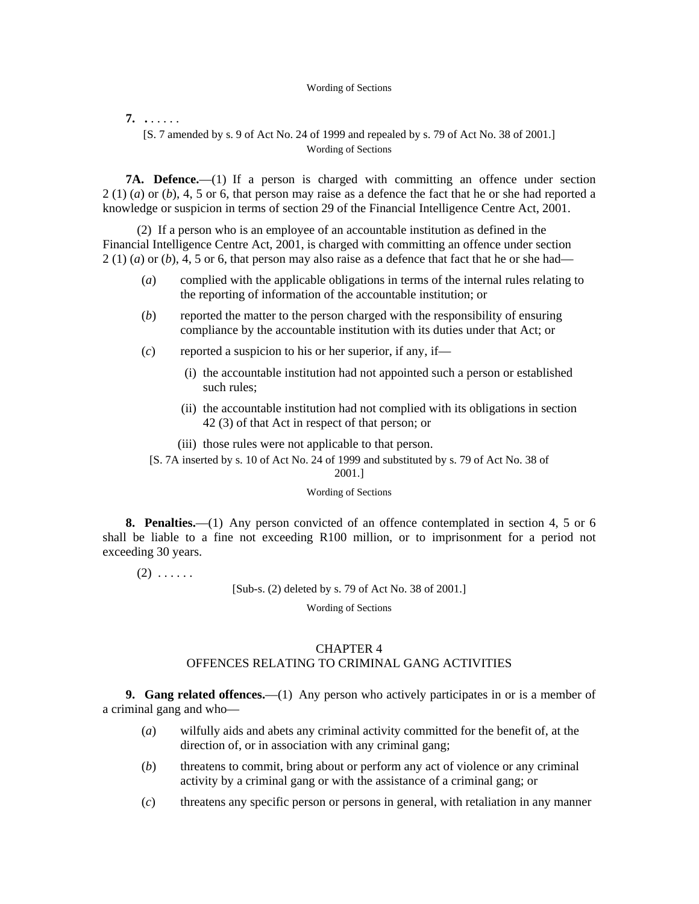Wording of Sections

**7.** . . . . . .

[S. 7 amended by s. 9 of Act No. 24 of 1999 and repealed by s. 79 of Act No. 38 of 2001.]

Wording of Sections

**7A. Defence.**—(1) If a person is charged with committing an offence under section 2 (1) (*a*) or (*b*), 4, 5 or 6, that person may raise as a defence the fact that he or she had reported a knowledge or suspicion in terms of section 29 of the Financial Intelligence Centre Act, 2001.

(2) If a person who is an employee of an accountable institution as defined in the Financial Intelligence Centre Act, 2001, is charged with committing an offence under section 2 (1) (*a*) or (*b*), 4, 5 or 6, that person may also raise as a defence that fact that he or she had—

(*a*) complied with the applicable obligations in terms of the internal rules relating to the reporting of information of the accountable institution; or

(*b*) reported the matter to the person charged with the responsibility of ensuring compliance by the accountable institution with its duties under that Act; or

(*c*) reported a suspicion to his or her superior, if any, if—

(i) the accountable institution had not appointed such a person or established such rules;

(ii) the accountable institution had not complied with its obligations in section 42 (3) of that Act in respect of that person; or

(iii) those rules were not applicable to that person.

[S. 7A inserted by s. 10 of Act No. 24 of 1999 and substituted by s. 79 of Act No. 38 of 2001.]

Wording of Sections

**8. Penalties.**—(1) Any person convicted of an offence contemplated in section 4, 5 or 6 shall be liable to a fine not exceeding R100 million, or to imprisonment for a period not exceeding 30 years.

(2) . . . . . .

[Sub-s. (2) deleted by s. 79 of Act No. 38 of 2001.]

Wording of Sections

## CHAPTER 4
## OFFENCES RELATING TO CRIMINAL GANG ACTIVITIES

**9. Gang related offences.**—(1) Any person who actively participates in or is a member of a criminal gang and who—

(*a*) wilfully aids and abets any criminal activity committed for the benefit of, at the direction of, or in association with any criminal gang;

(*b*) threatens to commit, bring about or perform any act of violence or any criminal activity by a criminal gang or with the assistance of a criminal gang; or

(*c*) threatens any specific person or persons in general, with retaliation in any manner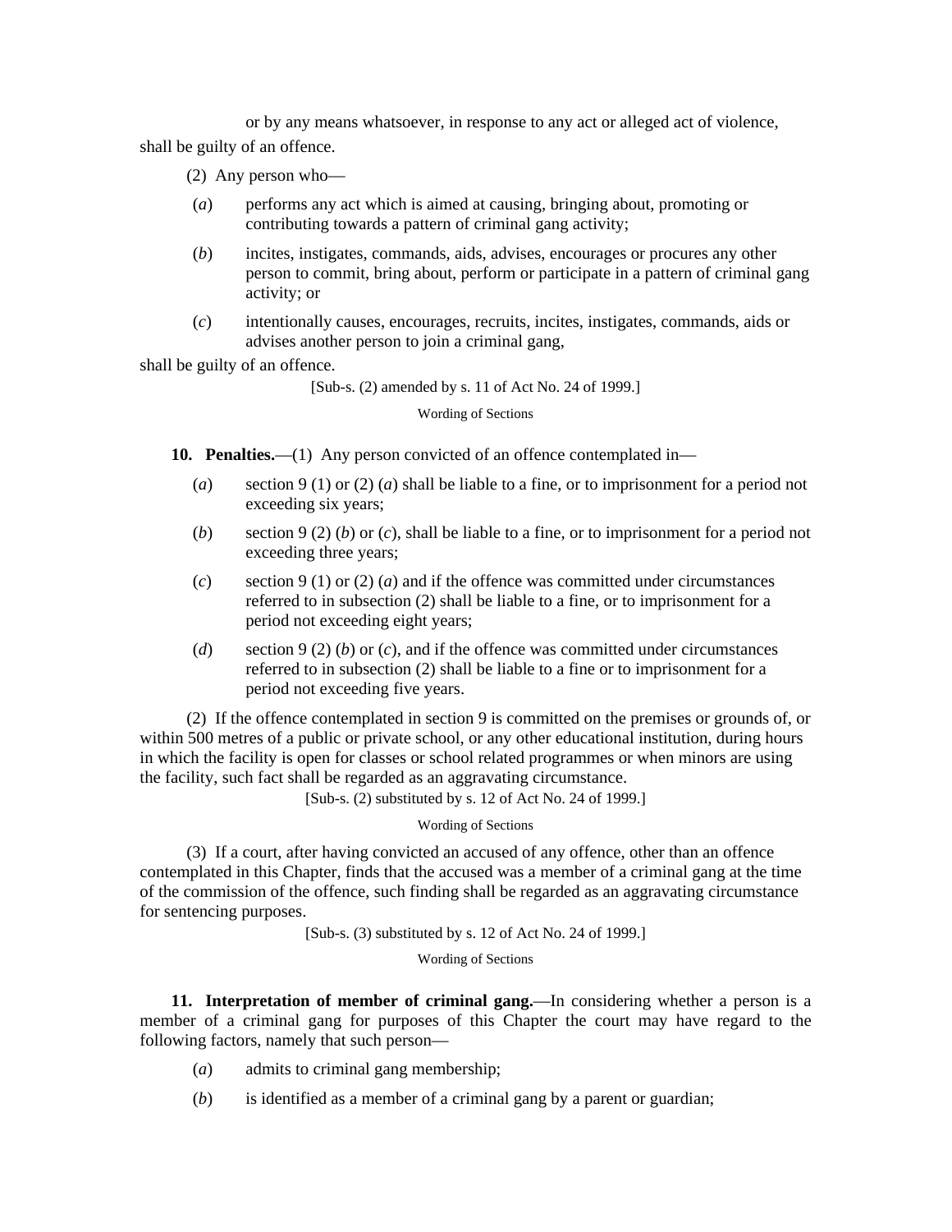or by any means whatsoever, in response to any act or alleged act of violence,

shall be guilty of an offence.

(2) Any person who—

(*a*) performs any act which is aimed at causing, bringing about, promoting or contributing towards a pattern of criminal gang activity;

(*b*) incites, instigates, commands, aids, advises, encourages or procures any other person to commit, bring about, perform or participate in a pattern of criminal gang activity; or

(*c*) intentionally causes, encourages, recruits, incites, instigates, commands, aids or advises another person to join a criminal gang,

shall be guilty of an offence.

[Sub-s. (2) amended by s. 11 of Act No. 24 of 1999.]

Wording of Sections

**10. Penalties.**—(1) Any person convicted of an offence contemplated in—

(*a*) section 9 (1) or (2) (*a*) shall be liable to a fine, or to imprisonment for a period not exceeding six years;

(*b*) section 9 (2) (*b*) or (*c*), shall be liable to a fine, or to imprisonment for a period not exceeding three years;

(*c*) section 9 (1) or (2) (*a*) and if the offence was committed under circumstances referred to in subsection (2) shall be liable to a fine, or to imprisonment for a period not exceeding eight years;

(*d*) section 9 (2) (*b*) or (*c*), and if the offence was committed under circumstances referred to in subsection (2) shall be liable to a fine or to imprisonment for a period not exceeding five years.

(2) If the offence contemplated in section 9 is committed on the premises or grounds of, or within 500 metres of a public or private school, or any other educational institution, during hours in which the facility is open for classes or school related programmes or when minors are using the facility, such fact shall be regarded as an aggravating circumstance.

[Sub-s. (2) substituted by s. 12 of Act No. 24 of 1999.]

Wording of Sections

(3) If a court, after having convicted an accused of any offence, other than an offence contemplated in this Chapter, finds that the accused was a member of a criminal gang at the time of the commission of the offence, such finding shall be regarded as an aggravating circumstance for sentencing purposes.

[Sub-s. (3) substituted by s. 12 of Act No. 24 of 1999.]

Wording of Sections

**11. Interpretation of member of criminal gang.**—In considering whether a person is a member of a criminal gang for purposes of this Chapter the court may have regard to the following factors, namely that such person—

(*a*) admits to criminal gang membership;

(*b*) is identified as a member of a criminal gang by a parent or guardian;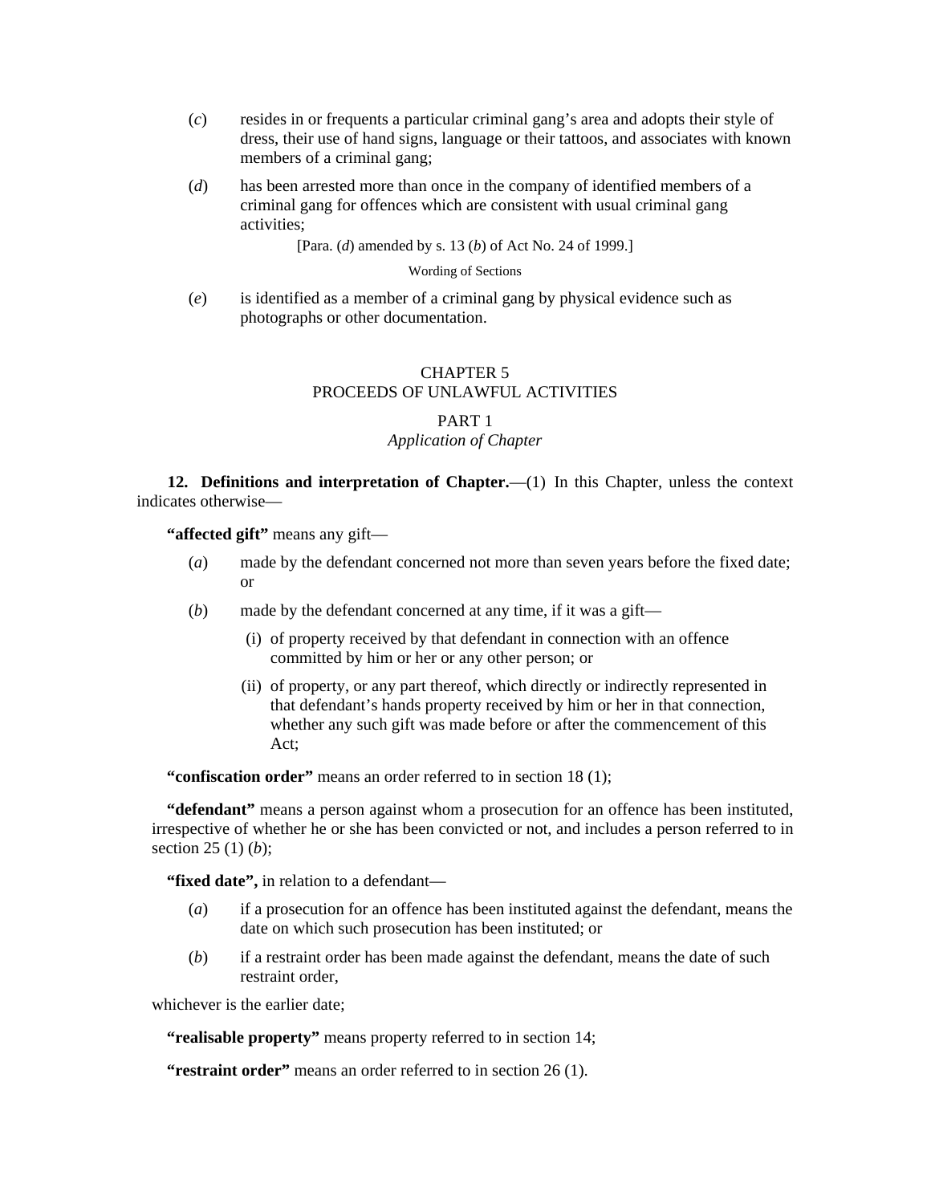(*c*) resides in or frequents a particular criminal gang's area and adopts their style of dress, their use of hand signs, language or their tattoos, and associates with known members of a criminal gang;

(*d*) has been arrested more than once in the company of identified members of a criminal gang for offences which are consistent with usual criminal gang activities;

[Para. (*d*) amended by s. 13 (*b*) of Act No. 24 of 1999.]

Wording of Sections

(*e*) is identified as a member of a criminal gang by physical evidence such as photographs or other documentation.

## CHAPTER 5
## PROCEEDS OF UNLAWFUL ACTIVITIES

### PART 1
### *Application of Chapter*

**12. Definitions and interpretation of Chapter.**—(1) In this Chapter, unless the context indicates otherwise—

**"affected gift"** means any gift—

(*a*) made by the defendant concerned not more than seven years before the fixed date; or

(*b*) made by the defendant concerned at any time, if it was a gift—

(i) of property received by that defendant in connection with an offence committed by him or her or any other person; or

(ii) of property, or any part thereof, which directly or indirectly represented in that defendant's hands property received by him or her in that connection, whether any such gift was made before or after the commencement of this Act;

**"confiscation order"** means an order referred to in section 18 (1);

**"defendant"** means a person against whom a prosecution for an offence has been instituted, irrespective of whether he or she has been convicted or not, and includes a person referred to in section 25 (1) (*b*);

**"fixed date",** in relation to a defendant—

(*a*) if a prosecution for an offence has been instituted against the defendant, means the date on which such prosecution has been instituted; or

(*b*) if a restraint order has been made against the defendant, means the date of such restraint order,

whichever is the earlier date;

**"realisable property"** means property referred to in section 14;

**"restraint order"** means an order referred to in section 26 (1).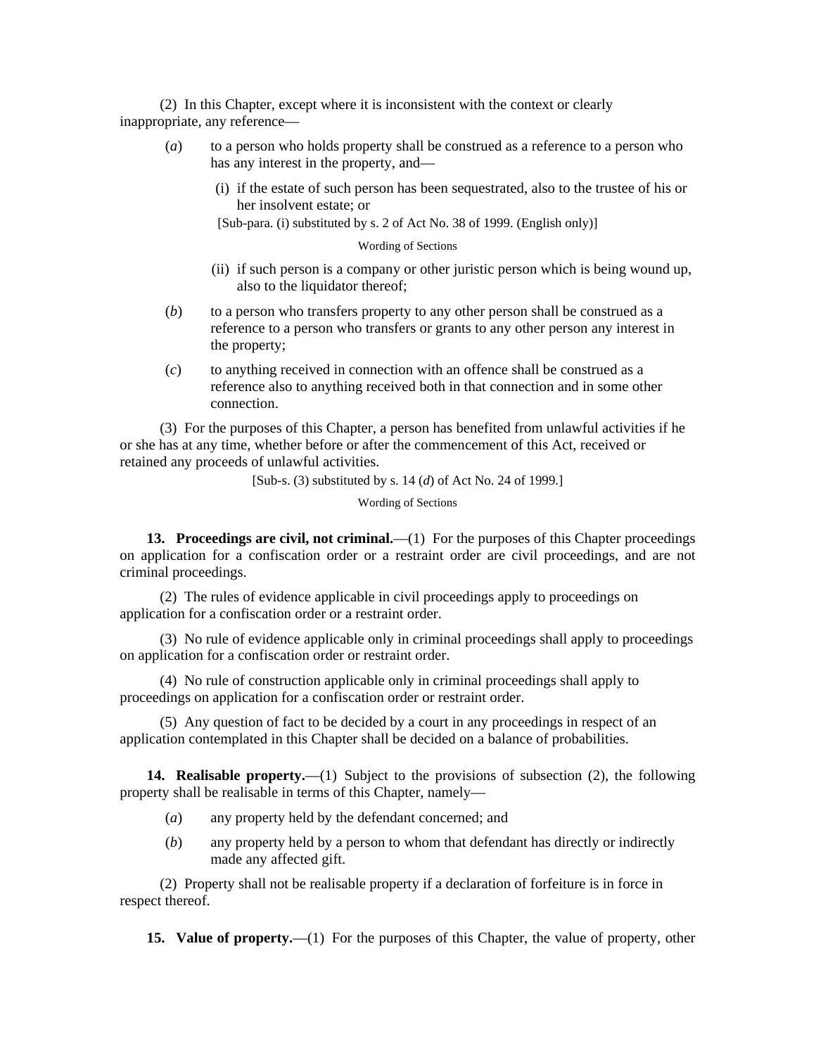(2) In this Chapter, except where it is inconsistent with the context or clearly inappropriate, any reference—

(*a*) to a person who holds property shall be construed as a reference to a person who has any interest in the property, and—

(i) if the estate of such person has been sequestrated, also to the trustee of his or her insolvent estate; or

[Sub-para. (i) substituted by s. 2 of Act No. 38 of 1999. (English only)]

Wording of Sections

(ii) if such person is a company or other juristic person which is being wound up, also to the liquidator thereof;

(*b*) to a person who transfers property to any other person shall be construed as a reference to a person who transfers or grants to any other person any interest in the property;

(*c*) to anything received in connection with an offence shall be construed as a reference also to anything received both in that connection and in some other connection.

(3) For the purposes of this Chapter, a person has benefited from unlawful activities if he or she has at any time, whether before or after the commencement of this Act, received or retained any proceeds of unlawful activities.

[Sub-s. (3) substituted by s. 14 (*d*) of Act No. 24 of 1999.]

Wording of Sections

**13. Proceedings are civil, not criminal.**—(1) For the purposes of this Chapter proceedings on application for a confiscation order or a restraint order are civil proceedings, and are not criminal proceedings.

(2) The rules of evidence applicable in civil proceedings apply to proceedings on application for a confiscation order or a restraint order.

(3) No rule of evidence applicable only in criminal proceedings shall apply to proceedings on application for a confiscation order or restraint order.

(4) No rule of construction applicable only in criminal proceedings shall apply to proceedings on application for a confiscation order or restraint order.

(5) Any question of fact to be decided by a court in any proceedings in respect of an application contemplated in this Chapter shall be decided on a balance of probabilities.

**14. Realisable property.**—(1) Subject to the provisions of subsection (2), the following property shall be realisable in terms of this Chapter, namely—

(*a*) any property held by the defendant concerned; and

(*b*) any property held by a person to whom that defendant has directly or indirectly made any affected gift.

(2) Property shall not be realisable property if a declaration of forfeiture is in force in respect thereof.

**15. Value of property.**—(1) For the purposes of this Chapter, the value of property, other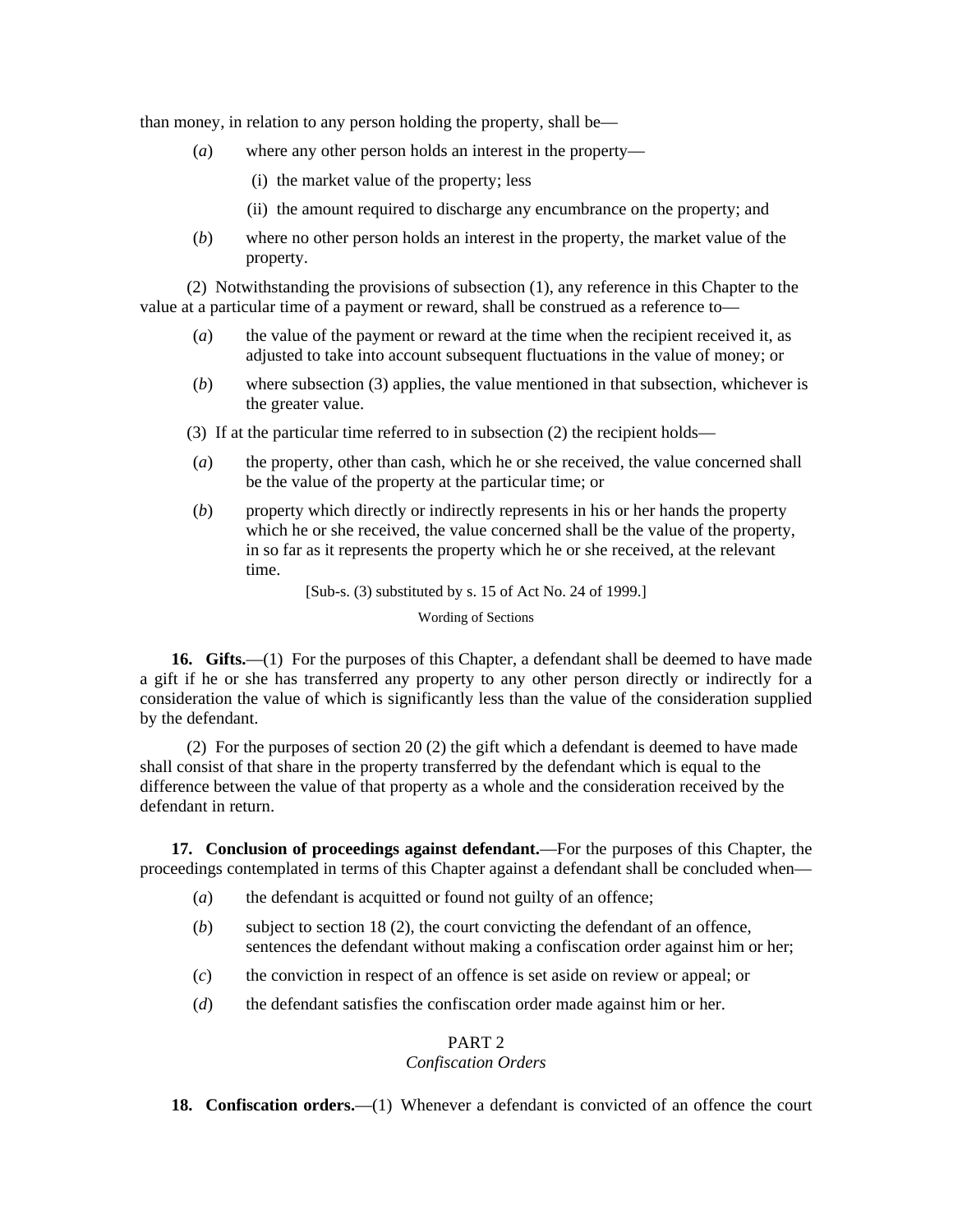than money, in relation to any person holding the property, shall be—

(*a*) where any other person holds an interest in the property—

(i) the market value of the property; less

(ii) the amount required to discharge any encumbrance on the property; and

(*b*) where no other person holds an interest in the property, the market value of the property.

(2) Notwithstanding the provisions of subsection (1), any reference in this Chapter to the value at a particular time of a payment or reward, shall be construed as a reference to—

(*a*) the value of the payment or reward at the time when the recipient received it, as adjusted to take into account subsequent fluctuations in the value of money; or

(*b*) where subsection (3) applies, the value mentioned in that subsection, whichever is the greater value.

(3) If at the particular time referred to in subsection (2) the recipient holds—

(*a*) the property, other than cash, which he or she received, the value concerned shall be the value of the property at the particular time; or

(*b*) property which directly or indirectly represents in his or her hands the property which he or she received, the value concerned shall be the value of the property, in so far as it represents the property which he or she received, at the relevant time.

[Sub-s. (3) substituted by s. 15 of Act No. 24 of 1999.]

Wording of Sections

**16. Gifts.**—(1) For the purposes of this Chapter, a defendant shall be deemed to have made a gift if he or she has transferred any property to any other person directly or indirectly for a consideration the value of which is significantly less than the value of the consideration supplied by the defendant.

(2) For the purposes of section 20 (2) the gift which a defendant is deemed to have made shall consist of that share in the property transferred by the defendant which is equal to the difference between the value of that property as a whole and the consideration received by the defendant in return.

**17. Conclusion of proceedings against defendant.**—For the purposes of this Chapter, the proceedings contemplated in terms of this Chapter against a defendant shall be concluded when—

(*a*) the defendant is acquitted or found not guilty of an offence;

(*b*) subject to section 18 (2), the court convicting the defendant of an offence, sentences the defendant without making a confiscation order against him or her;

(*c*) the conviction in respect of an offence is set aside on review or appeal; or

(*d*) the defendant satisfies the confiscation order made against him or her.

## PART 2
*Confiscation Orders*

**18. Confiscation orders.**—(1) Whenever a defendant is convicted of an offence the court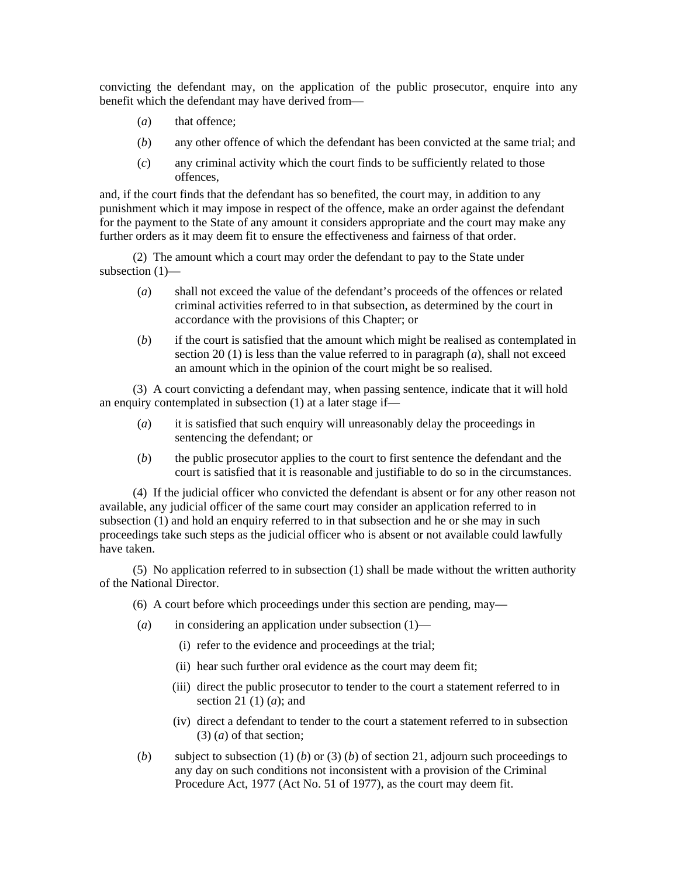convicting the defendant may, on the application of the public prosecutor, enquire into any benefit which the defendant may have derived from—

(*a*) that offence;

(*b*) any other offence of which the defendant has been convicted at the same trial; and

(*c*) any criminal activity which the court finds to be sufficiently related to those offences,

and, if the court finds that the defendant has so benefited, the court may, in addition to any punishment which it may impose in respect of the offence, make an order against the defendant for the payment to the State of any amount it considers appropriate and the court may make any further orders as it may deem fit to ensure the effectiveness and fairness of that order.

(2) The amount which a court may order the defendant to pay to the State under subsection (1)—

(*a*) shall not exceed the value of the defendant's proceeds of the offences or related criminal activities referred to in that subsection, as determined by the court in accordance with the provisions of this Chapter; or

(*b*) if the court is satisfied that the amount which might be realised as contemplated in section 20 (1) is less than the value referred to in paragraph (*a*), shall not exceed an amount which in the opinion of the court might be so realised.

(3) A court convicting a defendant may, when passing sentence, indicate that it will hold an enquiry contemplated in subsection (1) at a later stage if—

(*a*) it is satisfied that such enquiry will unreasonably delay the proceedings in sentencing the defendant; or

(*b*) the public prosecutor applies to the court to first sentence the defendant and the court is satisfied that it is reasonable and justifiable to do so in the circumstances.

(4) If the judicial officer who convicted the defendant is absent or for any other reason not available, any judicial officer of the same court may consider an application referred to in subsection (1) and hold an enquiry referred to in that subsection and he or she may in such proceedings take such steps as the judicial officer who is absent or not available could lawfully have taken.

(5) No application referred to in subsection (1) shall be made without the written authority of the National Director.

(6) A court before which proceedings under this section are pending, may—

(*a*) in considering an application under subsection (1)—

(i) refer to the evidence and proceedings at the trial;

(ii) hear such further oral evidence as the court may deem fit;

(iii) direct the public prosecutor to tender to the court a statement referred to in section 21 (1) (*a*); and

(iv) direct a defendant to tender to the court a statement referred to in subsection (3) (*a*) of that section;

(*b*) subject to subsection (1) (*b*) or (3) (*b*) of section 21, adjourn such proceedings to any day on such conditions not inconsistent with a provision of the Criminal Procedure Act, 1977 (Act No. 51 of 1977), as the court may deem fit.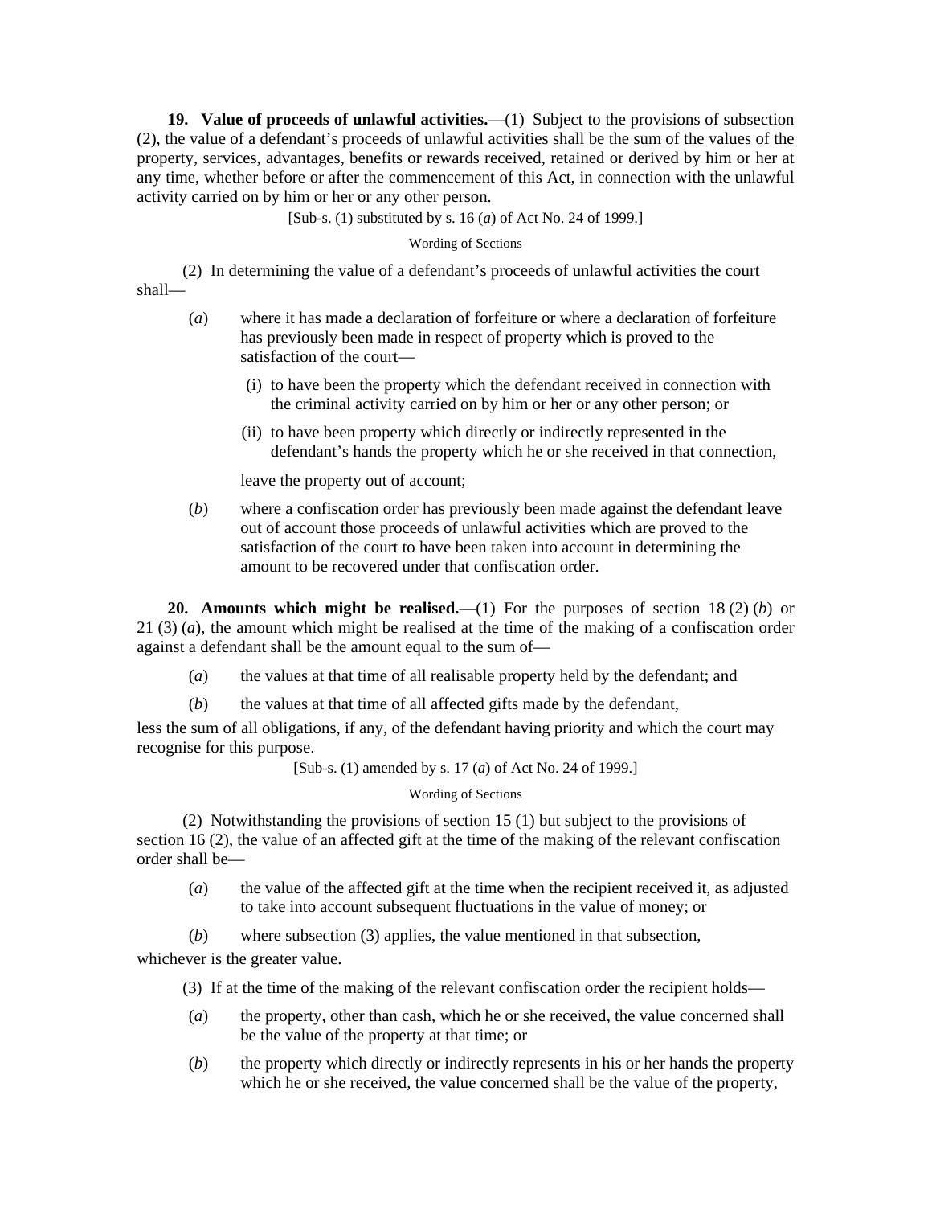**19. Value of proceeds of unlawful activities.**—(1) Subject to the provisions of subsection (2), the value of a defendant's proceeds of unlawful activities shall be the sum of the values of the property, services, advantages, benefits or rewards received, retained or derived by him or her at any time, whether before or after the commencement of this Act, in connection with the unlawful activity carried on by him or her or any other person.

[Sub-s. (1) substituted by s. 16 (*a*) of Act No. 24 of 1999.]

Wording of Sections

(2) In determining the value of a defendant's proceeds of unlawful activities the court shall—

(*a*) where it has made a declaration of forfeiture or where a declaration of forfeiture has previously been made in respect of property which is proved to the satisfaction of the court—

(i) to have been the property which the defendant received in connection with the criminal activity carried on by him or her or any other person; or

(ii) to have been property which directly or indirectly represented in the defendant's hands the property which he or she received in that connection,

leave the property out of account;

(*b*) where a confiscation order has previously been made against the defendant leave out of account those proceeds of unlawful activities which are proved to the satisfaction of the court to have been taken into account in determining the amount to be recovered under that confiscation order.

**20. Amounts which might be realised.**—(1) For the purposes of section 18 (2) (*b*) or 21 (3) (*a*), the amount which might be realised at the time of the making of a confiscation order against a defendant shall be the amount equal to the sum of—

(*a*) the values at that time of all realisable property held by the defendant; and

(*b*) the values at that time of all affected gifts made by the defendant,

less the sum of all obligations, if any, of the defendant having priority and which the court may recognise for this purpose.

[Sub-s. (1) amended by s. 17 (*a*) of Act No. 24 of 1999.]

Wording of Sections

(2) Notwithstanding the provisions of section 15 (1) but subject to the provisions of section 16 (2), the value of an affected gift at the time of the making of the relevant confiscation order shall be—

(*a*) the value of the affected gift at the time when the recipient received it, as adjusted to take into account subsequent fluctuations in the value of money; or

(*b*) where subsection (3) applies, the value mentioned in that subsection,

whichever is the greater value.

(3) If at the time of the making of the relevant confiscation order the recipient holds—

(*a*) the property, other than cash, which he or she received, the value concerned shall be the value of the property at that time; or

(*b*) the property which directly or indirectly represents in his or her hands the property which he or she received, the value concerned shall be the value of the property,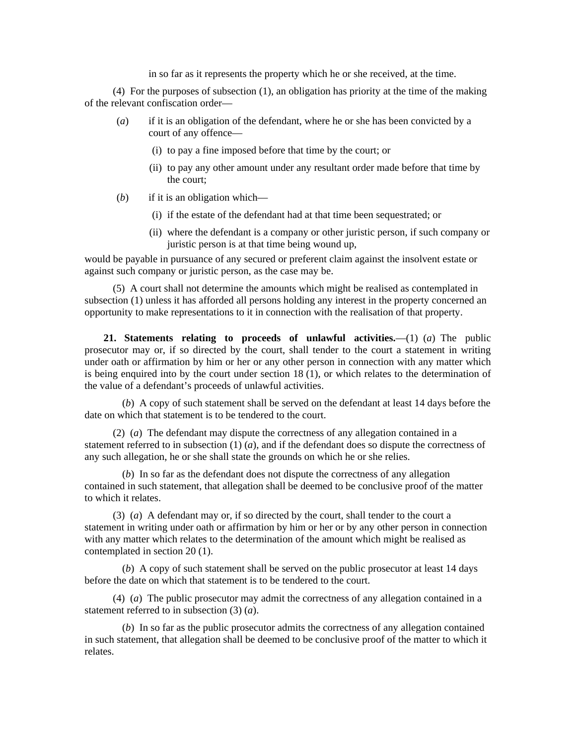in so far as it represents the property which he or she received, at the time.

(4) For the purposes of subsection (1), an obligation has priority at the time of the making of the relevant confiscation order—

(*a*) if it is an obligation of the defendant, where he or she has been convicted by a court of any offence—

(i) to pay a fine imposed before that time by the court; or

(ii) to pay any other amount under any resultant order made before that time by the court;

(*b*) if it is an obligation which—

(i) if the estate of the defendant had at that time been sequestrated; or

(ii) where the defendant is a company or other juristic person, if such company or juristic person is at that time being wound up,

would be payable in pursuance of any secured or preferent claim against the insolvent estate or against such company or juristic person, as the case may be.

(5) A court shall not determine the amounts which might be realised as contemplated in subsection (1) unless it has afforded all persons holding any interest in the property concerned an opportunity to make representations to it in connection with the realisation of that property.

**21. Statements relating to proceeds of unlawful activities.**—(1) (*a*) The public prosecutor may or, if so directed by the court, shall tender to the court a statement in writing under oath or affirmation by him or her or any other person in connection with any matter which is being enquired into by the court under section 18 (1), or which relates to the determination of the value of a defendant's proceeds of unlawful activities.

(*b*) A copy of such statement shall be served on the defendant at least 14 days before the date on which that statement is to be tendered to the court.

(2) (*a*) The defendant may dispute the correctness of any allegation contained in a statement referred to in subsection (1) (*a*), and if the defendant does so dispute the correctness of any such allegation, he or she shall state the grounds on which he or she relies.

(*b*) In so far as the defendant does not dispute the correctness of any allegation contained in such statement, that allegation shall be deemed to be conclusive proof of the matter to which it relates.

(3) (*a*) A defendant may or, if so directed by the court, shall tender to the court a statement in writing under oath or affirmation by him or her or by any other person in connection with any matter which relates to the determination of the amount which might be realised as contemplated in section 20 (1).

(*b*) A copy of such statement shall be served on the public prosecutor at least 14 days before the date on which that statement is to be tendered to the court.

(4) (*a*) The public prosecutor may admit the correctness of any allegation contained in a statement referred to in subsection (3) (*a*).

(*b*) In so far as the public prosecutor admits the correctness of any allegation contained in such statement, that allegation shall be deemed to be conclusive proof of the matter to which it relates.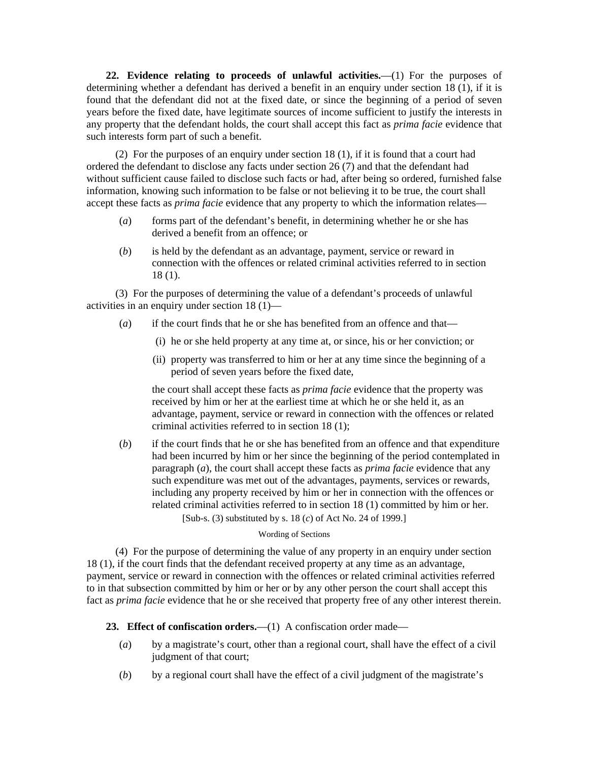**22. Evidence relating to proceeds of unlawful activities.**—(1) For the purposes of determining whether a defendant has derived a benefit in an enquiry under section 18 (1), if it is found that the defendant did not at the fixed date, or since the beginning of a period of seven years before the fixed date, have legitimate sources of income sufficient to justify the interests in any property that the defendant holds, the court shall accept this fact as *prima facie* evidence that such interests form part of such a benefit.

(2) For the purposes of an enquiry under section 18 (1), if it is found that a court had ordered the defendant to disclose any facts under section 26 (7) and that the defendant had without sufficient cause failed to disclose such facts or had, after being so ordered, furnished false information, knowing such information to be false or not believing it to be true, the court shall accept these facts as *prima facie* evidence that any property to which the information relates—

(*a*) forms part of the defendant's benefit, in determining whether he or she has derived a benefit from an offence; or

(*b*) is held by the defendant as an advantage, payment, service or reward in connection with the offences or related criminal activities referred to in section 18 (1).

(3) For the purposes of determining the value of a defendant's proceeds of unlawful activities in an enquiry under section 18 (1)—

(*a*) if the court finds that he or she has benefited from an offence and that—

(i) he or she held property at any time at, or since, his or her conviction; or

(ii) property was transferred to him or her at any time since the beginning of a period of seven years before the fixed date,

the court shall accept these facts as *prima facie* evidence that the property was received by him or her at the earliest time at which he or she held it, as an advantage, payment, service or reward in connection with the offences or related criminal activities referred to in section 18 (1);

(*b*) if the court finds that he or she has benefited from an offence and that expenditure had been incurred by him or her since the beginning of the period contemplated in paragraph (*a*), the court shall accept these facts as *prima facie* evidence that any such expenditure was met out of the advantages, payments, services or rewards, including any property received by him or her in connection with the offences or related criminal activities referred to in section 18 (1) committed by him or her.

[Sub-s. (3) substituted by s. 18 (*c*) of Act No. 24 of 1999.]

Wording of Sections

(4) For the purpose of determining the value of any property in an enquiry under section 18 (1), if the court finds that the defendant received property at any time as an advantage, payment, service or reward in connection with the offences or related criminal activities referred to in that subsection committed by him or her or by any other person the court shall accept this fact as *prima facie* evidence that he or she received that property free of any other interest therein.

**23. Effect of confiscation orders.**—(1) A confiscation order made—

(*a*) by a magistrate's court, other than a regional court, shall have the effect of a civil judgment of that court;

(*b*) by a regional court shall have the effect of a civil judgment of the magistrate's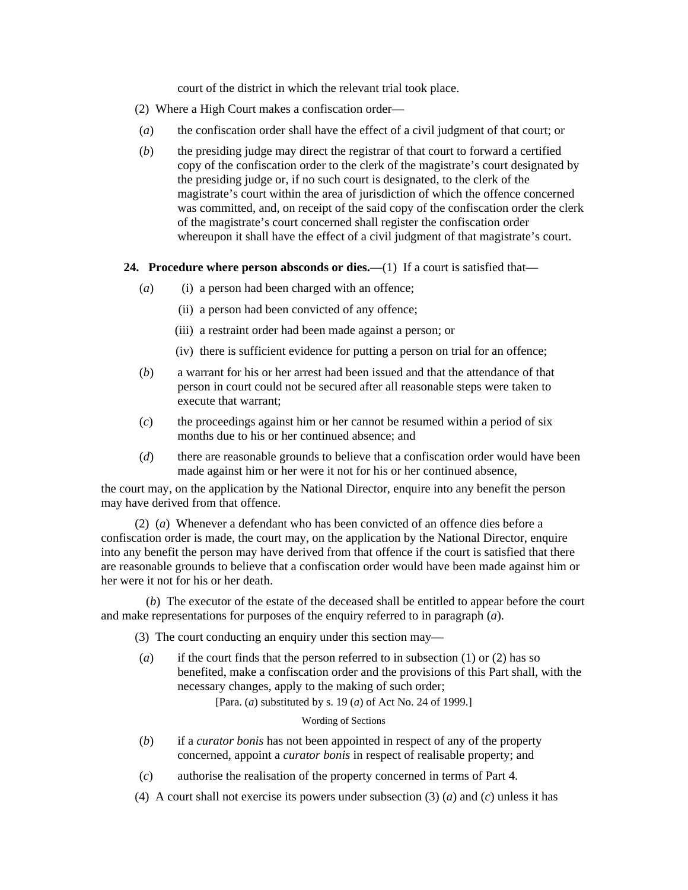court of the district in which the relevant trial took place.

(2) Where a High Court makes a confiscation order—

(*a*) the confiscation order shall have the effect of a civil judgment of that court; or

(*b*) the presiding judge may direct the registrar of that court to forward a certified copy of the confiscation order to the clerk of the magistrate's court designated by the presiding judge or, if no such court is designated, to the clerk of the magistrate's court within the area of jurisdiction of which the offence concerned was committed, and, on receipt of the said copy of the confiscation order the clerk of the magistrate's court concerned shall register the confiscation order whereupon it shall have the effect of a civil judgment of that magistrate's court.

**24. Procedure where person absconds or dies.**—(1) If a court is satisfied that—

(*a*) (i) a person had been charged with an offence;

(ii) a person had been convicted of any offence;

(iii) a restraint order had been made against a person; or

(iv) there is sufficient evidence for putting a person on trial for an offence;

(*b*) a warrant for his or her arrest had been issued and that the attendance of that person in court could not be secured after all reasonable steps were taken to execute that warrant;

(*c*) the proceedings against him or her cannot be resumed within a period of six months due to his or her continued absence; and

(*d*) there are reasonable grounds to believe that a confiscation order would have been made against him or her were it not for his or her continued absence,

the court may, on the application by the National Director, enquire into any benefit the person may have derived from that offence.

(2) (*a*) Whenever a defendant who has been convicted of an offence dies before a confiscation order is made, the court may, on the application by the National Director, enquire into any benefit the person may have derived from that offence if the court is satisfied that there are reasonable grounds to believe that a confiscation order would have been made against him or her were it not for his or her death.

(*b*) The executor of the estate of the deceased shall be entitled to appear before the court and make representations for purposes of the enquiry referred to in paragraph (*a*).

(3) The court conducting an enquiry under this section may—

(*a*) if the court finds that the person referred to in subsection (1) or (2) has so benefited, make a confiscation order and the provisions of this Part shall, with the necessary changes, apply to the making of such order;

[Para. (*a*) substituted by s. 19 (*a*) of Act No. 24 of 1999.]

Wording of Sections

(*b*) if a *curator bonis* has not been appointed in respect of any of the property concerned, appoint a *curator bonis* in respect of realisable property; and

(*c*) authorise the realisation of the property concerned in terms of Part 4.

(4) A court shall not exercise its powers under subsection (3) (*a*) and (*c*) unless it has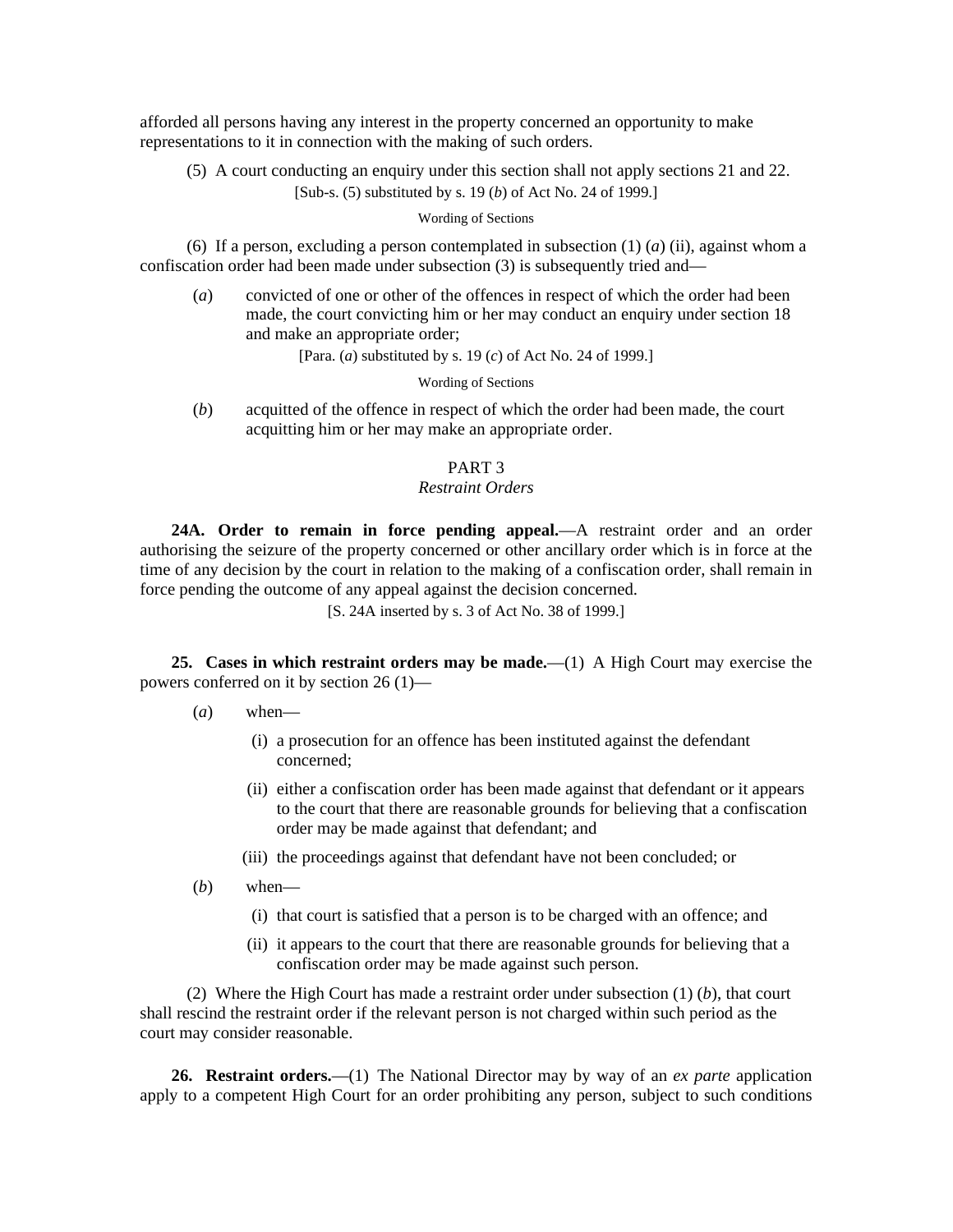afforded all persons having any interest in the property concerned an opportunity to make representations to it in connection with the making of such orders.

(5) A court conducting an enquiry under this section shall not apply sections 21 and 22.

[Sub-s. (5) substituted by s. 19 (*b*) of Act No. 24 of 1999.]

Wording of Sections

(6) If a person, excluding a person contemplated in subsection (1) (*a*) (ii), against whom a confiscation order had been made under subsection (3) is subsequently tried and—

(*a*) convicted of one or other of the offences in respect of which the order had been made, the court convicting him or her may conduct an enquiry under section 18 and make an appropriate order;

[Para. (*a*) substituted by s. 19 (*c*) of Act No. 24 of 1999.]

Wording of Sections

(*b*) acquitted of the offence in respect of which the order had been made, the court acquitting him or her may make an appropriate order.

## PART 3
### *Restraint Orders*

**24A. Order to remain in force pending appeal.**—A restraint order and an order authorising the seizure of the property concerned or other ancillary order which is in force at the time of any decision by the court in relation to the making of a confiscation order, shall remain in force pending the outcome of any appeal against the decision concerned.

[S. 24A inserted by s. 3 of Act No. 38 of 1999.]

**25. Cases in which restraint orders may be made.**—(1) A High Court may exercise the powers conferred on it by section 26 (1)—

(*a*) when—

(i) a prosecution for an offence has been instituted against the defendant concerned;

(ii) either a confiscation order has been made against that defendant or it appears to the court that there are reasonable grounds for believing that a confiscation order may be made against that defendant; and

(iii) the proceedings against that defendant have not been concluded; or

(*b*) when—

(i) that court is satisfied that a person is to be charged with an offence; and

(ii) it appears to the court that there are reasonable grounds for believing that a confiscation order may be made against such person.

(2) Where the High Court has made a restraint order under subsection (1) (*b*), that court shall rescind the restraint order if the relevant person is not charged within such period as the court may consider reasonable.

**26. Restraint orders.**—(1) The National Director may by way of an *ex parte* application apply to a competent High Court for an order prohibiting any person, subject to such conditions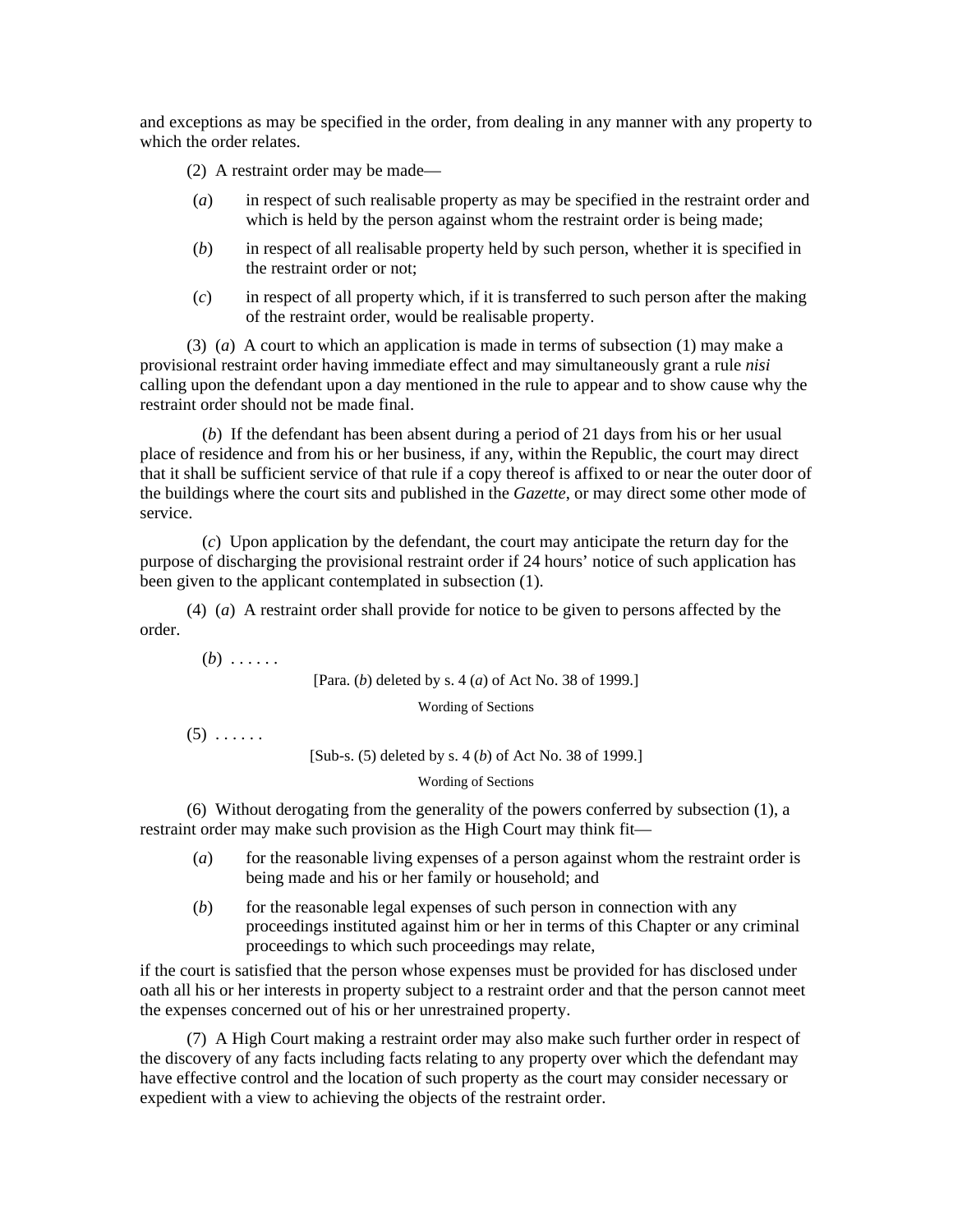and exceptions as may be specified in the order, from dealing in any manner with any property to which the order relates.

(2) A restraint order may be made—

(*a*) in respect of such realisable property as may be specified in the restraint order and which is held by the person against whom the restraint order is being made;

(*b*) in respect of all realisable property held by such person, whether it is specified in the restraint order or not;

(*c*) in respect of all property which, if it is transferred to such person after the making of the restraint order, would be realisable property.

(3) (*a*) A court to which an application is made in terms of subsection (1) may make a provisional restraint order having immediate effect and may simultaneously grant a rule *nisi* calling upon the defendant upon a day mentioned in the rule to appear and to show cause why the restraint order should not be made final.

(*b*) If the defendant has been absent during a period of 21 days from his or her usual place of residence and from his or her business, if any, within the Republic, the court may direct that it shall be sufficient service of that rule if a copy thereof is affixed to or near the outer door of the buildings where the court sits and published in the *Gazette*, or may direct some other mode of service.

(*c*) Upon application by the defendant, the court may anticipate the return day for the purpose of discharging the provisional restraint order if 24 hours' notice of such application has been given to the applicant contemplated in subsection (1).

(4) (*a*) A restraint order shall provide for notice to be given to persons affected by the order.

(*b*) . . . . . .

[Para. (*b*) deleted by s. 4 (*a*) of Act No. 38 of 1999.]

Wording of Sections

(5) . . . . . .

[Sub-s. (5) deleted by s. 4 (*b*) of Act No. 38 of 1999.]

Wording of Sections

(6) Without derogating from the generality of the powers conferred by subsection (1), a restraint order may make such provision as the High Court may think fit—

(*a*) for the reasonable living expenses of a person against whom the restraint order is being made and his or her family or household; and

(*b*) for the reasonable legal expenses of such person in connection with any proceedings instituted against him or her in terms of this Chapter or any criminal proceedings to which such proceedings may relate,

if the court is satisfied that the person whose expenses must be provided for has disclosed under oath all his or her interests in property subject to a restraint order and that the person cannot meet the expenses concerned out of his or her unrestrained property.

(7) A High Court making a restraint order may also make such further order in respect of the discovery of any facts including facts relating to any property over which the defendant may have effective control and the location of such property as the court may consider necessary or expedient with a view to achieving the objects of the restraint order.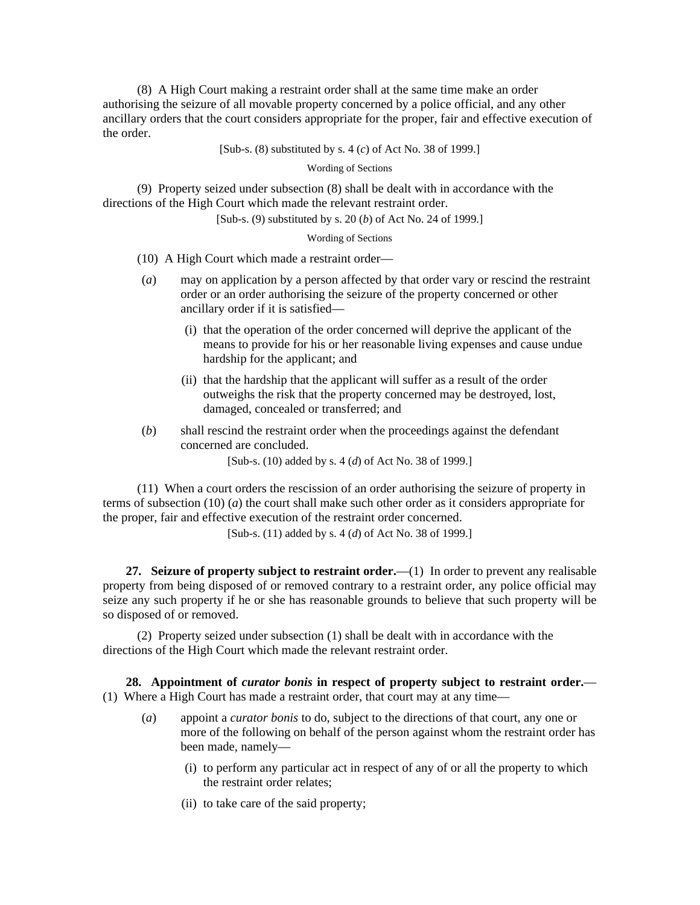(8) A High Court making a restraint order shall at the same time make an order authorising the seizure of all movable property concerned by a police official, and any other ancillary orders that the court considers appropriate for the proper, fair and effective execution of the order.

[Sub-s. (8) substituted by s. 4 (*c*) of Act No. 38 of 1999.]

Wording of Sections

(9) Property seized under subsection (8) shall be dealt with in accordance with the directions of the High Court which made the relevant restraint order.

[Sub-s. (9) substituted by s. 20 (*b*) of Act No. 24 of 1999.]

Wording of Sections

(10) A High Court which made a restraint order—

(*a*) may on application by a person affected by that order vary or rescind the restraint order or an order authorising the seizure of the property concerned or other ancillary order if it is satisfied—

(i) that the operation of the order concerned will deprive the applicant of the means to provide for his or her reasonable living expenses and cause undue hardship for the applicant; and

(ii) that the hardship that the applicant will suffer as a result of the order outweighs the risk that the property concerned may be destroyed, lost, damaged, concealed or transferred; and

(*b*) shall rescind the restraint order when the proceedings against the defendant concerned are concluded.

[Sub-s. (10) added by s. 4 (*d*) of Act No. 38 of 1999.]

(11) When a court orders the rescission of an order authorising the seizure of property in terms of subsection (10) (*a*) the court shall make such other order as it considers appropriate for the proper, fair and effective execution of the restraint order concerned.

[Sub-s. (11) added by s. 4 (*d*) of Act No. 38 of 1999.]

**27. Seizure of property subject to restraint order.**—(1) In order to prevent any realisable property from being disposed of or removed contrary to a restraint order, any police official may seize any such property if he or she has reasonable grounds to believe that such property will be so disposed of or removed.

(2) Property seized under subsection (1) shall be dealt with in accordance with the directions of the High Court which made the relevant restraint order.

**28. Appointment of *curator bonis* in respect of property subject to restraint order.**—(1) Where a High Court has made a restraint order, that court may at any time—

(*a*) appoint a *curator bonis* to do, subject to the directions of that court, any one or more of the following on behalf of the person against whom the restraint order has been made, namely—

(i) to perform any particular act in respect of any of or all the property to which the restraint order relates;

(ii) to take care of the said property;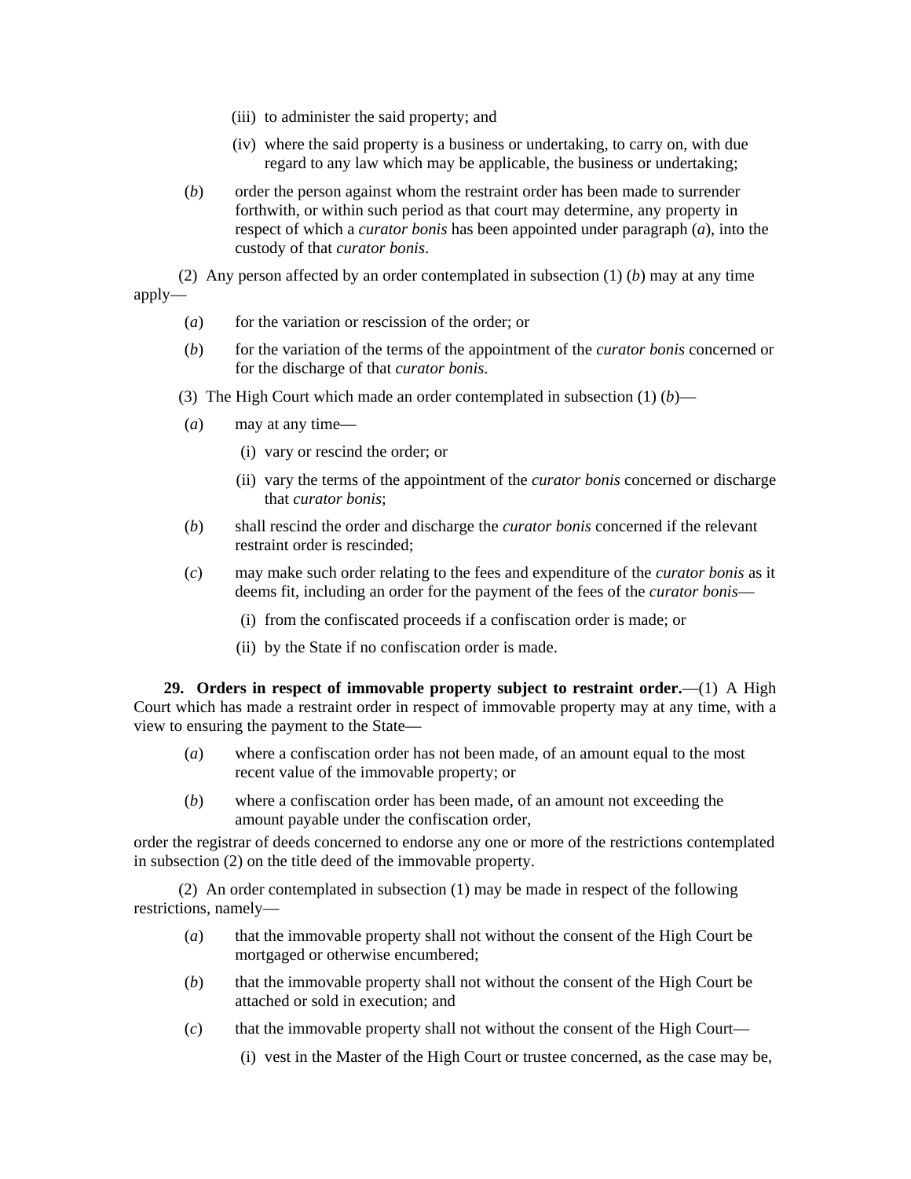(iii) to administer the said property; and

(iv) where the said property is a business or undertaking, to carry on, with due regard to any law which may be applicable, the business or undertaking;

(*b*) order the person against whom the restraint order has been made to surrender forthwith, or within such period as that court may determine, any property in respect of which a *curator bonis* has been appointed under paragraph (*a*), into the custody of that *curator bonis*.

(2) Any person affected by an order contemplated in subsection (1) (*b*) may at any time apply—

(*a*) for the variation or rescission of the order; or

(*b*) for the variation of the terms of the appointment of the *curator bonis* concerned or for the discharge of that *curator bonis*.

(3) The High Court which made an order contemplated in subsection (1) (*b*)—

(*a*) may at any time—

(i) vary or rescind the order; or

(ii) vary the terms of the appointment of the *curator bonis* concerned or discharge that *curator bonis*;

(*b*) shall rescind the order and discharge the *curator bonis* concerned if the relevant restraint order is rescinded;

(*c*) may make such order relating to the fees and expenditure of the *curator bonis* as it deems fit, including an order for the payment of the fees of the *curator bonis*—

(i) from the confiscated proceeds if a confiscation order is made; or

(ii) by the State if no confiscation order is made.

**29. Orders in respect of immovable property subject to restraint order.**—(1) A High Court which has made a restraint order in respect of immovable property may at any time, with a view to ensuring the payment to the State—

(*a*) where a confiscation order has not been made, of an amount equal to the most recent value of the immovable property; or

(*b*) where a confiscation order has been made, of an amount not exceeding the amount payable under the confiscation order,

order the registrar of deeds concerned to endorse any one or more of the restrictions contemplated in subsection (2) on the title deed of the immovable property.

(2) An order contemplated in subsection (1) may be made in respect of the following restrictions, namely—

(*a*) that the immovable property shall not without the consent of the High Court be mortgaged or otherwise encumbered;

(*b*) that the immovable property shall not without the consent of the High Court be attached or sold in execution; and

(*c*) that the immovable property shall not without the consent of the High Court—

(i) vest in the Master of the High Court or trustee concerned, as the case may be,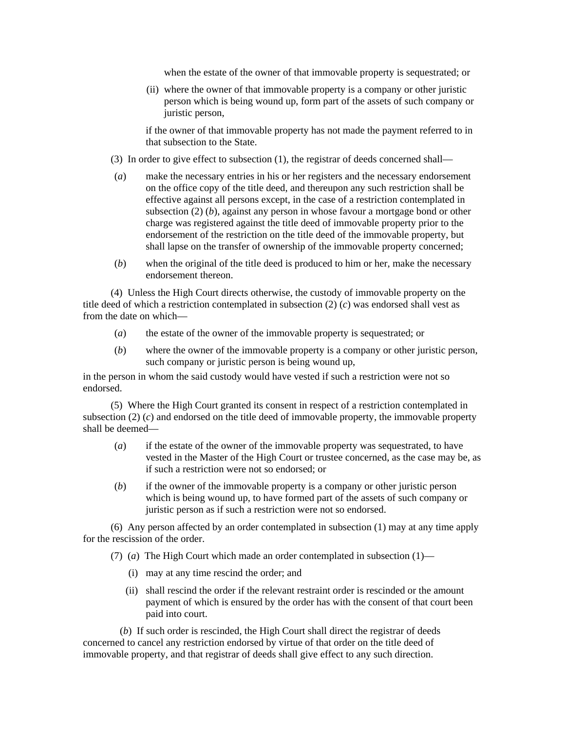when the estate of the owner of that immovable property is sequestrated; or

(ii) where the owner of that immovable property is a company or other juristic person which is being wound up, form part of the assets of such company or juristic person,

if the owner of that immovable property has not made the payment referred to in that subsection to the State.

(3) In order to give effect to subsection (1), the registrar of deeds concerned shall—

(*a*) make the necessary entries in his or her registers and the necessary endorsement on the office copy of the title deed, and thereupon any such restriction shall be effective against all persons except, in the case of a restriction contemplated in subsection (2) (*b*), against any person in whose favour a mortgage bond or other charge was registered against the title deed of immovable property prior to the endorsement of the restriction on the title deed of the immovable property, but shall lapse on the transfer of ownership of the immovable property concerned;

(*b*) when the original of the title deed is produced to him or her, make the necessary endorsement thereon.

(4) Unless the High Court directs otherwise, the custody of immovable property on the title deed of which a restriction contemplated in subsection (2) (*c*) was endorsed shall vest as from the date on which—

(*a*) the estate of the owner of the immovable property is sequestrated; or

(*b*) where the owner of the immovable property is a company or other juristic person, such company or juristic person is being wound up,

in the person in whom the said custody would have vested if such a restriction were not so endorsed.

(5) Where the High Court granted its consent in respect of a restriction contemplated in subsection (2) (*c*) and endorsed on the title deed of immovable property, the immovable property shall be deemed—

(*a*) if the estate of the owner of the immovable property was sequestrated, to have vested in the Master of the High Court or trustee concerned, as the case may be, as if such a restriction were not so endorsed; or

(*b*) if the owner of the immovable property is a company or other juristic person which is being wound up, to have formed part of the assets of such company or juristic person as if such a restriction were not so endorsed.

(6) Any person affected by an order contemplated in subsection (1) may at any time apply for the rescission of the order.

(7) (*a*) The High Court which made an order contemplated in subsection (1)—

(i) may at any time rescind the order; and

(ii) shall rescind the order if the relevant restraint order is rescinded or the amount payment of which is ensured by the order has with the consent of that court been paid into court.

(*b*) If such order is rescinded, the High Court shall direct the registrar of deeds concerned to cancel any restriction endorsed by virtue of that order on the title deed of immovable property, and that registrar of deeds shall give effect to any such direction.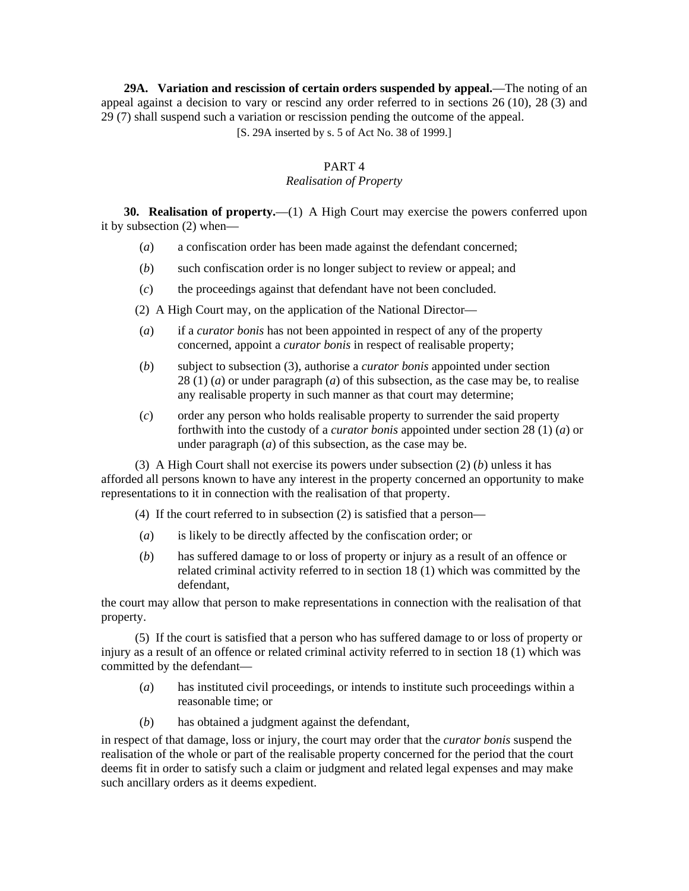**29A. Variation and rescission of certain orders suspended by appeal.**—The noting of an appeal against a decision to vary or rescind any order referred to in sections 26 (10), 28 (3) and 29 (7) shall suspend such a variation or rescission pending the outcome of the appeal.

[S. 29A inserted by s. 5 of Act No. 38 of 1999.]

## PART 4

### *Realisation of Property*

**30. Realisation of property.**—(1) A High Court may exercise the powers conferred upon it by subsection (2) when—

(*a*) a confiscation order has been made against the defendant concerned;

(*b*) such confiscation order is no longer subject to review or appeal; and

(*c*) the proceedings against that defendant have not been concluded.

(2) A High Court may, on the application of the National Director—

(*a*) if a *curator bonis* has not been appointed in respect of any of the property concerned, appoint a *curator bonis* in respect of realisable property;

(*b*) subject to subsection (3), authorise a *curator bonis* appointed under section 28 (1) (*a*) or under paragraph (*a*) of this subsection, as the case may be, to realise any realisable property in such manner as that court may determine;

(*c*) order any person who holds realisable property to surrender the said property forthwith into the custody of a *curator bonis* appointed under section 28 (1) (*a*) or under paragraph (*a*) of this subsection, as the case may be.

(3) A High Court shall not exercise its powers under subsection (2) (*b*) unless it has afforded all persons known to have any interest in the property concerned an opportunity to make representations to it in connection with the realisation of that property.

(4) If the court referred to in subsection (2) is satisfied that a person—

(*a*) is likely to be directly affected by the confiscation order; or

(*b*) has suffered damage to or loss of property or injury as a result of an offence or related criminal activity referred to in section 18 (1) which was committed by the defendant,

the court may allow that person to make representations in connection with the realisation of that property.

(5) If the court is satisfied that a person who has suffered damage to or loss of property or injury as a result of an offence or related criminal activity referred to in section 18 (1) which was committed by the defendant—

(*a*) has instituted civil proceedings, or intends to institute such proceedings within a reasonable time; or

(*b*) has obtained a judgment against the defendant,

in respect of that damage, loss or injury, the court may order that the *curator bonis* suspend the realisation of the whole or part of the realisable property concerned for the period that the court deems fit in order to satisfy such a claim or judgment and related legal expenses and may make such ancillary orders as it deems expedient.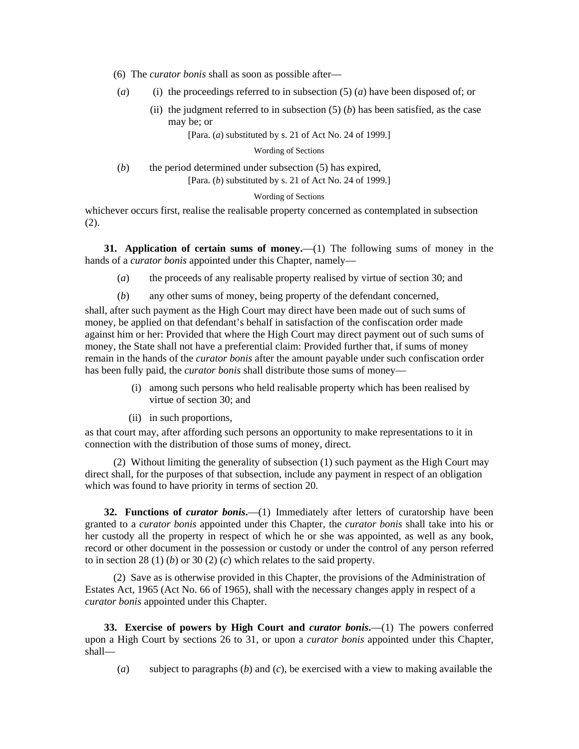(6) The *curator bonis* shall as soon as possible after—

(*a*) (i) the proceedings referred to in subsection (5) (*a*) have been disposed of; or

(ii) the judgment referred to in subsection (5) (*b*) has been satisfied, as the case may be; or

[Para. (*a*) substituted by s. 21 of Act No. 24 of 1999.]

Wording of Sections

(*b*) the period determined under subsection (5) has expired,

[Para. (*b*) substituted by s. 21 of Act No. 24 of 1999.]

Wording of Sections

whichever occurs first, realise the realisable property concerned as contemplated in subsection (2).

**31. Application of certain sums of money.**—(1) The following sums of money in the hands of a *curator bonis* appointed under this Chapter, namely—

(*a*) the proceeds of any realisable property realised by virtue of section 30; and

(*b*) any other sums of money, being property of the defendant concerned,

shall, after such payment as the High Court may direct have been made out of such sums of money, be applied on that defendant's behalf in satisfaction of the confiscation order made against him or her: Provided that where the High Court may direct payment out of such sums of money, the State shall not have a preferential claim: Provided further that, if sums of money remain in the hands of the *curator bonis* after the amount payable under such confiscation order has been fully paid, the *curator bonis* shall distribute those sums of money—

(i) among such persons who held realisable property which has been realised by virtue of section 30; and

(ii) in such proportions,

as that court may, after affording such persons an opportunity to make representations to it in connection with the distribution of those sums of money, direct.

(2) Without limiting the generality of subsection (1) such payment as the High Court may direct shall, for the purposes of that subsection, include any payment in respect of an obligation which was found to have priority in terms of section 20.

**32. Functions of *curator bonis*.**—(1) Immediately after letters of curatorship have been granted to a *curator bonis* appointed under this Chapter, the *curator bonis* shall take into his or her custody all the property in respect of which he or she was appointed, as well as any book, record or other document in the possession or custody or under the control of any person referred to in section 28 (1) (*b*) or 30 (2) (*c*) which relates to the said property.

(2) Save as is otherwise provided in this Chapter, the provisions of the Administration of Estates Act, 1965 (Act No. 66 of 1965), shall with the necessary changes apply in respect of a *curator bonis* appointed under this Chapter.

**33. Exercise of powers by High Court and *curator bonis*.**—(1) The powers conferred upon a High Court by sections 26 to 31, or upon a *curator bonis* appointed under this Chapter, shall—

(*a*) subject to paragraphs (*b*) and (*c*), be exercised with a view to making available the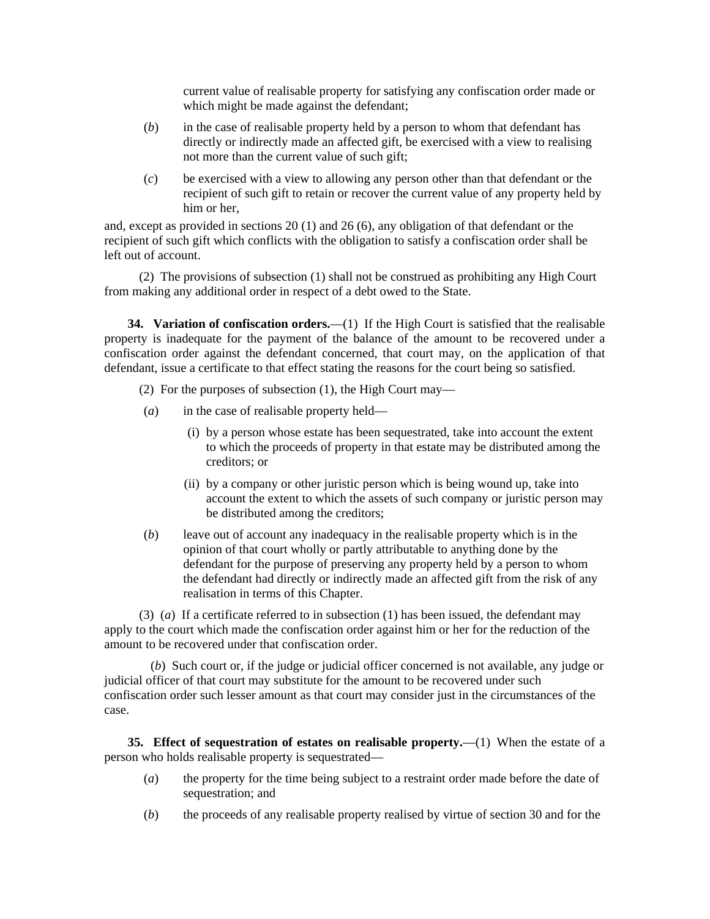current value of realisable property for satisfying any confiscation order made or which might be made against the defendant;

(*b*) in the case of realisable property held by a person to whom that defendant has directly or indirectly made an affected gift, be exercised with a view to realising not more than the current value of such gift;

(*c*) be exercised with a view to allowing any person other than that defendant or the recipient of such gift to retain or recover the current value of any property held by him or her,

and, except as provided in sections 20 (1) and 26 (6), any obligation of that defendant or the recipient of such gift which conflicts with the obligation to satisfy a confiscation order shall be left out of account.

(2) The provisions of subsection (1) shall not be construed as prohibiting any High Court from making any additional order in respect of a debt owed to the State.

**34. Variation of confiscation orders.**—(1) If the High Court is satisfied that the realisable property is inadequate for the payment of the balance of the amount to be recovered under a confiscation order against the defendant concerned, that court may, on the application of that defendant, issue a certificate to that effect stating the reasons for the court being so satisfied.

(2) For the purposes of subsection (1), the High Court may—

(*a*) in the case of realisable property held—

(i) by a person whose estate has been sequestrated, take into account the extent to which the proceeds of property in that estate may be distributed among the creditors; or

(ii) by a company or other juristic person which is being wound up, take into account the extent to which the assets of such company or juristic person may be distributed among the creditors;

(*b*) leave out of account any inadequacy in the realisable property which is in the opinion of that court wholly or partly attributable to anything done by the defendant for the purpose of preserving any property held by a person to whom the defendant had directly or indirectly made an affected gift from the risk of any realisation in terms of this Chapter.

(3) (*a*) If a certificate referred to in subsection (1) has been issued, the defendant may apply to the court which made the confiscation order against him or her for the reduction of the amount to be recovered under that confiscation order.

(*b*) Such court or, if the judge or judicial officer concerned is not available, any judge or judicial officer of that court may substitute for the amount to be recovered under such confiscation order such lesser amount as that court may consider just in the circumstances of the case.

**35. Effect of sequestration of estates on realisable property.**—(1) When the estate of a person who holds realisable property is sequestrated—

(*a*) the property for the time being subject to a restraint order made before the date of sequestration; and

(*b*) the proceeds of any realisable property realised by virtue of section 30 and for the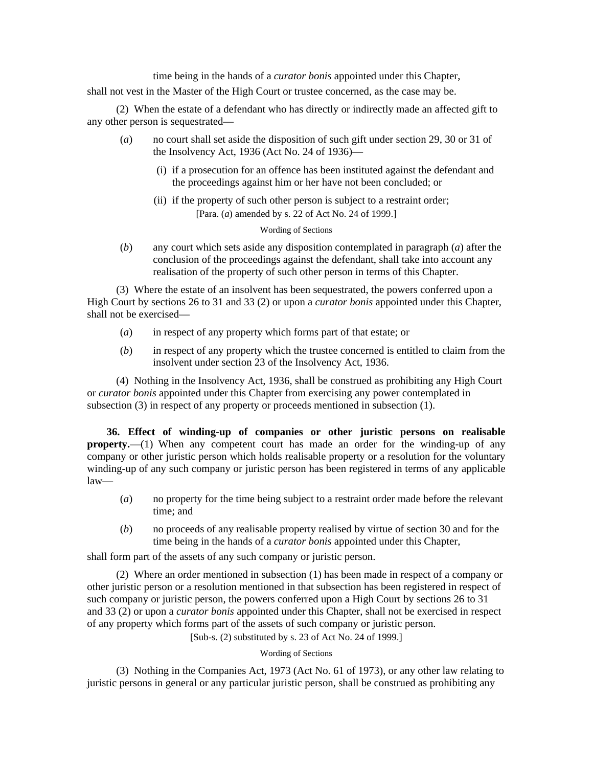time being in the hands of a *curator bonis* appointed under this Chapter,

shall not vest in the Master of the High Court or trustee concerned, as the case may be.

(2) When the estate of a defendant who has directly or indirectly made an affected gift to any other person is sequestrated—

(*a*) no court shall set aside the disposition of such gift under section 29, 30 or 31 of the Insolvency Act, 1936 (Act No. 24 of 1936)—

(i) if a prosecution for an offence has been instituted against the defendant and the proceedings against him or her have not been concluded; or

(ii) if the property of such other person is subject to a restraint order;

[Para. (*a*) amended by s. 22 of Act No. 24 of 1999.]

Wording of Sections

(*b*) any court which sets aside any disposition contemplated in paragraph (*a*) after the conclusion of the proceedings against the defendant, shall take into account any realisation of the property of such other person in terms of this Chapter.

(3) Where the estate of an insolvent has been sequestrated, the powers conferred upon a High Court by sections 26 to 31 and 33 (2) or upon a *curator bonis* appointed under this Chapter, shall not be exercised—

(*a*) in respect of any property which forms part of that estate; or

(*b*) in respect of any property which the trustee concerned is entitled to claim from the insolvent under section 23 of the Insolvency Act, 1936.

(4) Nothing in the Insolvency Act, 1936, shall be construed as prohibiting any High Court or *curator bonis* appointed under this Chapter from exercising any power contemplated in subsection (3) in respect of any property or proceeds mentioned in subsection (1).

**36. Effect of winding-up of companies or other juristic persons on realisable property.**—(1) When any competent court has made an order for the winding-up of any company or other juristic person which holds realisable property or a resolution for the voluntary winding-up of any such company or juristic person has been registered in terms of any applicable law—

(*a*) no property for the time being subject to a restraint order made before the relevant time; and

(*b*) no proceeds of any realisable property realised by virtue of section 30 and for the time being in the hands of a *curator bonis* appointed under this Chapter,

shall form part of the assets of any such company or juristic person.

(2) Where an order mentioned in subsection (1) has been made in respect of a company or other juristic person or a resolution mentioned in that subsection has been registered in respect of such company or juristic person, the powers conferred upon a High Court by sections 26 to 31 and 33 (2) or upon a *curator bonis* appointed under this Chapter, shall not be exercised in respect of any property which forms part of the assets of such company or juristic person.

[Sub-s. (2) substituted by s. 23 of Act No. 24 of 1999.]

Wording of Sections

(3) Nothing in the Companies Act, 1973 (Act No. 61 of 1973), or any other law relating to juristic persons in general or any particular juristic person, shall be construed as prohibiting any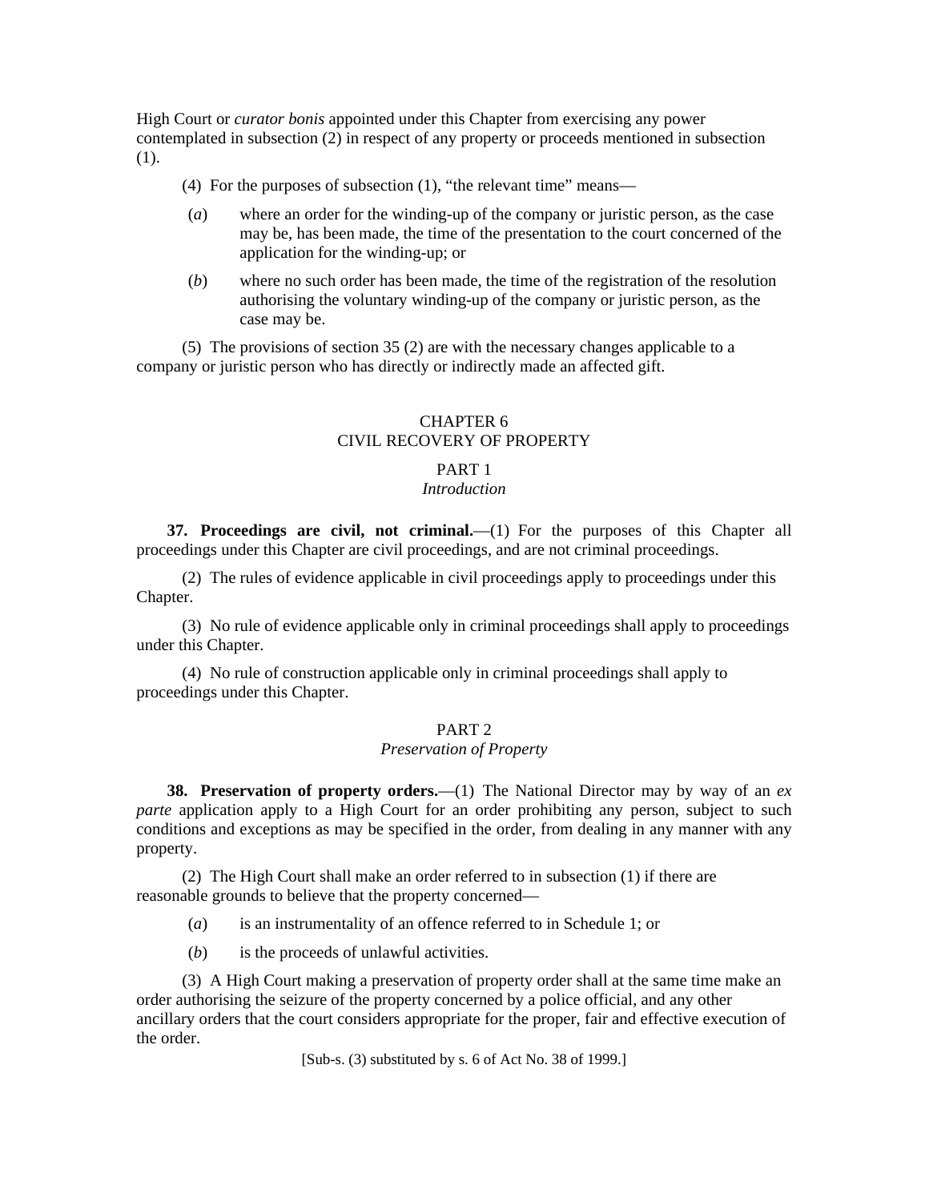High Court or *curator bonis* appointed under this Chapter from exercising any power contemplated in subsection (2) in respect of any property or proceeds mentioned in subsection (1).

(4) For the purposes of subsection (1), "the relevant time" means—

(*a*) where an order for the winding-up of the company or juristic person, as the case may be, has been made, the time of the presentation to the court concerned of the application for the winding-up; or

(*b*) where no such order has been made, the time of the registration of the resolution authorising the voluntary winding-up of the company or juristic person, as the case may be.

(5) The provisions of section 35 (2) are with the necessary changes applicable to a company or juristic person who has directly or indirectly made an affected gift.

## CHAPTER 6
## CIVIL RECOVERY OF PROPERTY

### PART 1
### *Introduction*

**37. Proceedings are civil, not criminal.**—(1) For the purposes of this Chapter all proceedings under this Chapter are civil proceedings, and are not criminal proceedings.

(2) The rules of evidence applicable in civil proceedings apply to proceedings under this Chapter.

(3) No rule of evidence applicable only in criminal proceedings shall apply to proceedings under this Chapter.

(4) No rule of construction applicable only in criminal proceedings shall apply to proceedings under this Chapter.

### PART 2
### *Preservation of Property*

**38. Preservation of property orders.**—(1) The National Director may by way of an *ex parte* application apply to a High Court for an order prohibiting any person, subject to such conditions and exceptions as may be specified in the order, from dealing in any manner with any property.

(2) The High Court shall make an order referred to in subsection (1) if there are reasonable grounds to believe that the property concerned—

(*a*) is an instrumentality of an offence referred to in Schedule 1; or

(*b*) is the proceeds of unlawful activities.

(3) A High Court making a preservation of property order shall at the same time make an order authorising the seizure of the property concerned by a police official, and any other ancillary orders that the court considers appropriate for the proper, fair and effective execution of the order.

[Sub-s. (3) substituted by s. 6 of Act No. 38 of 1999.]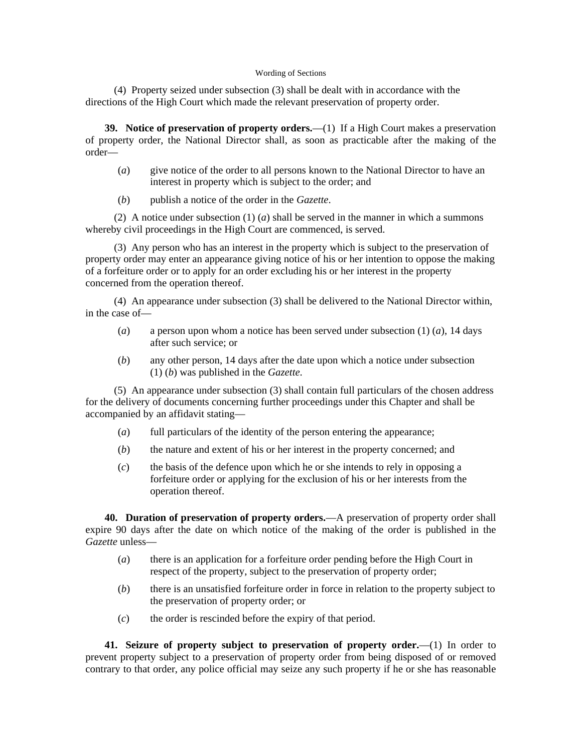(4) Property seized under subsection (3) shall be dealt with in accordance with the directions of the High Court which made the relevant preservation of property order.

**39. Notice of preservation of property orders.**—(1) If a High Court makes a preservation of property order, the National Director shall, as soon as practicable after the making of the order—

(*a*) give notice of the order to all persons known to the National Director to have an interest in property which is subject to the order; and

(*b*) publish a notice of the order in the *Gazette*.

(2) A notice under subsection (1) (*a*) shall be served in the manner in which a summons whereby civil proceedings in the High Court are commenced, is served.

(3) Any person who has an interest in the property which is subject to the preservation of property order may enter an appearance giving notice of his or her intention to oppose the making of a forfeiture order or to apply for an order excluding his or her interest in the property concerned from the operation thereof.

(4) An appearance under subsection (3) shall be delivered to the National Director within, in the case of—

(*a*) a person upon whom a notice has been served under subsection (1) (*a*), 14 days after such service; or

(*b*) any other person, 14 days after the date upon which a notice under subsection (1) (*b*) was published in the *Gazette*.

(5) An appearance under subsection (3) shall contain full particulars of the chosen address for the delivery of documents concerning further proceedings under this Chapter and shall be accompanied by an affidavit stating—

(*a*) full particulars of the identity of the person entering the appearance;

(*b*) the nature and extent of his or her interest in the property concerned; and

(*c*) the basis of the defence upon which he or she intends to rely in opposing a forfeiture order or applying for the exclusion of his or her interests from the operation thereof.

**40. Duration of preservation of property orders.**—A preservation of property order shall expire 90 days after the date on which notice of the making of the order is published in the *Gazette* unless—

(*a*) there is an application for a forfeiture order pending before the High Court in respect of the property, subject to the preservation of property order;

(*b*) there is an unsatisfied forfeiture order in force in relation to the property subject to the preservation of property order; or

(*c*) the order is rescinded before the expiry of that period.

**41. Seizure of property subject to preservation of property order.**—(1) In order to prevent property subject to a preservation of property order from being disposed of or removed contrary to that order, any police official may seize any such property if he or she has reasonable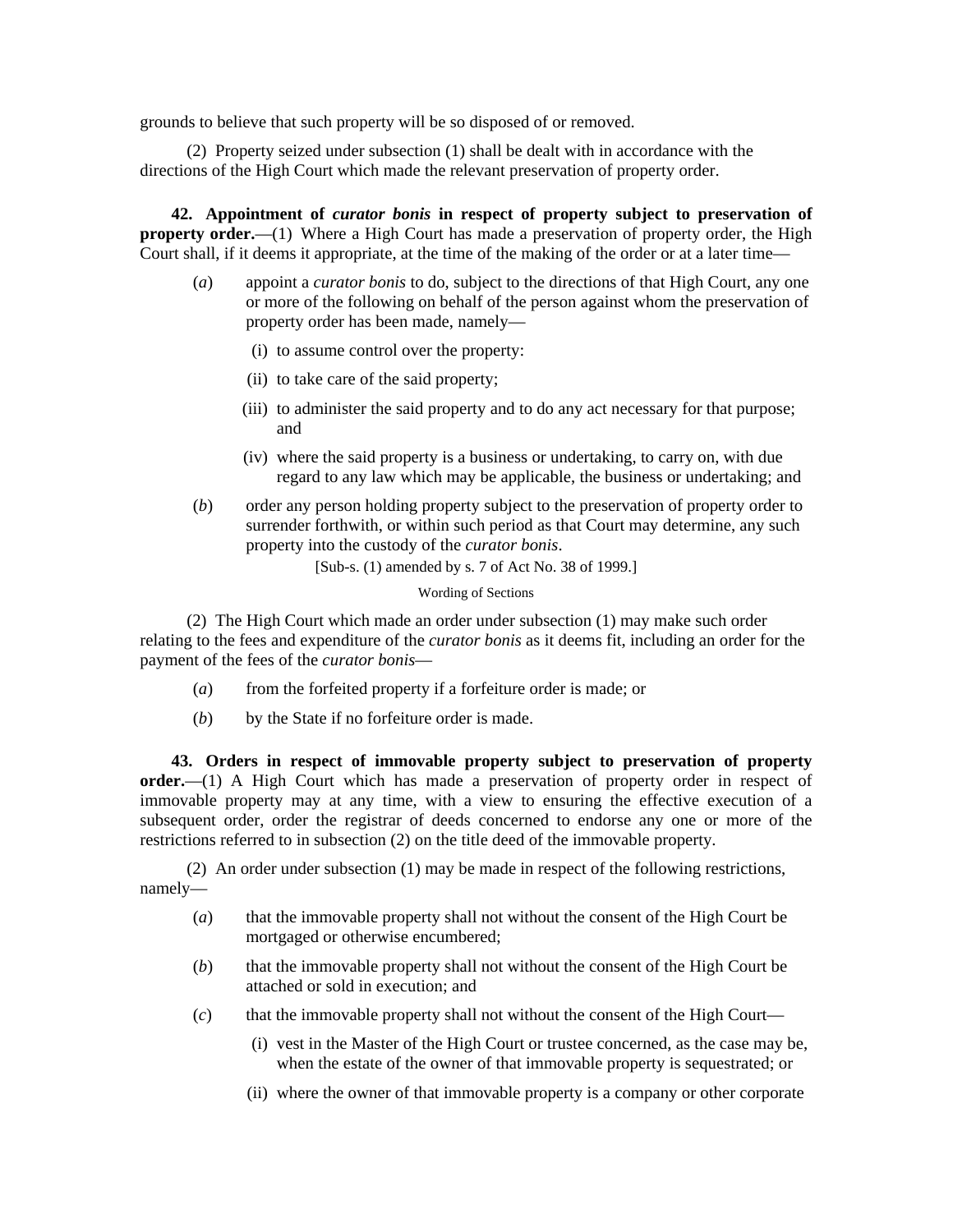grounds to believe that such property will be so disposed of or removed.

(2) Property seized under subsection (1) shall be dealt with in accordance with the directions of the High Court which made the relevant preservation of property order.

**42. Appointment of *curator bonis* in respect of property subject to preservation of property order.**—(1) Where a High Court has made a preservation of property order, the High Court shall, if it deems it appropriate, at the time of the making of the order or at a later time—

(*a*) appoint a *curator bonis* to do, subject to the directions of that High Court, any one or more of the following on behalf of the person against whom the preservation of property order has been made, namely—

(i) to assume control over the property:

(ii) to take care of the said property;

(iii) to administer the said property and to do any act necessary for that purpose; and

(iv) where the said property is a business or undertaking, to carry on, with due regard to any law which may be applicable, the business or undertaking; and

(*b*) order any person holding property subject to the preservation of property order to surrender forthwith, or within such period as that Court may determine, any such property into the custody of the *curator bonis*.

[Sub-s. (1) amended by s. 7 of Act No. 38 of 1999.]

Wording of Sections

(2) The High Court which made an order under subsection (1) may make such order relating to the fees and expenditure of the *curator bonis* as it deems fit, including an order for the payment of the fees of the *curator bonis*—

(*a*) from the forfeited property if a forfeiture order is made; or

(*b*) by the State if no forfeiture order is made.

**43. Orders in respect of immovable property subject to preservation of property order.**—(1) A High Court which has made a preservation of property order in respect of immovable property may at any time, with a view to ensuring the effective execution of a subsequent order, order the registrar of deeds concerned to endorse any one or more of the restrictions referred to in subsection (2) on the title deed of the immovable property.

(2) An order under subsection (1) may be made in respect of the following restrictions, namely—

(*a*) that the immovable property shall not without the consent of the High Court be mortgaged or otherwise encumbered;

(*b*) that the immovable property shall not without the consent of the High Court be attached or sold in execution; and

(*c*) that the immovable property shall not without the consent of the High Court—

(i) vest in the Master of the High Court or trustee concerned, as the case may be, when the estate of the owner of that immovable property is sequestrated; or

(ii) where the owner of that immovable property is a company or other corporate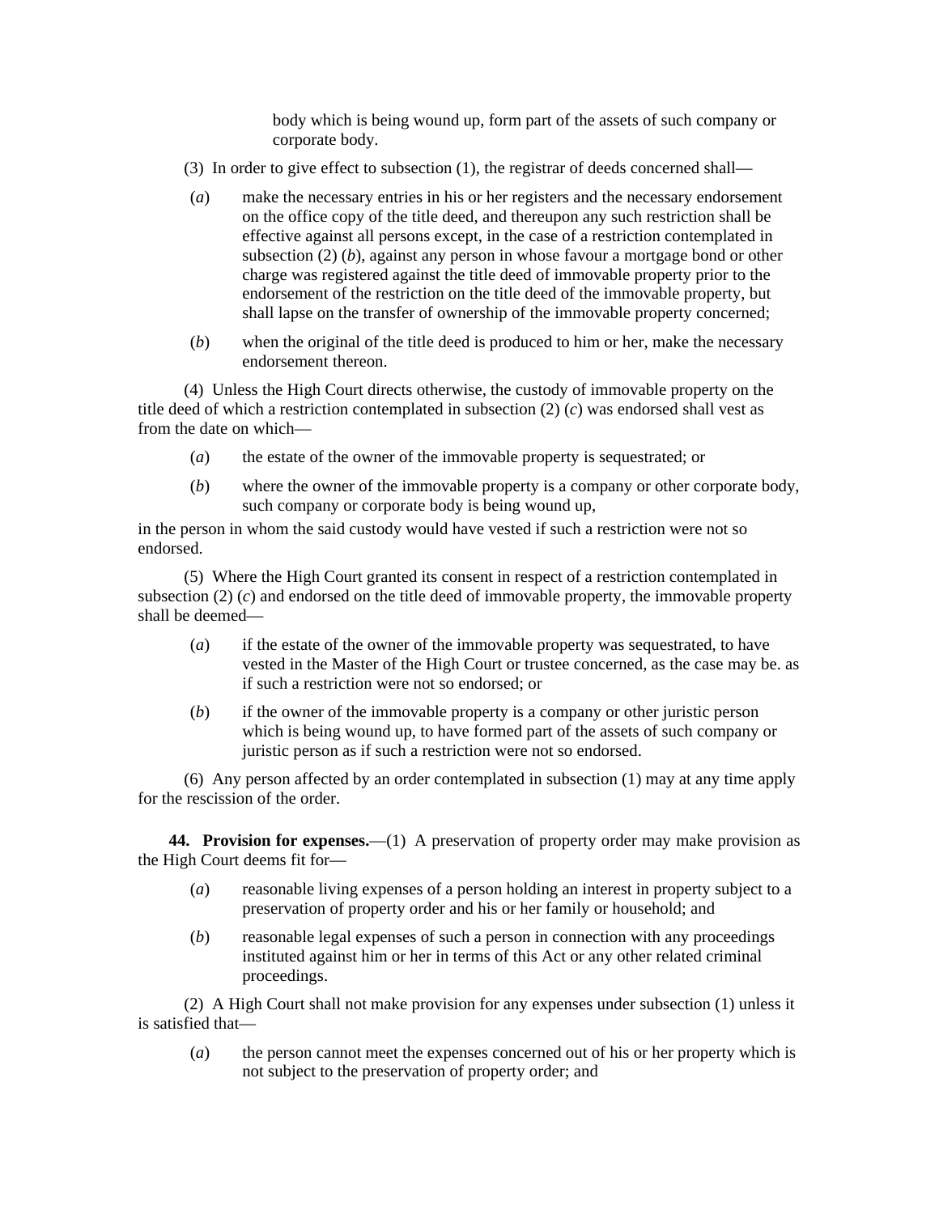body which is being wound up, form part of the assets of such company or corporate body.

(3) In order to give effect to subsection (1), the registrar of deeds concerned shall—

(*a*) make the necessary entries in his or her registers and the necessary endorsement on the office copy of the title deed, and thereupon any such restriction shall be effective against all persons except, in the case of a restriction contemplated in subsection (2) (*b*), against any person in whose favour a mortgage bond or other charge was registered against the title deed of immovable property prior to the endorsement of the restriction on the title deed of the immovable property, but shall lapse on the transfer of ownership of the immovable property concerned;

(*b*) when the original of the title deed is produced to him or her, make the necessary endorsement thereon.

(4) Unless the High Court directs otherwise, the custody of immovable property on the title deed of which a restriction contemplated in subsection (2) (*c*) was endorsed shall vest as from the date on which—

(*a*) the estate of the owner of the immovable property is sequestrated; or

(*b*) where the owner of the immovable property is a company or other corporate body, such company or corporate body is being wound up,

in the person in whom the said custody would have vested if such a restriction were not so endorsed.

(5) Where the High Court granted its consent in respect of a restriction contemplated in subsection (2) (*c*) and endorsed on the title deed of immovable property, the immovable property shall be deemed—

(*a*) if the estate of the owner of the immovable property was sequestrated, to have vested in the Master of the High Court or trustee concerned, as the case may be. as if such a restriction were not so endorsed; or

(*b*) if the owner of the immovable property is a company or other juristic person which is being wound up, to have formed part of the assets of such company or juristic person as if such a restriction were not so endorsed.

(6) Any person affected by an order contemplated in subsection (1) may at any time apply for the rescission of the order.

**44. Provision for expenses.**—(1) A preservation of property order may make provision as the High Court deems fit for—

(*a*) reasonable living expenses of a person holding an interest in property subject to a preservation of property order and his or her family or household; and

(*b*) reasonable legal expenses of such a person in connection with any proceedings instituted against him or her in terms of this Act or any other related criminal proceedings.

(2) A High Court shall not make provision for any expenses under subsection (1) unless it is satisfied that—

(*a*) the person cannot meet the expenses concerned out of his or her property which is not subject to the preservation of property order; and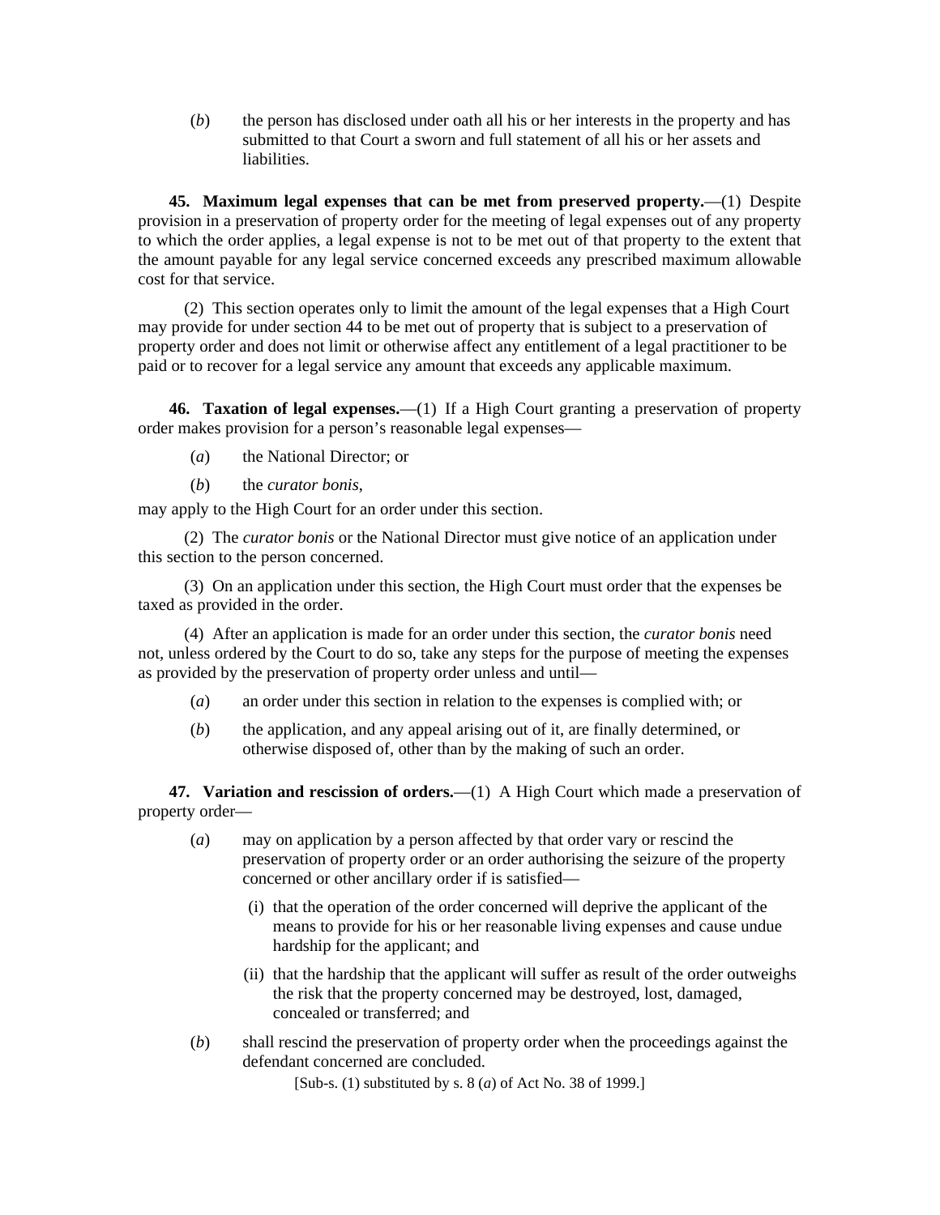(*b*) the person has disclosed under oath all his or her interests in the property and has submitted to that Court a sworn and full statement of all his or her assets and liabilities.

**45. Maximum legal expenses that can be met from preserved property.**—(1) Despite provision in a preservation of property order for the meeting of legal expenses out of any property to which the order applies, a legal expense is not to be met out of that property to the extent that the amount payable for any legal service concerned exceeds any prescribed maximum allowable cost for that service.

(2) This section operates only to limit the amount of the legal expenses that a High Court may provide for under section 44 to be met out of property that is subject to a preservation of property order and does not limit or otherwise affect any entitlement of a legal practitioner to be paid or to recover for a legal service any amount that exceeds any applicable maximum.

**46. Taxation of legal expenses.**—(1) If a High Court granting a preservation of property order makes provision for a person's reasonable legal expenses—

(*a*) the National Director; or

(*b*) the *curator bonis*,

may apply to the High Court for an order under this section.

(2) The *curator bonis* or the National Director must give notice of an application under this section to the person concerned.

(3) On an application under this section, the High Court must order that the expenses be taxed as provided in the order.

(4) After an application is made for an order under this section, the *curator bonis* need not, unless ordered by the Court to do so, take any steps for the purpose of meeting the expenses as provided by the preservation of property order unless and until—

(*a*) an order under this section in relation to the expenses is complied with; or

(*b*) the application, and any appeal arising out of it, are finally determined, or otherwise disposed of, other than by the making of such an order.

**47. Variation and rescission of orders.**—(1) A High Court which made a preservation of property order—

(*a*) may on application by a person affected by that order vary or rescind the preservation of property order or an order authorising the seizure of the property concerned or other ancillary order if is satisfied—

(i) that the operation of the order concerned will deprive the applicant of the means to provide for his or her reasonable living expenses and cause undue hardship for the applicant; and

(ii) that the hardship that the applicant will suffer as result of the order outweighs the risk that the property concerned may be destroyed, lost, damaged, concealed or transferred; and

(*b*) shall rescind the preservation of property order when the proceedings against the defendant concerned are concluded.

[Sub-s. (1) substituted by s. 8 (*a*) of Act No. 38 of 1999.]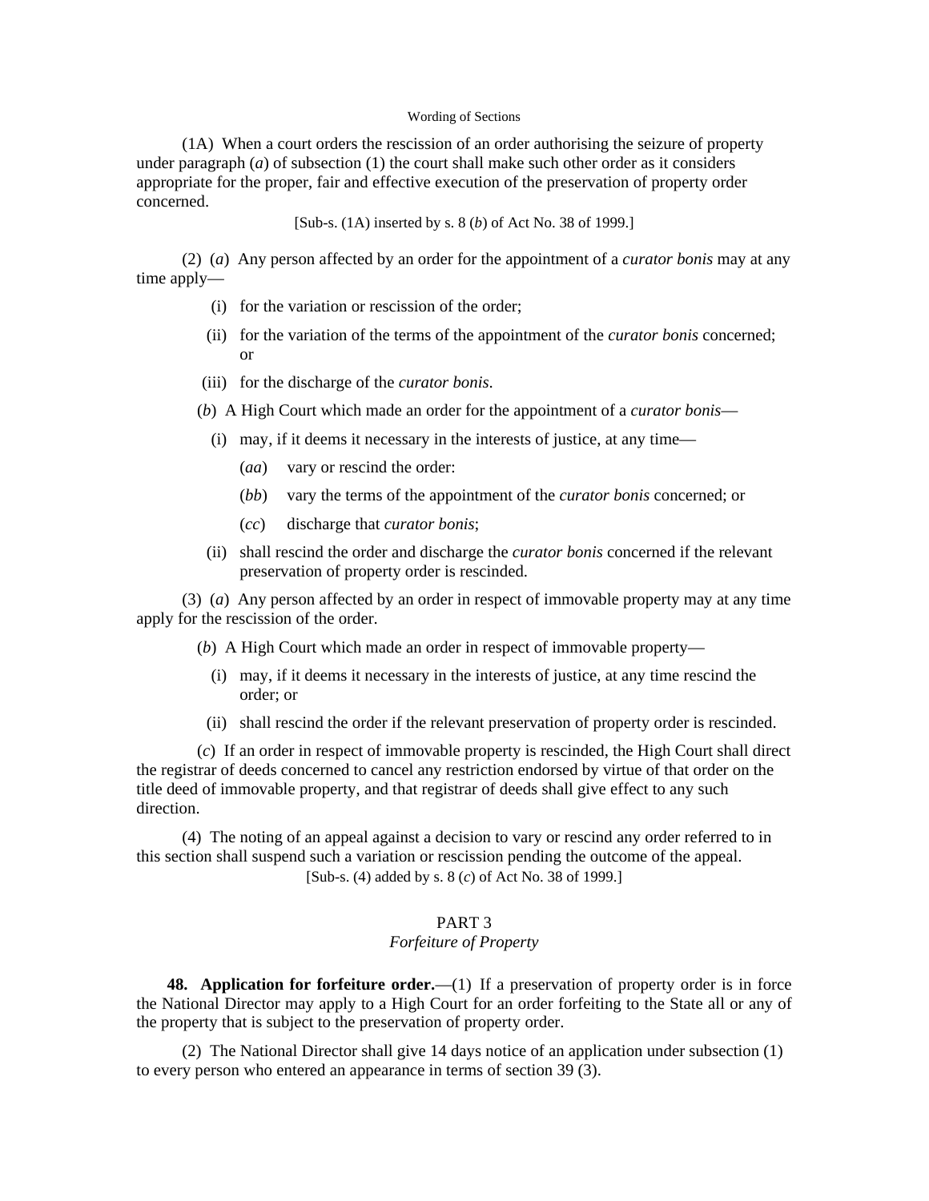(1A) When a court orders the rescission of an order authorising the seizure of property under paragraph (*a*) of subsection (1) the court shall make such other order as it considers appropriate for the proper, fair and effective execution of the preservation of property order concerned.

[Sub-s. (1A) inserted by s. 8 (*b*) of Act No. 38 of 1999.]

(2) (*a*) Any person affected by an order for the appointment of a *curator bonis* may at any time apply—

(i) for the variation or rescission of the order;

(ii) for the variation of the terms of the appointment of the *curator bonis* concerned; or

(iii) for the discharge of the *curator bonis*.

(*b*) A High Court which made an order for the appointment of a *curator bonis*—

(i) may, if it deems it necessary in the interests of justice, at any time—

(*aa*) vary or rescind the order:

(*bb*) vary the terms of the appointment of the *curator bonis* concerned; or

(*cc*) discharge that *curator bonis*;

(ii) shall rescind the order and discharge the *curator bonis* concerned if the relevant preservation of property order is rescinded.

(3) (*a*) Any person affected by an order in respect of immovable property may at any time apply for the rescission of the order.

(*b*) A High Court which made an order in respect of immovable property—

(i) may, if it deems it necessary in the interests of justice, at any time rescind the order; or

(ii) shall rescind the order if the relevant preservation of property order is rescinded.

(*c*) If an order in respect of immovable property is rescinded, the High Court shall direct the registrar of deeds concerned to cancel any restriction endorsed by virtue of that order on the title deed of immovable property, and that registrar of deeds shall give effect to any such direction.

(4) The noting of an appeal against a decision to vary or rescind any order referred to in this section shall suspend such a variation or rescission pending the outcome of the appeal.

[Sub-s. (4) added by s. 8 (*c*) of Act No. 38 of 1999.]

## PART 3
### *Forfeiture of Property*

**48. Application for forfeiture order.**—(1) If a preservation of property order is in force the National Director may apply to a High Court for an order forfeiting to the State all or any of the property that is subject to the preservation of property order.

(2) The National Director shall give 14 days notice of an application under subsection (1) to every person who entered an appearance in terms of section 39 (3).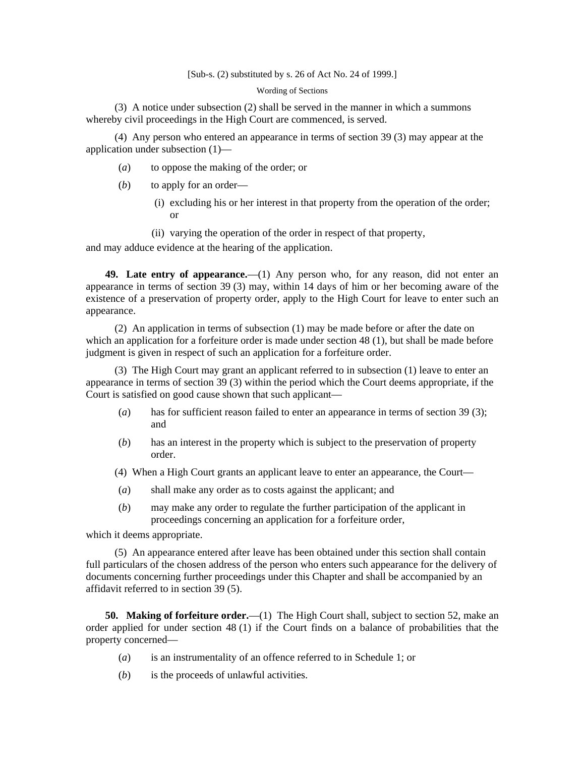[Sub-s. (2) substituted by s. 26 of Act No. 24 of 1999.]

Wording of Sections

(3) A notice under subsection (2) shall be served in the manner in which a summons whereby civil proceedings in the High Court are commenced, is served.

(4) Any person who entered an appearance in terms of section 39 (3) may appear at the application under subsection (1)—

(*a*) to oppose the making of the order; or

(*b*) to apply for an order—

(i) excluding his or her interest in that property from the operation of the order; or

(ii) varying the operation of the order in respect of that property,

and may adduce evidence at the hearing of the application.

**49. Late entry of appearance.**—(1) Any person who, for any reason, did not enter an appearance in terms of section 39 (3) may, within 14 days of him or her becoming aware of the existence of a preservation of property order, apply to the High Court for leave to enter such an appearance.

(2) An application in terms of subsection (1) may be made before or after the date on which an application for a forfeiture order is made under section 48 (1), but shall be made before judgment is given in respect of such an application for a forfeiture order.

(3) The High Court may grant an applicant referred to in subsection (1) leave to enter an appearance in terms of section 39 (3) within the period which the Court deems appropriate, if the Court is satisfied on good cause shown that such applicant—

(*a*) has for sufficient reason failed to enter an appearance in terms of section 39 (3); and

(*b*) has an interest in the property which is subject to the preservation of property order.

(4) When a High Court grants an applicant leave to enter an appearance, the Court—

(*a*) shall make any order as to costs against the applicant; and

(*b*) may make any order to regulate the further participation of the applicant in proceedings concerning an application for a forfeiture order,

which it deems appropriate.

(5) An appearance entered after leave has been obtained under this section shall contain full particulars of the chosen address of the person who enters such appearance for the delivery of documents concerning further proceedings under this Chapter and shall be accompanied by an affidavit referred to in section 39 (5).

**50. Making of forfeiture order.**—(1) The High Court shall, subject to section 52, make an order applied for under section 48 (1) if the Court finds on a balance of probabilities that the property concerned—

(*a*) is an instrumentality of an offence referred to in Schedule 1; or

(*b*) is the proceeds of unlawful activities.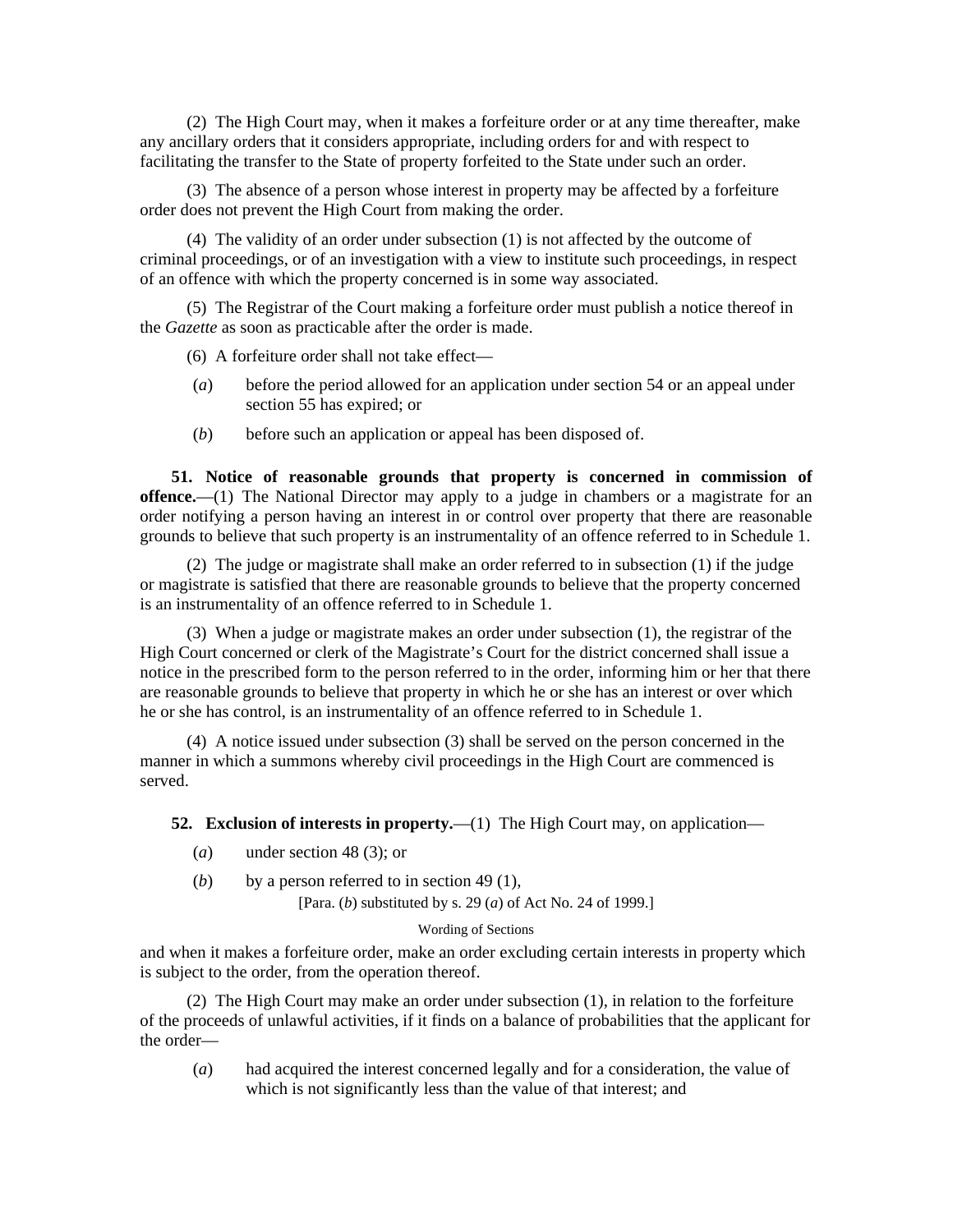(2) The High Court may, when it makes a forfeiture order or at any time thereafter, make any ancillary orders that it considers appropriate, including orders for and with respect to facilitating the transfer to the State of property forfeited to the State under such an order.

(3) The absence of a person whose interest in property may be affected by a forfeiture order does not prevent the High Court from making the order.

(4) The validity of an order under subsection (1) is not affected by the outcome of criminal proceedings, or of an investigation with a view to institute such proceedings, in respect of an offence with which the property concerned is in some way associated.

(5) The Registrar of the Court making a forfeiture order must publish a notice thereof in the *Gazette* as soon as practicable after the order is made.

(6) A forfeiture order shall not take effect—

(*a*) before the period allowed for an application under section 54 or an appeal under section 55 has expired; or

(*b*) before such an application or appeal has been disposed of.

**51. Notice of reasonable grounds that property is concerned in commission of offence.**—(1) The National Director may apply to a judge in chambers or a magistrate for an order notifying a person having an interest in or control over property that there are reasonable grounds to believe that such property is an instrumentality of an offence referred to in Schedule 1.

(2) The judge or magistrate shall make an order referred to in subsection (1) if the judge or magistrate is satisfied that there are reasonable grounds to believe that the property concerned is an instrumentality of an offence referred to in Schedule 1.

(3) When a judge or magistrate makes an order under subsection (1), the registrar of the High Court concerned or clerk of the Magistrate's Court for the district concerned shall issue a notice in the prescribed form to the person referred to in the order, informing him or her that there are reasonable grounds to believe that property in which he or she has an interest or over which he or she has control, is an instrumentality of an offence referred to in Schedule 1.

(4) A notice issued under subsection (3) shall be served on the person concerned in the manner in which a summons whereby civil proceedings in the High Court are commenced is served.

**52. Exclusion of interests in property.**—(1) The High Court may, on application—

(*a*) under section 48 (3); or

(*b*) by a person referred to in section 49 (1),

[Para. (*b*) substituted by s. 29 (*a*) of Act No. 24 of 1999.]

Wording of Sections

and when it makes a forfeiture order, make an order excluding certain interests in property which is subject to the order, from the operation thereof.

(2) The High Court may make an order under subsection (1), in relation to the forfeiture of the proceeds of unlawful activities, if it finds on a balance of probabilities that the applicant for the order—

(*a*) had acquired the interest concerned legally and for a consideration, the value of which is not significantly less than the value of that interest; and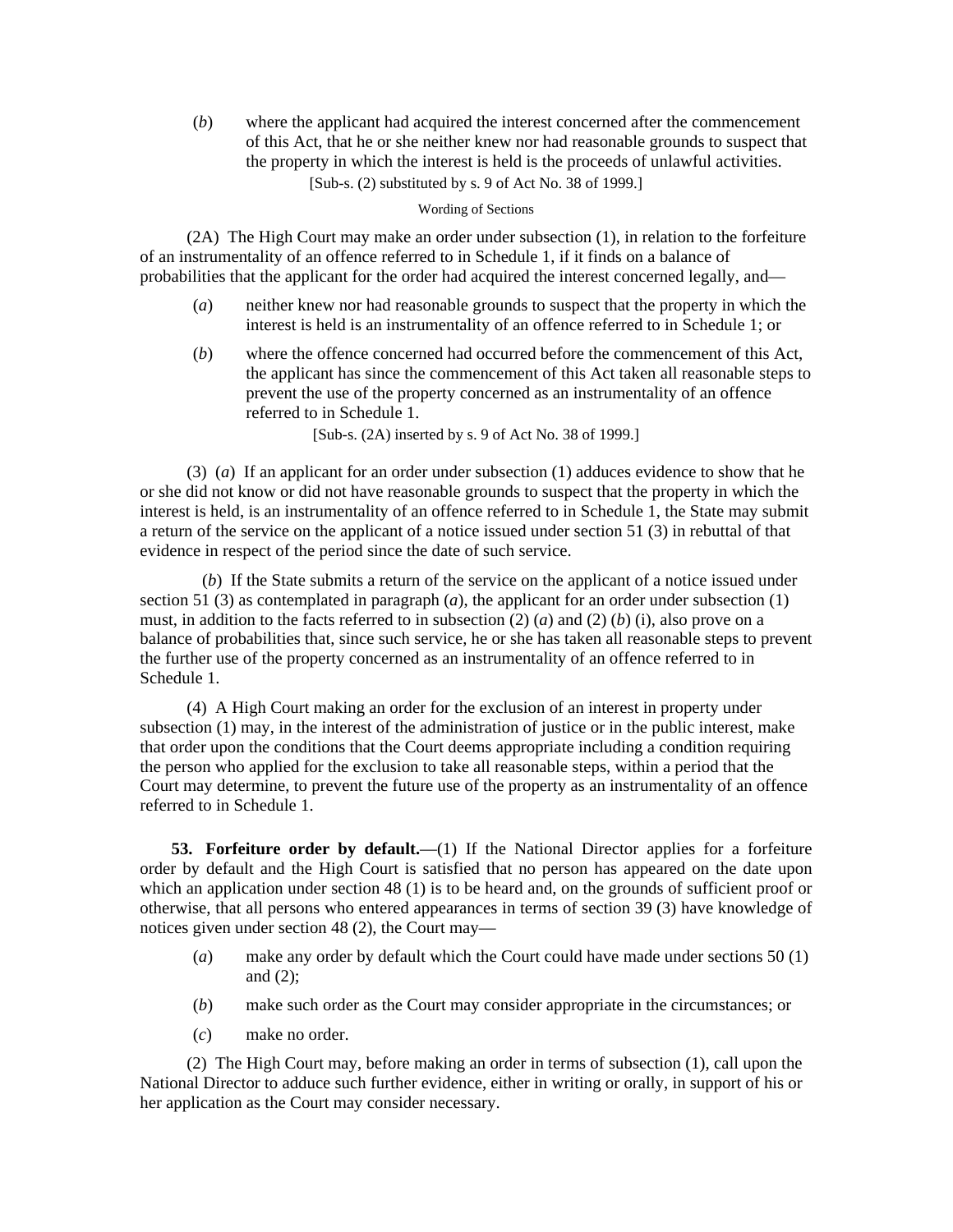(*b*) where the applicant had acquired the interest concerned after the commencement of this Act, that he or she neither knew nor had reasonable grounds to suspect that the property in which the interest is held is the proceeds of unlawful activities.

[Sub-s. (2) substituted by s. 9 of Act No. 38 of 1999.]

Wording of Sections

(2A) The High Court may make an order under subsection (1), in relation to the forfeiture of an instrumentality of an offence referred to in Schedule 1, if it finds on a balance of probabilities that the applicant for the order had acquired the interest concerned legally, and—

(*a*) neither knew nor had reasonable grounds to suspect that the property in which the interest is held is an instrumentality of an offence referred to in Schedule 1; or

(*b*) where the offence concerned had occurred before the commencement of this Act, the applicant has since the commencement of this Act taken all reasonable steps to prevent the use of the property concerned as an instrumentality of an offence referred to in Schedule 1.

[Sub-s. (2A) inserted by s. 9 of Act No. 38 of 1999.]

(3) (*a*) If an applicant for an order under subsection (1) adduces evidence to show that he or she did not know or did not have reasonable grounds to suspect that the property in which the interest is held, is an instrumentality of an offence referred to in Schedule 1, the State may submit a return of the service on the applicant of a notice issued under section 51 (3) in rebuttal of that evidence in respect of the period since the date of such service.

(*b*) If the State submits a return of the service on the applicant of a notice issued under section 51 (3) as contemplated in paragraph (*a*), the applicant for an order under subsection (1) must, in addition to the facts referred to in subsection (2) (*a*) and (2) (*b*) (i), also prove on a balance of probabilities that, since such service, he or she has taken all reasonable steps to prevent the further use of the property concerned as an instrumentality of an offence referred to in Schedule 1.

(4) A High Court making an order for the exclusion of an interest in property under subsection (1) may, in the interest of the administration of justice or in the public interest, make that order upon the conditions that the Court deems appropriate including a condition requiring the person who applied for the exclusion to take all reasonable steps, within a period that the Court may determine, to prevent the future use of the property as an instrumentality of an offence referred to in Schedule 1.

**53. Forfeiture order by default.**—(1) If the National Director applies for a forfeiture order by default and the High Court is satisfied that no person has appeared on the date upon which an application under section 48 (1) is to be heard and, on the grounds of sufficient proof or otherwise, that all persons who entered appearances in terms of section 39 (3) have knowledge of notices given under section 48 (2), the Court may—

(*a*) make any order by default which the Court could have made under sections 50 (1) and (2);

(*b*) make such order as the Court may consider appropriate in the circumstances; or

(*c*) make no order.

(2) The High Court may, before making an order in terms of subsection (1), call upon the National Director to adduce such further evidence, either in writing or orally, in support of his or her application as the Court may consider necessary.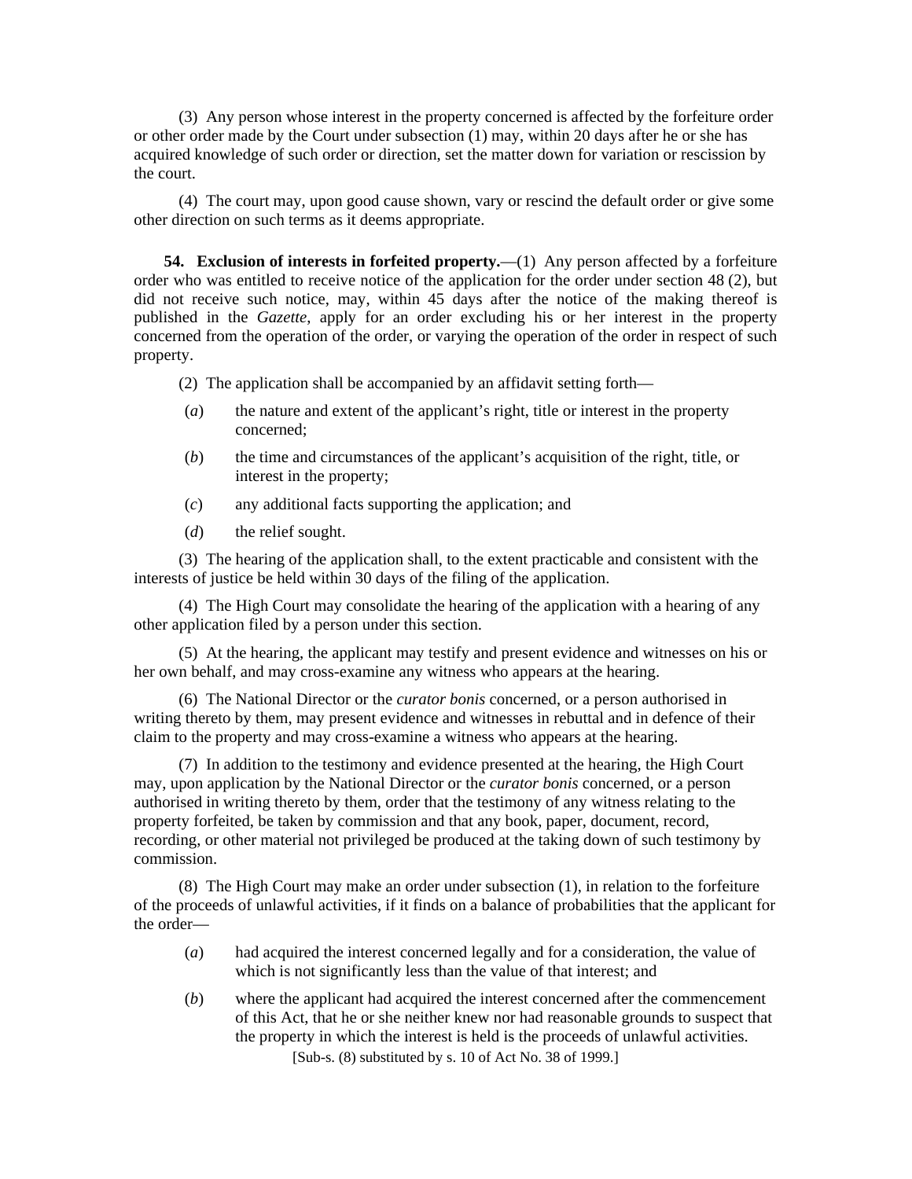(3) Any person whose interest in the property concerned is affected by the forfeiture order or other order made by the Court under subsection (1) may, within 20 days after he or she has acquired knowledge of such order or direction, set the matter down for variation or rescission by the court.

(4) The court may, upon good cause shown, vary or rescind the default order or give some other direction on such terms as it deems appropriate.

**54. Exclusion of interests in forfeited property.**—(1) Any person affected by a forfeiture order who was entitled to receive notice of the application for the order under section 48 (2), but did not receive such notice, may, within 45 days after the notice of the making thereof is published in the *Gazette*, apply for an order excluding his or her interest in the property concerned from the operation of the order, or varying the operation of the order in respect of such property.

(2) The application shall be accompanied by an affidavit setting forth—

(*a*) the nature and extent of the applicant's right, title or interest in the property concerned;

(*b*) the time and circumstances of the applicant's acquisition of the right, title, or interest in the property;

(*c*) any additional facts supporting the application; and

(*d*) the relief sought.

(3) The hearing of the application shall, to the extent practicable and consistent with the interests of justice be held within 30 days of the filing of the application.

(4) The High Court may consolidate the hearing of the application with a hearing of any other application filed by a person under this section.

(5) At the hearing, the applicant may testify and present evidence and witnesses on his or her own behalf, and may cross-examine any witness who appears at the hearing.

(6) The National Director or the *curator bonis* concerned, or a person authorised in writing thereto by them, may present evidence and witnesses in rebuttal and in defence of their claim to the property and may cross-examine a witness who appears at the hearing.

(7) In addition to the testimony and evidence presented at the hearing, the High Court may, upon application by the National Director or the *curator bonis* concerned, or a person authorised in writing thereto by them, order that the testimony of any witness relating to the property forfeited, be taken by commission and that any book, paper, document, record, recording, or other material not privileged be produced at the taking down of such testimony by commission.

(8) The High Court may make an order under subsection (1), in relation to the forfeiture of the proceeds of unlawful activities, if it finds on a balance of probabilities that the applicant for the order—

(*a*) had acquired the interest concerned legally and for a consideration, the value of which is not significantly less than the value of that interest; and

(*b*) where the applicant had acquired the interest concerned after the commencement of this Act, that he or she neither knew nor had reasonable grounds to suspect that the property in which the interest is held is the proceeds of unlawful activities.

[Sub-s. (8) substituted by s. 10 of Act No. 38 of 1999.]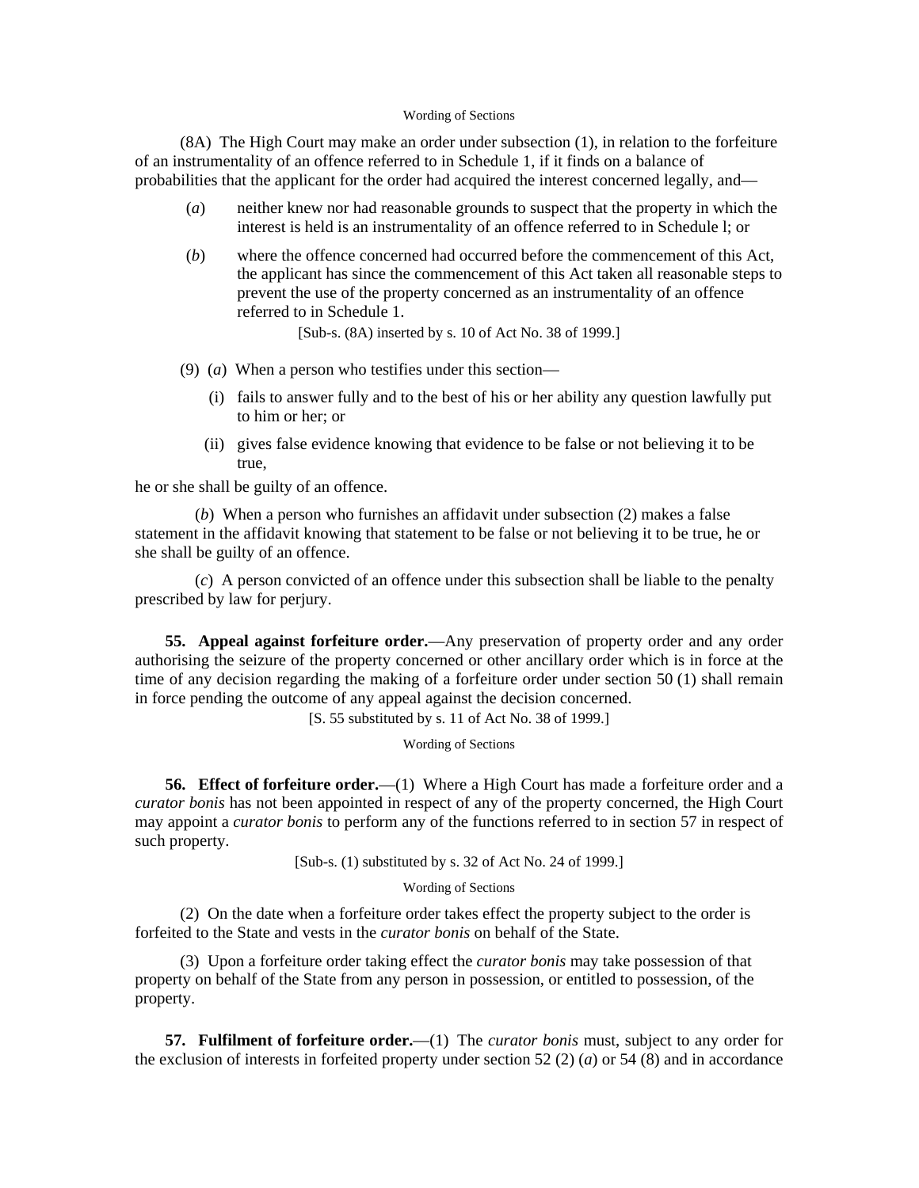Wording of Sections

(8A) The High Court may make an order under subsection (1), in relation to the forfeiture of an instrumentality of an offence referred to in Schedule 1, if it finds on a balance of probabilities that the applicant for the order had acquired the interest concerned legally, and—

(*a*) neither knew nor had reasonable grounds to suspect that the property in which the interest is held is an instrumentality of an offence referred to in Schedule l; or

(*b*) where the offence concerned had occurred before the commencement of this Act, the applicant has since the commencement of this Act taken all reasonable steps to prevent the use of the property concerned as an instrumentality of an offence referred to in Schedule 1.

[Sub-s. (8A) inserted by s. 10 of Act No. 38 of 1999.]

(9) (*a*) When a person who testifies under this section—

(i) fails to answer fully and to the best of his or her ability any question lawfully put to him or her; or

(ii) gives false evidence knowing that evidence to be false or not believing it to be true,

he or she shall be guilty of an offence.

(*b*) When a person who furnishes an affidavit under subsection (2) makes a false statement in the affidavit knowing that statement to be false or not believing it to be true, he or she shall be guilty of an offence.

(*c*) A person convicted of an offence under this subsection shall be liable to the penalty prescribed by law for perjury.

**55. Appeal against forfeiture order.**—Any preservation of property order and any order authorising the seizure of the property concerned or other ancillary order which is in force at the time of any decision regarding the making of a forfeiture order under section 50 (1) shall remain in force pending the outcome of any appeal against the decision concerned.

[S. 55 substituted by s. 11 of Act No. 38 of 1999.]

Wording of Sections

**56. Effect of forfeiture order.**—(1) Where a High Court has made a forfeiture order and a *curator bonis* has not been appointed in respect of any of the property concerned, the High Court may appoint a *curator bonis* to perform any of the functions referred to in section 57 in respect of such property.

[Sub-s. (1) substituted by s. 32 of Act No. 24 of 1999.]

Wording of Sections

(2) On the date when a forfeiture order takes effect the property subject to the order is forfeited to the State and vests in the *curator bonis* on behalf of the State.

(3) Upon a forfeiture order taking effect the *curator bonis* may take possession of that property on behalf of the State from any person in possession, or entitled to possession, of the property.

**57. Fulfilment of forfeiture order.**—(1) The *curator bonis* must, subject to any order for the exclusion of interests in forfeited property under section 52 (2) (*a*) or 54 (8) and in accordance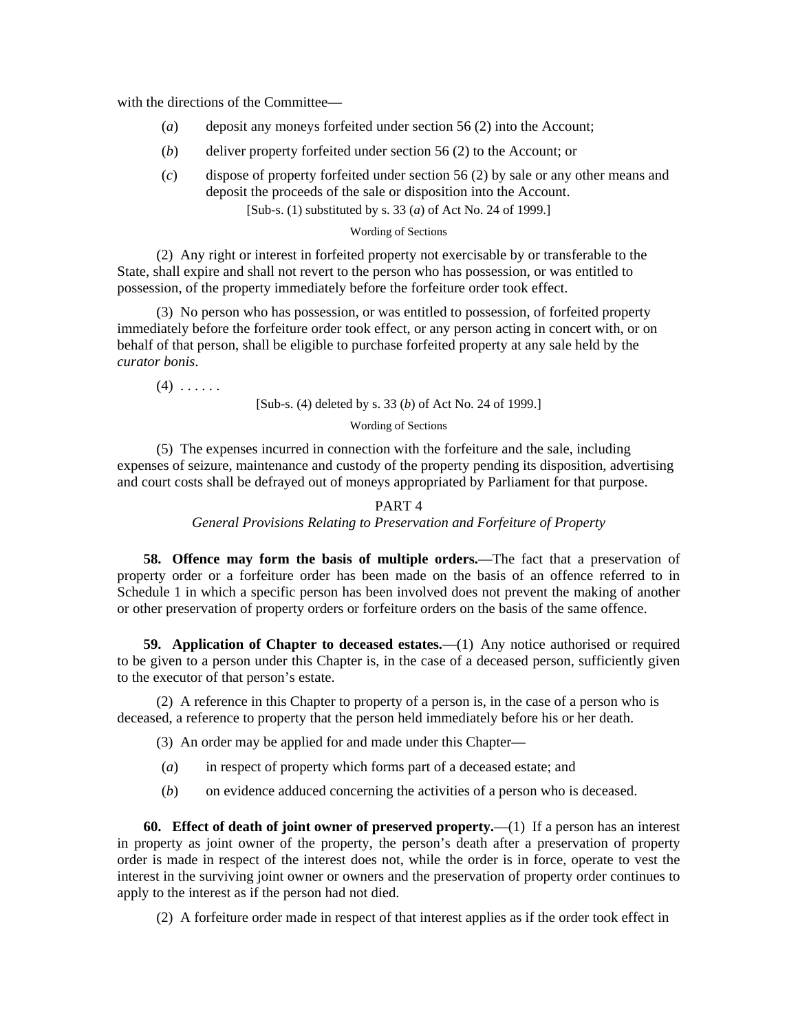with the directions of the Committee—

(*a*) deposit any moneys forfeited under section 56 (2) into the Account;

(*b*) deliver property forfeited under section 56 (2) to the Account; or

(*c*) dispose of property forfeited under section 56 (2) by sale or any other means and deposit the proceeds of the sale or disposition into the Account.

[Sub-s. (1) substituted by s. 33 (*a*) of Act No. 24 of 1999.]

Wording of Sections

(2) Any right or interest in forfeited property not exercisable by or transferable to the State, shall expire and shall not revert to the person who has possession, or was entitled to possession, of the property immediately before the forfeiture order took effect.

(3) No person who has possession, or was entitled to possession, of forfeited property immediately before the forfeiture order took effect, or any person acting in concert with, or on behalf of that person, shall be eligible to purchase forfeited property at any sale held by the *curator bonis*.

(4) . . . . . .

[Sub-s. (4) deleted by s. 33 (*b*) of Act No. 24 of 1999.]

Wording of Sections

(5) The expenses incurred in connection with the forfeiture and the sale, including expenses of seizure, maintenance and custody of the property pending its disposition, advertising and court costs shall be defrayed out of moneys appropriated by Parliament for that purpose.

## PART 4
### *General Provisions Relating to Preservation and Forfeiture of Property*

**58. Offence may form the basis of multiple orders.**—The fact that a preservation of property order or a forfeiture order has been made on the basis of an offence referred to in Schedule 1 in which a specific person has been involved does not prevent the making of another or other preservation of property orders or forfeiture orders on the basis of the same offence.

**59. Application of Chapter to deceased estates.**—(1) Any notice authorised or required to be given to a person under this Chapter is, in the case of a deceased person, sufficiently given to the executor of that person's estate.

(2) A reference in this Chapter to property of a person is, in the case of a person who is deceased, a reference to property that the person held immediately before his or her death.

(3) An order may be applied for and made under this Chapter—

(*a*) in respect of property which forms part of a deceased estate; and

(*b*) on evidence adduced concerning the activities of a person who is deceased.

**60. Effect of death of joint owner of preserved property.**—(1) If a person has an interest in property as joint owner of the property, the person's death after a preservation of property order is made in respect of the interest does not, while the order is in force, operate to vest the interest in the surviving joint owner or owners and the preservation of property order continues to apply to the interest as if the person had not died.

(2) A forfeiture order made in respect of that interest applies as if the order took effect in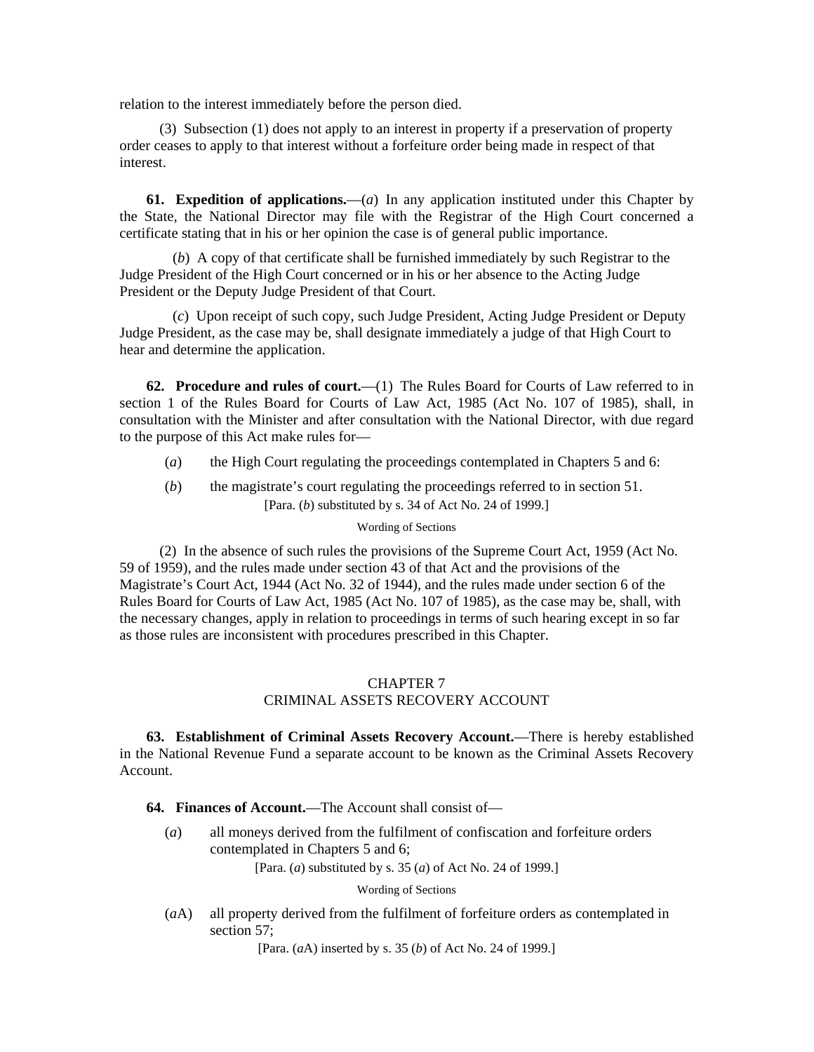relation to the interest immediately before the person died.

(3) Subsection (1) does not apply to an interest in property if a preservation of property order ceases to apply to that interest without a forfeiture order being made in respect of that interest.

**61. Expedition of applications.**—(*a*) In any application instituted under this Chapter by the State, the National Director may file with the Registrar of the High Court concerned a certificate stating that in his or her opinion the case is of general public importance.

(*b*) A copy of that certificate shall be furnished immediately by such Registrar to the Judge President of the High Court concerned or in his or her absence to the Acting Judge President or the Deputy Judge President of that Court.

(*c*) Upon receipt of such copy, such Judge President, Acting Judge President or Deputy Judge President, as the case may be, shall designate immediately a judge of that High Court to hear and determine the application.

**62. Procedure and rules of court.**—(1) The Rules Board for Courts of Law referred to in section 1 of the Rules Board for Courts of Law Act, 1985 (Act No. 107 of 1985), shall, in consultation with the Minister and after consultation with the National Director, with due regard to the purpose of this Act make rules for—

(*a*) the High Court regulating the proceedings contemplated in Chapters 5 and 6:

(*b*) the magistrate's court regulating the proceedings referred to in section 51.

[Para. (*b*) substituted by s. 34 of Act No. 24 of 1999.]

Wording of Sections

(2) In the absence of such rules the provisions of the Supreme Court Act, 1959 (Act No. 59 of 1959), and the rules made under section 43 of that Act and the provisions of the Magistrate's Court Act, 1944 (Act No. 32 of 1944), and the rules made under section 6 of the Rules Board for Courts of Law Act, 1985 (Act No. 107 of 1985), as the case may be, shall, with the necessary changes, apply in relation to proceedings in terms of such hearing except in so far as those rules are inconsistent with procedures prescribed in this Chapter.

## CHAPTER 7
## CRIMINAL ASSETS RECOVERY ACCOUNT

**63. Establishment of Criminal Assets Recovery Account.**—There is hereby established in the National Revenue Fund a separate account to be known as the Criminal Assets Recovery Account.

**64. Finances of Account.**—The Account shall consist of—

(*a*) all moneys derived from the fulfilment of confiscation and forfeiture orders contemplated in Chapters 5 and 6;

[Para. (*a*) substituted by s. 35 (*a*) of Act No. 24 of 1999.]

Wording of Sections

(*a*A) all property derived from the fulfilment of forfeiture orders as contemplated in section 57;

[Para. (*a*A) inserted by s. 35 (*b*) of Act No. 24 of 1999.]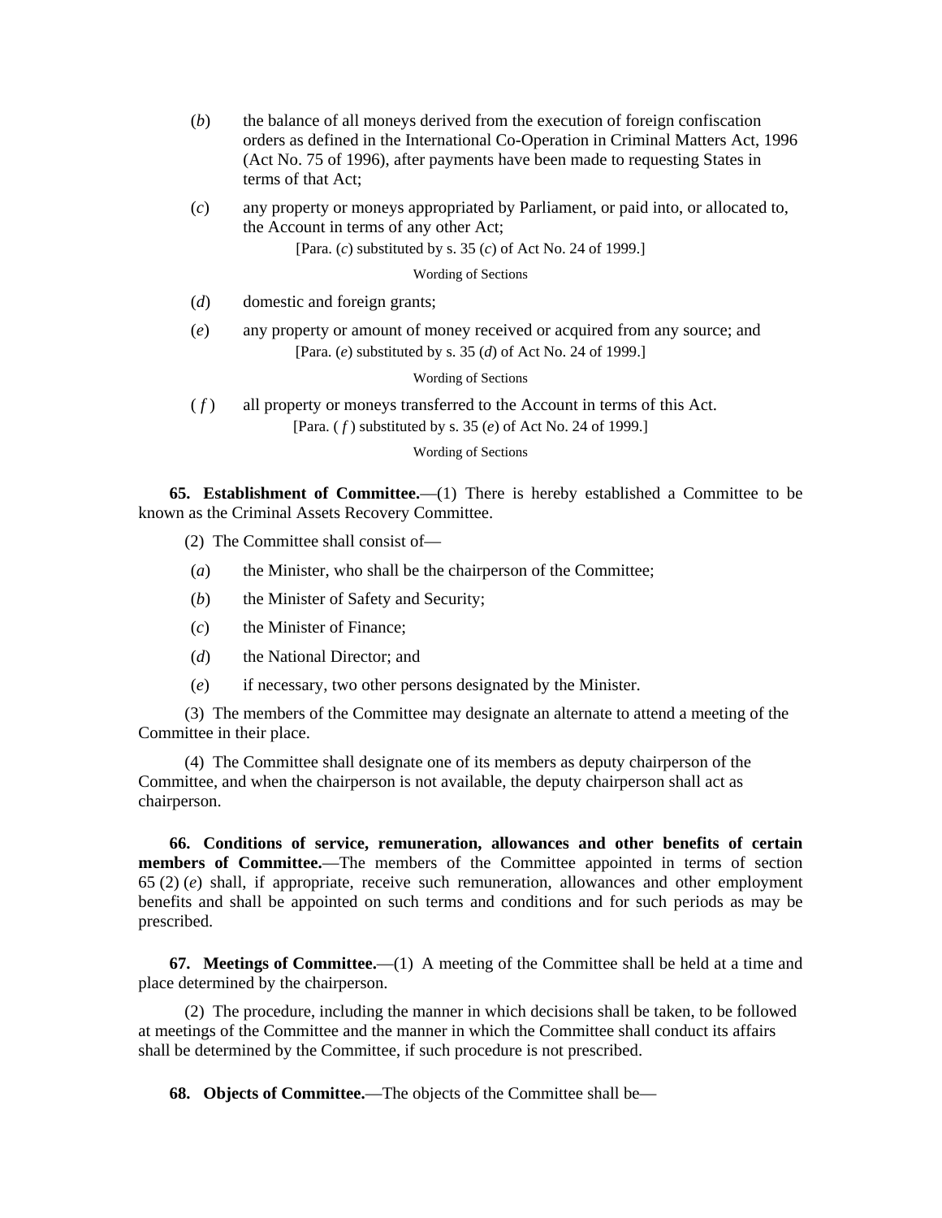(*b*) the balance of all moneys derived from the execution of foreign confiscation orders as defined in the International Co-Operation in Criminal Matters Act, 1996 (Act No. 75 of 1996), after payments have been made to requesting States in terms of that Act;

(*c*) any property or moneys appropriated by Parliament, or paid into, or allocated to, the Account in terms of any other Act;

[Para. (*c*) substituted by s. 35 (*c*) of Act No. 24 of 1999.]

Wording of Sections

(*d*) domestic and foreign grants;

(*e*) any property or amount of money received or acquired from any source; and

[Para. (*e*) substituted by s. 35 (*d*) of Act No. 24 of 1999.]

Wording of Sections

(*f*) all property or moneys transferred to the Account in terms of this Act.

[Para. (*f*) substituted by s. 35 (*e*) of Act No. 24 of 1999.]

Wording of Sections

**65. Establishment of Committee.**—(1) There is hereby established a Committee to be known as the Criminal Assets Recovery Committee.

(2) The Committee shall consist of—

(*a*) the Minister, who shall be the chairperson of the Committee;

(*b*) the Minister of Safety and Security;

(*c*) the Minister of Finance;

(*d*) the National Director; and

(*e*) if necessary, two other persons designated by the Minister.

(3) The members of the Committee may designate an alternate to attend a meeting of the Committee in their place.

(4) The Committee shall designate one of its members as deputy chairperson of the Committee, and when the chairperson is not available, the deputy chairperson shall act as chairperson.

**66. Conditions of service, remuneration, allowances and other benefits of certain members of Committee.**—The members of the Committee appointed in terms of section 65 (2) (*e*) shall, if appropriate, receive such remuneration, allowances and other employment benefits and shall be appointed on such terms and conditions and for such periods as may be prescribed.

**67. Meetings of Committee.**—(1) A meeting of the Committee shall be held at a time and place determined by the chairperson.

(2) The procedure, including the manner in which decisions shall be taken, to be followed at meetings of the Committee and the manner in which the Committee shall conduct its affairs shall be determined by the Committee, if such procedure is not prescribed.

**68. Objects of Committee.**—The objects of the Committee shall be—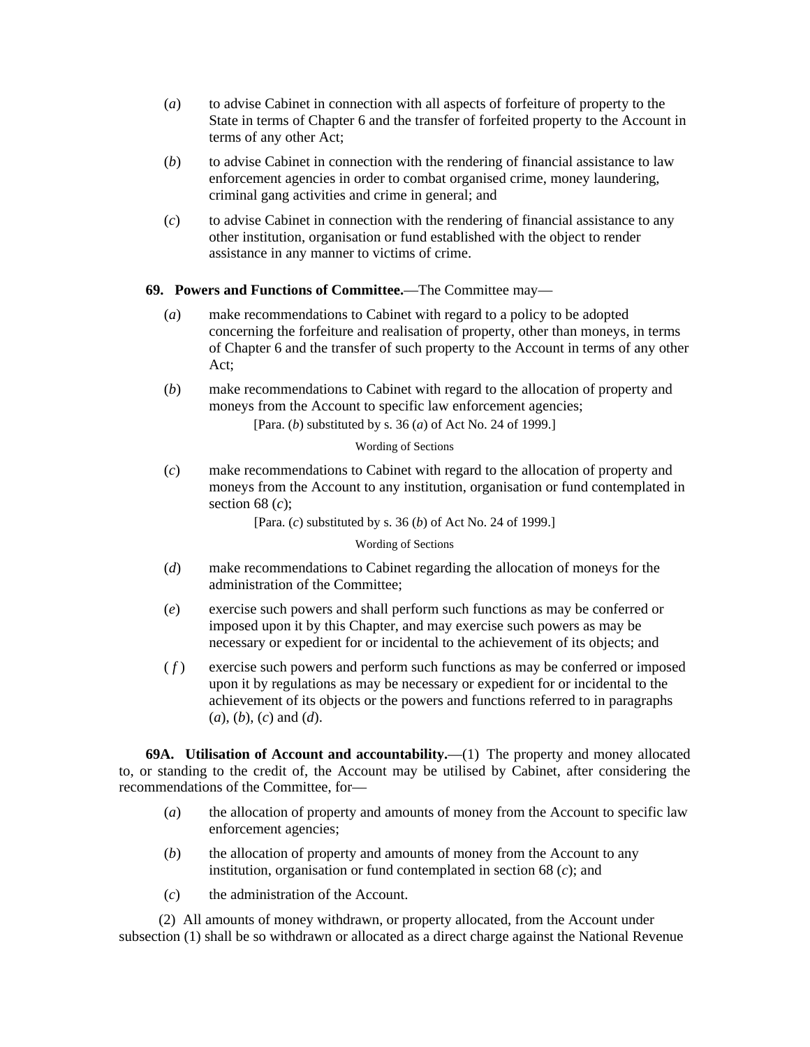(*a*) to advise Cabinet in connection with all aspects of forfeiture of property to the State in terms of Chapter 6 and the transfer of forfeited property to the Account in terms of any other Act;

(*b*) to advise Cabinet in connection with the rendering of financial assistance to law enforcement agencies in order to combat organised crime, money laundering, criminal gang activities and crime in general; and

(*c*) to advise Cabinet in connection with the rendering of financial assistance to any other institution, organisation or fund established with the object to render assistance in any manner to victims of crime.

**69. Powers and Functions of Committee.**—The Committee may—

(*a*) make recommendations to Cabinet with regard to a policy to be adopted concerning the forfeiture and realisation of property, other than moneys, in terms of Chapter 6 and the transfer of such property to the Account in terms of any other Act;

(*b*) make recommendations to Cabinet with regard to the allocation of property and moneys from the Account to specific law enforcement agencies;

[Para. (*b*) substituted by s. 36 (*a*) of Act No. 24 of 1999.]

Wording of Sections

(*c*) make recommendations to Cabinet with regard to the allocation of property and moneys from the Account to any institution, organisation or fund contemplated in section 68 (*c*);

[Para. (*c*) substituted by s. 36 (*b*) of Act No. 24 of 1999.]

Wording of Sections

(*d*) make recommendations to Cabinet regarding the allocation of moneys for the administration of the Committee;

(*e*) exercise such powers and shall perform such functions as may be conferred or imposed upon it by this Chapter, and may exercise such powers as may be necessary or expedient for or incidental to the achievement of its objects; and

(*f*) exercise such powers and perform such functions as may be conferred or imposed upon it by regulations as may be necessary or expedient for or incidental to the achievement of its objects or the powers and functions referred to in paragraphs (*a*), (*b*), (*c*) and (*d*).

**69A. Utilisation of Account and accountability.**—(1) The property and money allocated to, or standing to the credit of, the Account may be utilised by Cabinet, after considering the recommendations of the Committee, for—

(*a*) the allocation of property and amounts of money from the Account to specific law enforcement agencies;

(*b*) the allocation of property and amounts of money from the Account to any institution, organisation or fund contemplated in section 68 (*c*); and

(*c*) the administration of the Account.

(2) All amounts of money withdrawn, or property allocated, from the Account under subsection (1) shall be so withdrawn or allocated as a direct charge against the National Revenue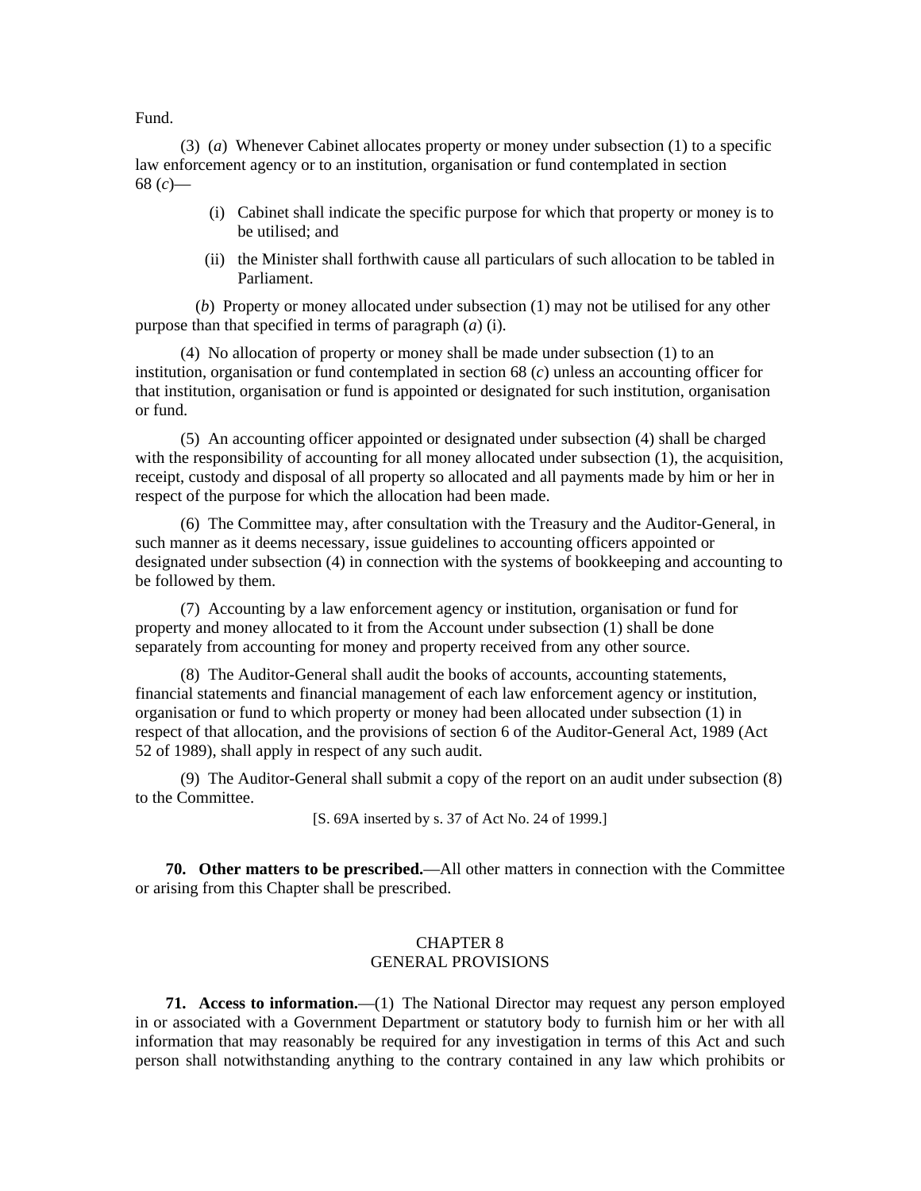Fund.

(3) (*a*) Whenever Cabinet allocates property or money under subsection (1) to a specific law enforcement agency or to an institution, organisation or fund contemplated in section 68 (*c*)—

(i) Cabinet shall indicate the specific purpose for which that property or money is to be utilised; and

(ii) the Minister shall forthwith cause all particulars of such allocation to be tabled in Parliament.

(*b*) Property or money allocated under subsection (1) may not be utilised for any other purpose than that specified in terms of paragraph (*a*) (i).

(4) No allocation of property or money shall be made under subsection (1) to an institution, organisation or fund contemplated in section 68 (*c*) unless an accounting officer for that institution, organisation or fund is appointed or designated for such institution, organisation or fund.

(5) An accounting officer appointed or designated under subsection (4) shall be charged with the responsibility of accounting for all money allocated under subsection (1), the acquisition, receipt, custody and disposal of all property so allocated and all payments made by him or her in respect of the purpose for which the allocation had been made.

(6) The Committee may, after consultation with the Treasury and the Auditor-General, in such manner as it deems necessary, issue guidelines to accounting officers appointed or designated under subsection (4) in connection with the systems of bookkeeping and accounting to be followed by them.

(7) Accounting by a law enforcement agency or institution, organisation or fund for property and money allocated to it from the Account under subsection (1) shall be done separately from accounting for money and property received from any other source.

(8) The Auditor-General shall audit the books of accounts, accounting statements, financial statements and financial management of each law enforcement agency or institution, organisation or fund to which property or money had been allocated under subsection (1) in respect of that allocation, and the provisions of section 6 of the Auditor-General Act, 1989 (Act 52 of 1989), shall apply in respect of any such audit.

(9) The Auditor-General shall submit a copy of the report on an audit under subsection (8) to the Committee.

[S. 69A inserted by s. 37 of Act No. 24 of 1999.]

**70. Other matters to be prescribed.**—All other matters in connection with the Committee or arising from this Chapter shall be prescribed.

## CHAPTER 8
## GENERAL PROVISIONS

**71. Access to information.**—(1) The National Director may request any person employed in or associated with a Government Department or statutory body to furnish him or her with all information that may reasonably be required for any investigation in terms of this Act and such person shall notwithstanding anything to the contrary contained in any law which prohibits or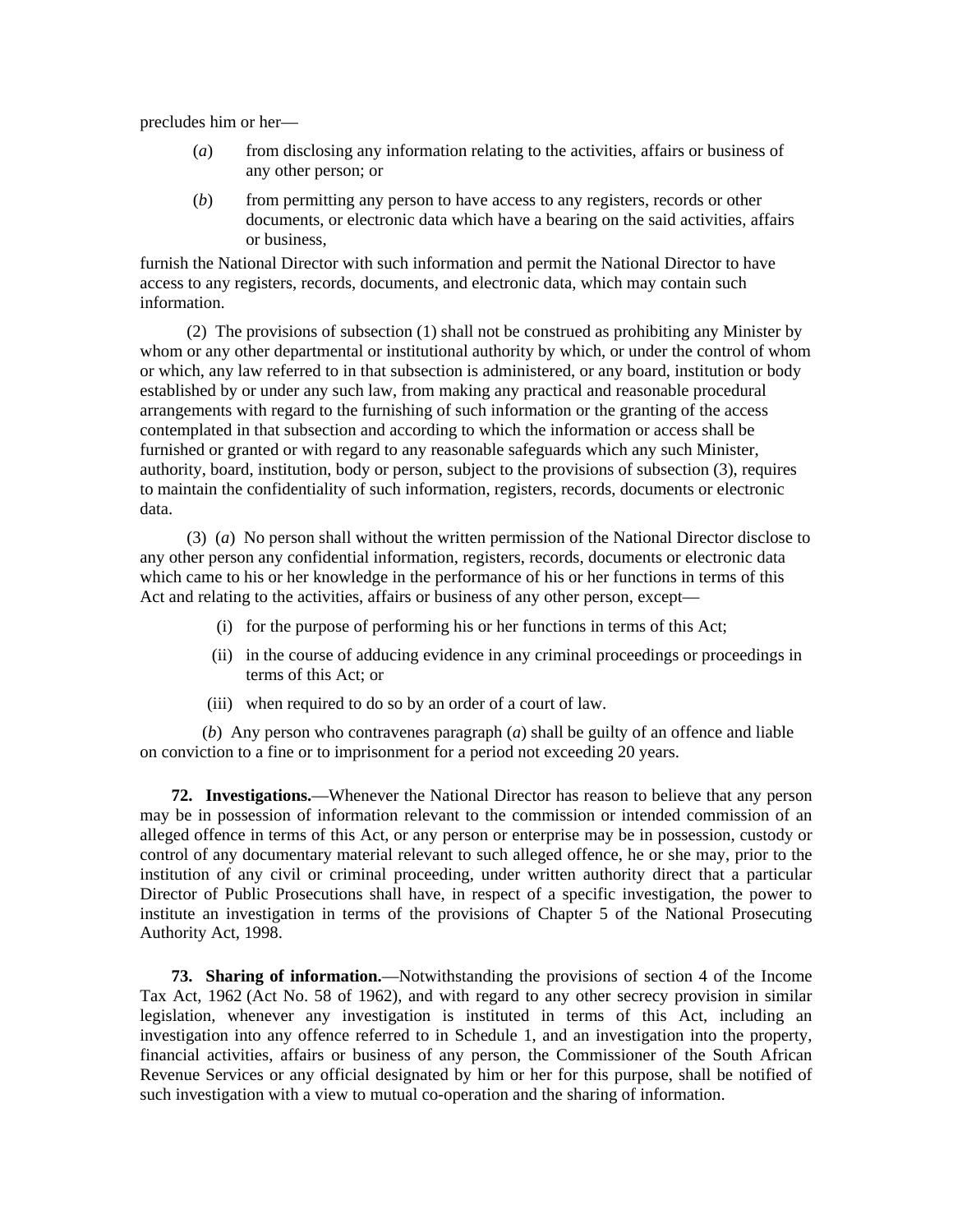precludes him or her—

(*a*) from disclosing any information relating to the activities, affairs or business of any other person; or

(*b*) from permitting any person to have access to any registers, records or other documents, or electronic data which have a bearing on the said activities, affairs or business,

furnish the National Director with such information and permit the National Director to have access to any registers, records, documents, and electronic data, which may contain such information.

(2) The provisions of subsection (1) shall not be construed as prohibiting any Minister by whom or any other departmental or institutional authority by which, or under the control of whom or which, any law referred to in that subsection is administered, or any board, institution or body established by or under any such law, from making any practical and reasonable procedural arrangements with regard to the furnishing of such information or the granting of the access contemplated in that subsection and according to which the information or access shall be furnished or granted or with regard to any reasonable safeguards which any such Minister, authority, board, institution, body or person, subject to the provisions of subsection (3), requires to maintain the confidentiality of such information, registers, records, documents or electronic data.

(3) (*a*) No person shall without the written permission of the National Director disclose to any other person any confidential information, registers, records, documents or electronic data which came to his or her knowledge in the performance of his or her functions in terms of this Act and relating to the activities, affairs or business of any other person, except—

(i) for the purpose of performing his or her functions in terms of this Act;

(ii) in the course of adducing evidence in any criminal proceedings or proceedings in terms of this Act; or

(iii) when required to do so by an order of a court of law.

(*b*) Any person who contravenes paragraph (*a*) shall be guilty of an offence and liable on conviction to a fine or to imprisonment for a period not exceeding 20 years.

**72. Investigations.**—Whenever the National Director has reason to believe that any person may be in possession of information relevant to the commission or intended commission of an alleged offence in terms of this Act, or any person or enterprise may be in possession, custody or control of any documentary material relevant to such alleged offence, he or she may, prior to the institution of any civil or criminal proceeding, under written authority direct that a particular Director of Public Prosecutions shall have, in respect of a specific investigation, the power to institute an investigation in terms of the provisions of Chapter 5 of the National Prosecuting Authority Act, 1998.

**73. Sharing of information.**—Notwithstanding the provisions of section 4 of the Income Tax Act, 1962 (Act No. 58 of 1962), and with regard to any other secrecy provision in similar legislation, whenever any investigation is instituted in terms of this Act, including an investigation into any offence referred to in Schedule 1, and an investigation into the property, financial activities, affairs or business of any person, the Commissioner of the South African Revenue Services or any official designated by him or her for this purpose, shall be notified of such investigation with a view to mutual co-operation and the sharing of information.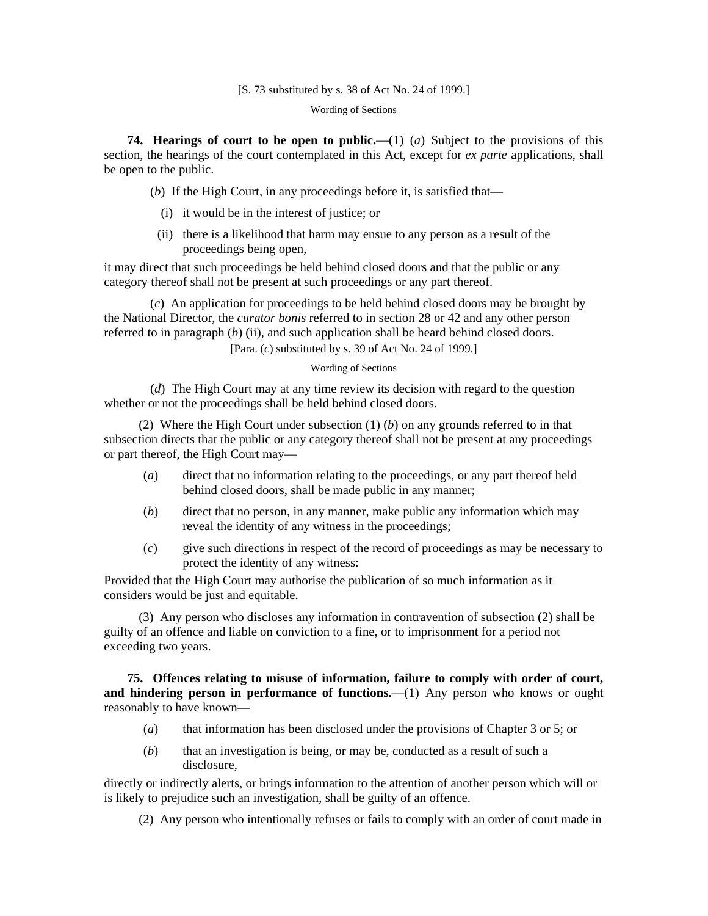[S. 73 substituted by s. 38 of Act No. 24 of 1999.]

Wording of Sections

**74. Hearings of court to be open to public.**—(1) (*a*) Subject to the provisions of this section, the hearings of the court contemplated in this Act, except for *ex parte* applications, shall be open to the public.

(*b*) If the High Court, in any proceedings before it, is satisfied that—

(i) it would be in the interest of justice; or

(ii) there is a likelihood that harm may ensue to any person as a result of the proceedings being open,

it may direct that such proceedings be held behind closed doors and that the public or any category thereof shall not be present at such proceedings or any part thereof.

(*c*) An application for proceedings to be held behind closed doors may be brought by the National Director, the *curator bonis* referred to in section 28 or 42 and any other person referred to in paragraph (*b*) (ii), and such application shall be heard behind closed doors.

[Para. (*c*) substituted by s. 39 of Act No. 24 of 1999.]

Wording of Sections

(*d*) The High Court may at any time review its decision with regard to the question whether or not the proceedings shall be held behind closed doors.

(2) Where the High Court under subsection (1) (*b*) on any grounds referred to in that subsection directs that the public or any category thereof shall not be present at any proceedings or part thereof, the High Court may—

(*a*) direct that no information relating to the proceedings, or any part thereof held behind closed doors, shall be made public in any manner;

(*b*) direct that no person, in any manner, make public any information which may reveal the identity of any witness in the proceedings;

(*c*) give such directions in respect of the record of proceedings as may be necessary to protect the identity of any witness:

Provided that the High Court may authorise the publication of so much information as it considers would be just and equitable.

(3) Any person who discloses any information in contravention of subsection (2) shall be guilty of an offence and liable on conviction to a fine, or to imprisonment for a period not exceeding two years.

**75. Offences relating to misuse of information, failure to comply with order of court, and hindering person in performance of functions.**—(1) Any person who knows or ought reasonably to have known—

(*a*) that information has been disclosed under the provisions of Chapter 3 or 5; or

(*b*) that an investigation is being, or may be, conducted as a result of such a disclosure,

directly or indirectly alerts, or brings information to the attention of another person which will or is likely to prejudice such an investigation, shall be guilty of an offence.

(2) Any person who intentionally refuses or fails to comply with an order of court made in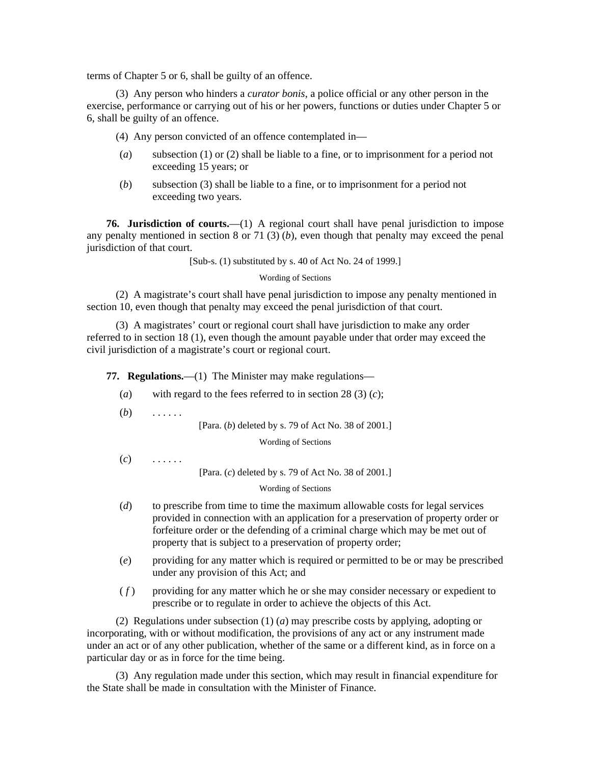terms of Chapter 5 or 6, shall be guilty of an offence.

(3) Any person who hinders a *curator bonis*, a police official or any other person in the exercise, performance or carrying out of his or her powers, functions or duties under Chapter 5 or 6, shall be guilty of an offence.

(4) Any person convicted of an offence contemplated in—

(*a*) subsection (1) or (2) shall be liable to a fine, or to imprisonment for a period not exceeding 15 years; or

(*b*) subsection (3) shall be liable to a fine, or to imprisonment for a period not exceeding two years.

**76. Jurisdiction of courts.**—(1) A regional court shall have penal jurisdiction to impose any penalty mentioned in section 8 or 71 (3) (*b*), even though that penalty may exceed the penal jurisdiction of that court.

[Sub-s. (1) substituted by s. 40 of Act No. 24 of 1999.]

Wording of Sections

(2) A magistrate's court shall have penal jurisdiction to impose any penalty mentioned in section 10, even though that penalty may exceed the penal jurisdiction of that court.

(3) A magistrates' court or regional court shall have jurisdiction to make any order referred to in section 18 (1), even though the amount payable under that order may exceed the civil jurisdiction of a magistrate's court or regional court.

**77. Regulations.**—(1) The Minister may make regulations—

(*a*) with regard to the fees referred to in section 28 (3) (*c*);

(*b*) . . . . . .

[Para. (*b*) deleted by s. 79 of Act No. 38 of 2001.]

Wording of Sections

(*c*) . . . . . .

[Para. (*c*) deleted by s. 79 of Act No. 38 of 2001.]

Wording of Sections

(*d*) to prescribe from time to time the maximum allowable costs for legal services provided in connection with an application for a preservation of property order or forfeiture order or the defending of a criminal charge which may be met out of property that is subject to a preservation of property order;

(*e*) providing for any matter which is required or permitted to be or may be prescribed under any provision of this Act; and

(*f*) providing for any matter which he or she may consider necessary or expedient to prescribe or to regulate in order to achieve the objects of this Act.

(2) Regulations under subsection (1) (*a*) may prescribe costs by applying, adopting or incorporating, with or without modification, the provisions of any act or any instrument made under an act or of any other publication, whether of the same or a different kind, as in force on a particular day or as in force for the time being.

(3) Any regulation made under this section, which may result in financial expenditure for the State shall be made in consultation with the Minister of Finance.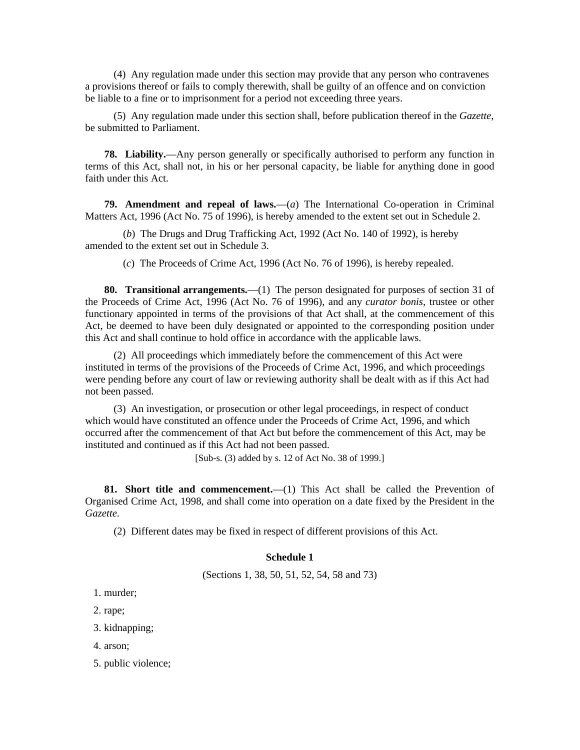(4) Any regulation made under this section may provide that any person who contravenes a provisions thereof or fails to comply therewith, shall be guilty of an offence and on conviction be liable to a fine or to imprisonment for a period not exceeding three years.

(5) Any regulation made under this section shall, before publication thereof in the *Gazette*, be submitted to Parliament.

**78. Liability.**—Any person generally or specifically authorised to perform any function in terms of this Act, shall not, in his or her personal capacity, be liable for anything done in good faith under this Act.

**79. Amendment and repeal of laws.**—(*a*) The International Co-operation in Criminal Matters Act, 1996 (Act No. 75 of 1996), is hereby amended to the extent set out in Schedule 2.

(*b*) The Drugs and Drug Trafficking Act, 1992 (Act No. 140 of 1992), is hereby amended to the extent set out in Schedule 3.

(*c*) The Proceeds of Crime Act, 1996 (Act No. 76 of 1996), is hereby repealed.

**80. Transitional arrangements.**—(1) The person designated for purposes of section 31 of the Proceeds of Crime Act, 1996 (Act No. 76 of 1996), and any *curator bonis*, trustee or other functionary appointed in terms of the provisions of that Act shall, at the commencement of this Act, be deemed to have been duly designated or appointed to the corresponding position under this Act and shall continue to hold office in accordance with the applicable laws.

(2) All proceedings which immediately before the commencement of this Act were instituted in terms of the provisions of the Proceeds of Crime Act, 1996, and which proceedings were pending before any court of law or reviewing authority shall be dealt with as if this Act had not been passed.

(3) An investigation, or prosecution or other legal proceedings, in respect of conduct which would have constituted an offence under the Proceeds of Crime Act, 1996, and which occurred after the commencement of that Act but before the commencement of this Act, may be instituted and continued as if this Act had not been passed.

[Sub-s. (3) added by s. 12 of Act No. 38 of 1999.]

**81. Short title and commencement.**—(1) This Act shall be called the Prevention of Organised Crime Act, 1998, and shall come into operation on a date fixed by the President in the *Gazette*.

(2) Different dates may be fixed in respect of different provisions of this Act.

### Schedule 1

(Sections 1, 38, 50, 51, 52, 54, 58 and 73)

1. murder;
2. rape;
3. kidnapping;
4. arson;
5. public violence;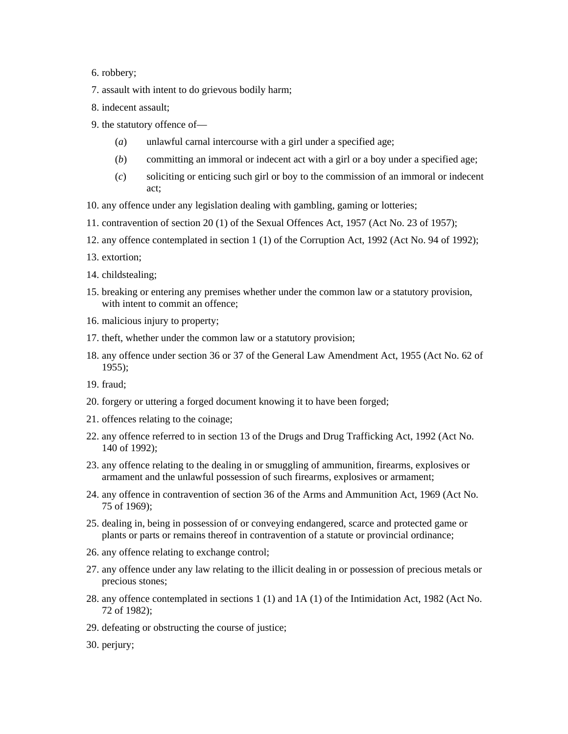6. robbery;
7. assault with intent to do grievous bodily harm;
8. indecent assault;
9. the statutory offence of—

   (*a*) unlawful carnal intercourse with a girl under a specified age;

   (*b*) committing an immoral or indecent act with a girl or a boy under a specified age;

   (*c*) soliciting or enticing such girl or boy to the commission of an immoral or indecent act;
10. any offence under any legislation dealing with gambling, gaming or lotteries;
11. contravention of section 20 (1) of the Sexual Offences Act, 1957 (Act No. 23 of 1957);
12. any offence contemplated in section 1 (1) of the Corruption Act, 1992 (Act No. 94 of 1992);
13. extortion;
14. childstealing;
15. breaking or entering any premises whether under the common law or a statutory provision, with intent to commit an offence;
16. malicious injury to property;
17. theft, whether under the common law or a statutory provision;
18. any offence under section 36 or 37 of the General Law Amendment Act, 1955 (Act No. 62 of 1955);
19. fraud;
20. forgery or uttering a forged document knowing it to have been forged;
21. offences relating to the coinage;
22. any offence referred to in section 13 of the Drugs and Drug Trafficking Act, 1992 (Act No. 140 of 1992);
23. any offence relating to the dealing in or smuggling of ammunition, firearms, explosives or armament and the unlawful possession of such firearms, explosives or armament;
24. any offence in contravention of section 36 of the Arms and Ammunition Act, 1969 (Act No. 75 of 1969);
25. dealing in, being in possession of or conveying endangered, scarce and protected game or plants or parts or remains thereof in contravention of a statute or provincial ordinance;
26. any offence relating to exchange control;
27. any offence under any law relating to the illicit dealing in or possession of precious metals or precious stones;
28. any offence contemplated in sections 1 (1) and 1A (1) of the Intimidation Act, 1982 (Act No. 72 of 1982);
29. defeating or obstructing the course of justice;
30. perjury;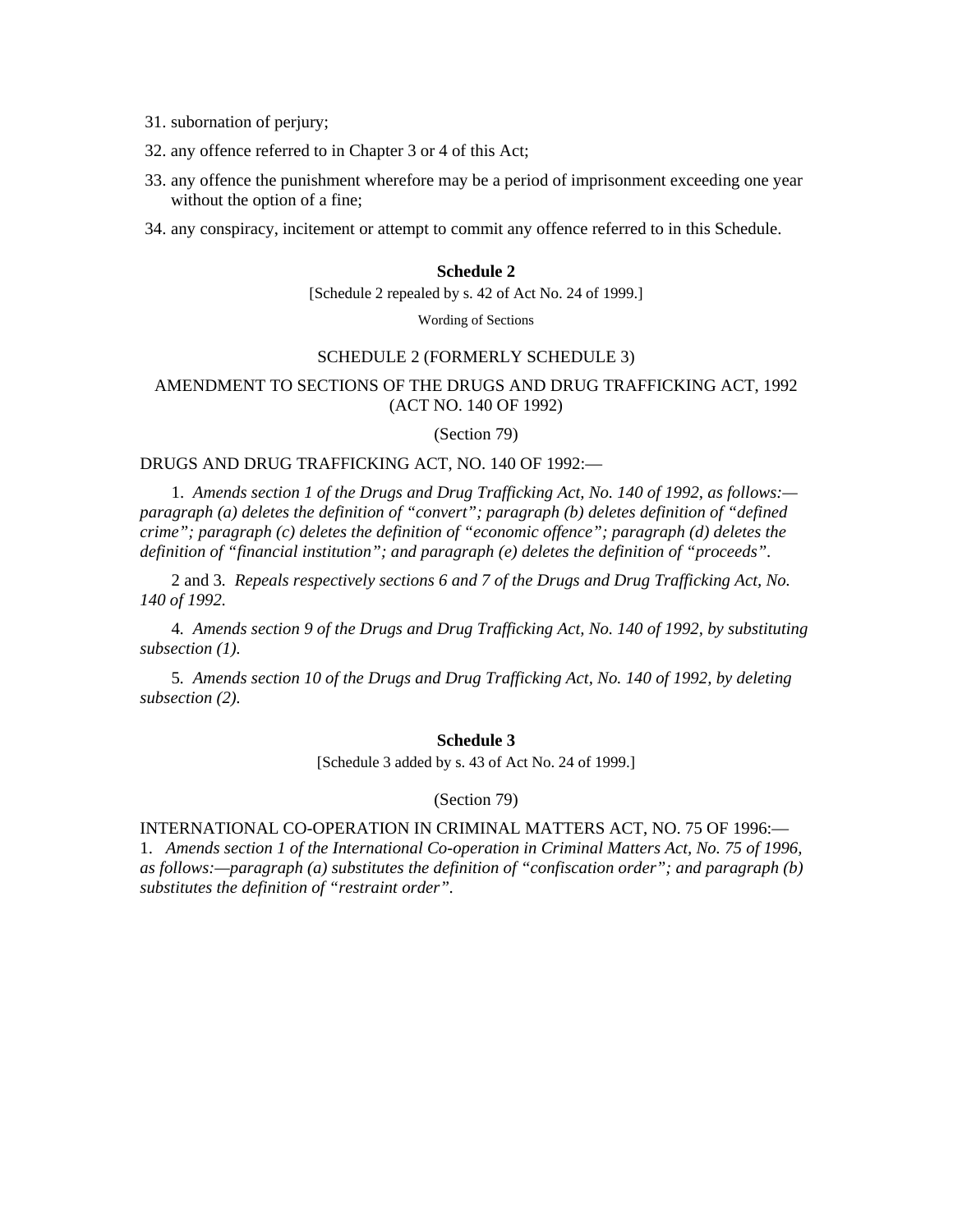31. subornation of perjury;
32. any offence referred to in Chapter 3 or 4 of this Act;
33. any offence the punishment wherefore may be a period of imprisonment exceeding one year without the option of a fine;
34. any conspiracy, incitement or attempt to commit any offence referred to in this Schedule.

**Schedule 2**

[Schedule 2 repealed by s. 42 of Act No. 24 of 1999.]

Wording of Sections

SCHEDULE 2 (FORMERLY SCHEDULE 3)

AMENDMENT TO SECTIONS OF THE DRUGS AND DRUG TRAFFICKING ACT, 1992 (ACT NO. 140 OF 1992)

(Section 79)

DRUGS AND DRUG TRAFFICKING ACT, NO. 140 OF 1992:—

1. *Amends section 1 of the Drugs and Drug Trafficking Act, No. 140 of 1992, as follows:—paragraph (a) deletes the definition of "convert"; paragraph (b) deletes definition of "defined crime"; paragraph (c) deletes the definition of "economic offence"; paragraph (d) deletes the definition of "financial institution"; and paragraph (e) deletes the definition of "proceeds".*

2 and 3. *Repeals respectively sections 6 and 7 of the Drugs and Drug Trafficking Act, No. 140 of 1992.*

4. *Amends section 9 of the Drugs and Drug Trafficking Act, No. 140 of 1992, by substituting subsection (1).*

5. *Amends section 10 of the Drugs and Drug Trafficking Act, No. 140 of 1992, by deleting subsection (2).*

**Schedule 3**

[Schedule 3 added by s. 43 of Act No. 24 of 1999.]

(Section 79)

INTERNATIONAL CO-OPERATION IN CRIMINAL MATTERS ACT, NO. 75 OF 1996:—

1. *Amends section 1 of the International Co-operation in Criminal Matters Act, No. 75 of 1996, as follows:—paragraph (a) substitutes the definition of "confiscation order"; and paragraph (b) substitutes the definition of "restraint order".*